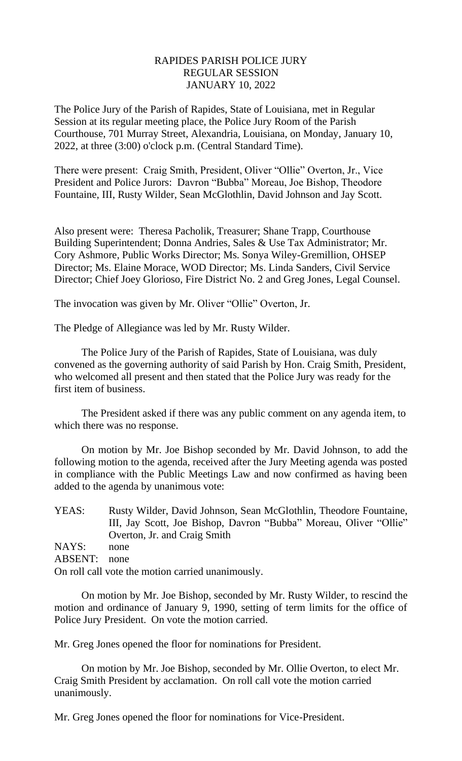# RAPIDES PARISH POLICE JURY
## REGULAR SESSION
## JANUARY 10, 2022

The Police Jury of the Parish of Rapides, State of Louisiana, met in Regular Session at its regular meeting place, the Police Jury Room of the Parish Courthouse, 701 Murray Street, Alexandria, Louisiana, on Monday, January 10, 2022, at three (3:00) o'clock p.m. (Central Standard Time).

There were present: Craig Smith, President, Oliver "Ollie" Overton, Jr., Vice President and Police Jurors: Davron "Bubba" Moreau, Joe Bishop, Theodore Fountaine, III, Rusty Wilder, Sean McGlothlin, David Johnson and Jay Scott.

Also present were: Theresa Pacholik, Treasurer; Shane Trapp, Courthouse Building Superintendent; Donna Andries, Sales & Use Tax Administrator; Mr. Cory Ashmore, Public Works Director; Ms. Sonya Wiley-Gremillion, OHSEP Director; Ms. Elaine Morace, WOD Director; Ms. Linda Sanders, Civil Service Director; Chief Joey Glorioso, Fire District No. 2 and Greg Jones, Legal Counsel.

The invocation was given by Mr. Oliver "Ollie" Overton, Jr.

The Pledge of Allegiance was led by Mr. Rusty Wilder.

The Police Jury of the Parish of Rapides, State of Louisiana, was duly convened as the governing authority of said Parish by Hon. Craig Smith, President, who welcomed all present and then stated that the Police Jury was ready for the first item of business.

The President asked if there was any public comment on any agenda item, to which there was no response.

On motion by Mr. Joe Bishop seconded by Mr. David Johnson, to add the following motion to the agenda, received after the Jury Meeting agenda was posted in compliance with the Public Meetings Law and now confirmed as having been added to the agenda by unanimous vote:

YEAS: Rusty Wilder, David Johnson, Sean McGlothlin, Theodore Fountaine, III, Jay Scott, Joe Bishop, Davron "Bubba" Moreau, Oliver "Ollie" Overton, Jr. and Craig Smith

NAYS: none

ABSENT: none

On roll call vote the motion carried unanimously.

On motion by Mr. Joe Bishop, seconded by Mr. Rusty Wilder, to rescind the motion and ordinance of January 9, 1990, setting of term limits for the office of Police Jury President. On vote the motion carried.

Mr. Greg Jones opened the floor for nominations for President.

On motion by Mr. Joe Bishop, seconded by Mr. Ollie Overton, to elect Mr. Craig Smith President by acclamation. On roll call vote the motion carried unanimously.

Mr. Greg Jones opened the floor for nominations for Vice-President.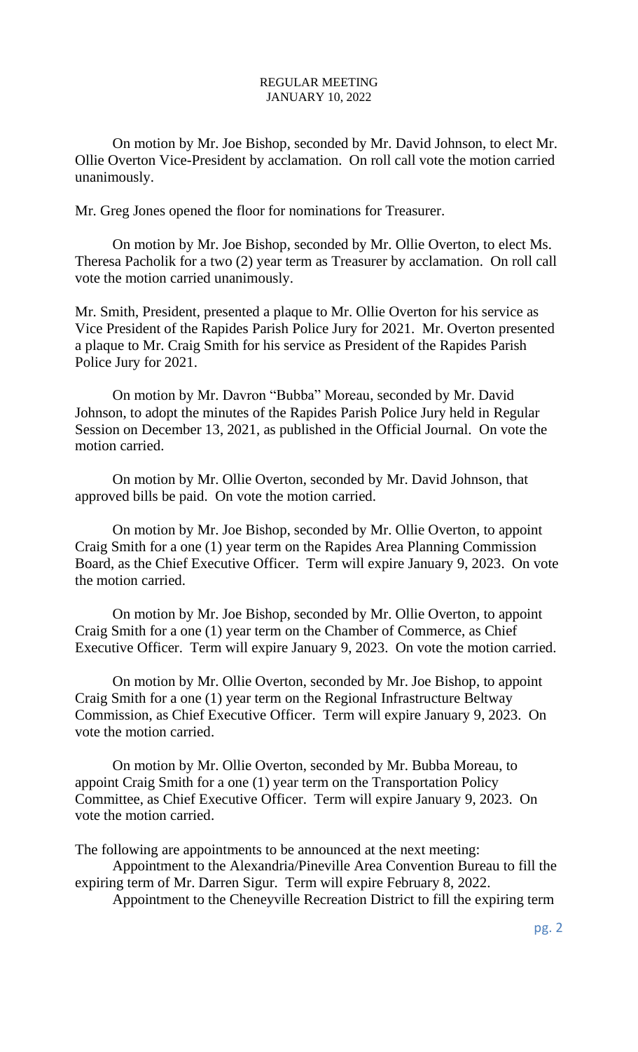REGULAR MEETING
JANUARY 10, 2022

On motion by Mr. Joe Bishop, seconded by Mr. David Johnson, to elect Mr. Ollie Overton Vice-President by acclamation. On roll call vote the motion carried unanimously.

Mr. Greg Jones opened the floor for nominations for Treasurer.

On motion by Mr. Joe Bishop, seconded by Mr. Ollie Overton, to elect Ms. Theresa Pacholik for a two (2) year term as Treasurer by acclamation. On roll call vote the motion carried unanimously.

Mr. Smith, President, presented a plaque to Mr. Ollie Overton for his service as Vice President of the Rapides Parish Police Jury for 2021. Mr. Overton presented a plaque to Mr. Craig Smith for his service as President of the Rapides Parish Police Jury for 2021.

On motion by Mr. Davron "Bubba" Moreau, seconded by Mr. David Johnson, to adopt the minutes of the Rapides Parish Police Jury held in Regular Session on December 13, 2021, as published in the Official Journal. On vote the motion carried.

On motion by Mr. Ollie Overton, seconded by Mr. David Johnson, that approved bills be paid. On vote the motion carried.

On motion by Mr. Joe Bishop, seconded by Mr. Ollie Overton, to appoint Craig Smith for a one (1) year term on the Rapides Area Planning Commission Board, as the Chief Executive Officer. Term will expire January 9, 2023. On vote the motion carried.

On motion by Mr. Joe Bishop, seconded by Mr. Ollie Overton, to appoint Craig Smith for a one (1) year term on the Chamber of Commerce, as Chief Executive Officer. Term will expire January 9, 2023. On vote the motion carried.

On motion by Mr. Ollie Overton, seconded by Mr. Joe Bishop, to appoint Craig Smith for a one (1) year term on the Regional Infrastructure Beltway Commission, as Chief Executive Officer. Term will expire January 9, 2023. On vote the motion carried.

On motion by Mr. Ollie Overton, seconded by Mr. Bubba Moreau, to appoint Craig Smith for a one (1) year term on the Transportation Policy Committee, as Chief Executive Officer. Term will expire January 9, 2023. On vote the motion carried.

The following are appointments to be announced at the next meeting:

Appointment to the Alexandria/Pineville Area Convention Bureau to fill the expiring term of Mr. Darren Sigur. Term will expire February 8, 2022.

Appointment to the Cheneyville Recreation District to fill the expiring term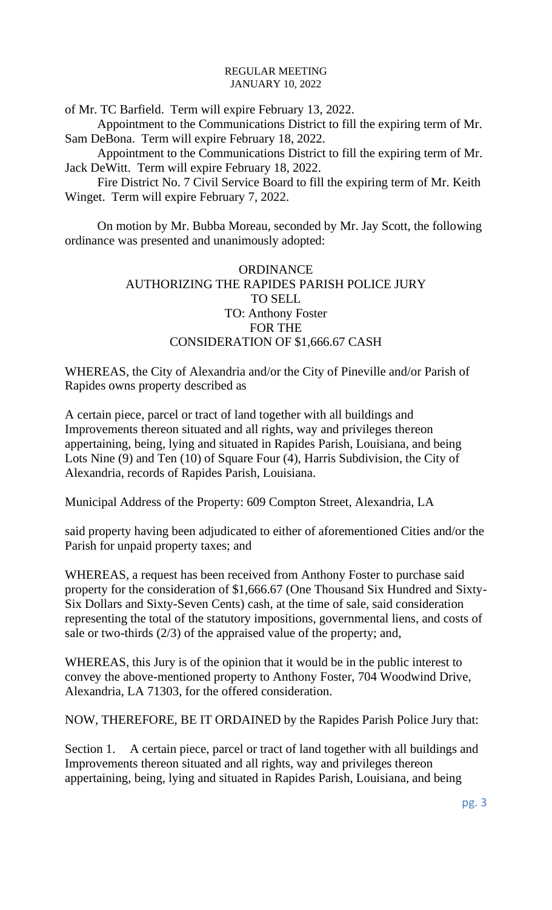of Mr. TC Barfield. Term will expire February 13, 2022.

Appointment to the Communications District to fill the expiring term of Mr. Sam DeBona. Term will expire February 18, 2022.

Appointment to the Communications District to fill the expiring term of Mr. Jack DeWitt. Term will expire February 18, 2022.

Fire District No. 7 Civil Service Board to fill the expiring term of Mr. Keith Winget. Term will expire February 7, 2022.

On motion by Mr. Bubba Moreau, seconded by Mr. Jay Scott, the following ordinance was presented and unanimously adopted:

ORDINANCE
AUTHORIZING THE RAPIDES PARISH POLICE JURY
TO SELL
TO: Anthony Foster
FOR THE
CONSIDERATION OF $1,666.67 CASH

WHEREAS, the City of Alexandria and/or the City of Pineville and/or Parish of Rapides owns property described as

A certain piece, parcel or tract of land together with all buildings and Improvements thereon situated and all rights, way and privileges thereon appertaining, being, lying and situated in Rapides Parish, Louisiana, and being Lots Nine (9) and Ten (10) of Square Four (4), Harris Subdivision, the City of Alexandria, records of Rapides Parish, Louisiana.

Municipal Address of the Property: 609 Compton Street, Alexandria, LA

said property having been adjudicated to either of aforementioned Cities and/or the Parish for unpaid property taxes; and

WHEREAS, a request has been received from Anthony Foster to purchase said property for the consideration of $1,666.67 (One Thousand Six Hundred and Sixty-Six Dollars and Sixty-Seven Cents) cash, at the time of sale, said consideration representing the total of the statutory impositions, governmental liens, and costs of sale or two-thirds (2/3) of the appraised value of the property; and,

WHEREAS, this Jury is of the opinion that it would be in the public interest to convey the above-mentioned property to Anthony Foster, 704 Woodwind Drive, Alexandria, LA 71303, for the offered consideration.

NOW, THEREFORE, BE IT ORDAINED by the Rapides Parish Police Jury that:

Section 1. A certain piece, parcel or tract of land together with all buildings and Improvements thereon situated and all rights, way and privileges thereon appertaining, being, lying and situated in Rapides Parish, Louisiana, and being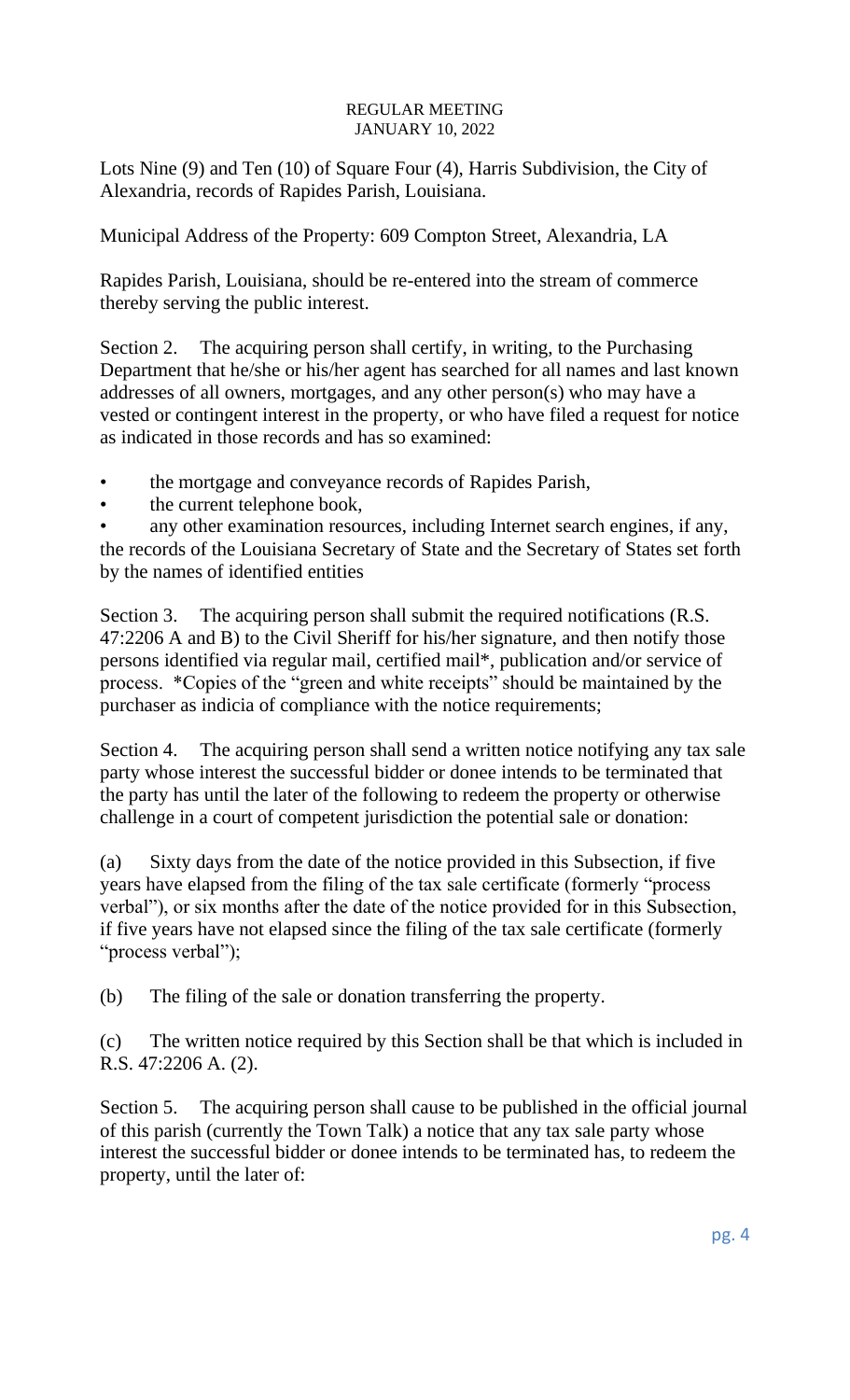Lots Nine (9) and Ten (10) of Square Four (4), Harris Subdivision, the City of Alexandria, records of Rapides Parish, Louisiana.

Municipal Address of the Property: 609 Compton Street, Alexandria, LA

Rapides Parish, Louisiana, should be re-entered into the stream of commerce thereby serving the public interest.

Section 2. The acquiring person shall certify, in writing, to the Purchasing Department that he/she or his/her agent has searched for all names and last known addresses of all owners, mortgages, and any other person(s) who may have a vested or contingent interest in the property, or who have filed a request for notice as indicated in those records and has so examined:

- the mortgage and conveyance records of Rapides Parish,
- the current telephone book,
- any other examination resources, including Internet search engines, if any, the records of the Louisiana Secretary of State and the Secretary of States set forth by the names of identified entities

Section 3. The acquiring person shall submit the required notifications (R.S. 47:2206 A and B) to the Civil Sheriff for his/her signature, and then notify those persons identified via regular mail, certified mail*, publication and/or service of process. *Copies of the "green and white receipts" should be maintained by the purchaser as indicia of compliance with the notice requirements;

Section 4. The acquiring person shall send a written notice notifying any tax sale party whose interest the successful bidder or donee intends to be terminated that the party has until the later of the following to redeem the property or otherwise challenge in a court of competent jurisdiction the potential sale or donation:

(a) Sixty days from the date of the notice provided in this Subsection, if five years have elapsed from the filing of the tax sale certificate (formerly "process verbal"), or six months after the date of the notice provided for in this Subsection, if five years have not elapsed since the filing of the tax sale certificate (formerly "process verbal");

(b) The filing of the sale or donation transferring the property.

(c) The written notice required by this Section shall be that which is included in R.S. 47:2206 A. (2).

Section 5. The acquiring person shall cause to be published in the official journal of this parish (currently the Town Talk) a notice that any tax sale party whose interest the successful bidder or donee intends to be terminated has, to redeem the property, until the later of: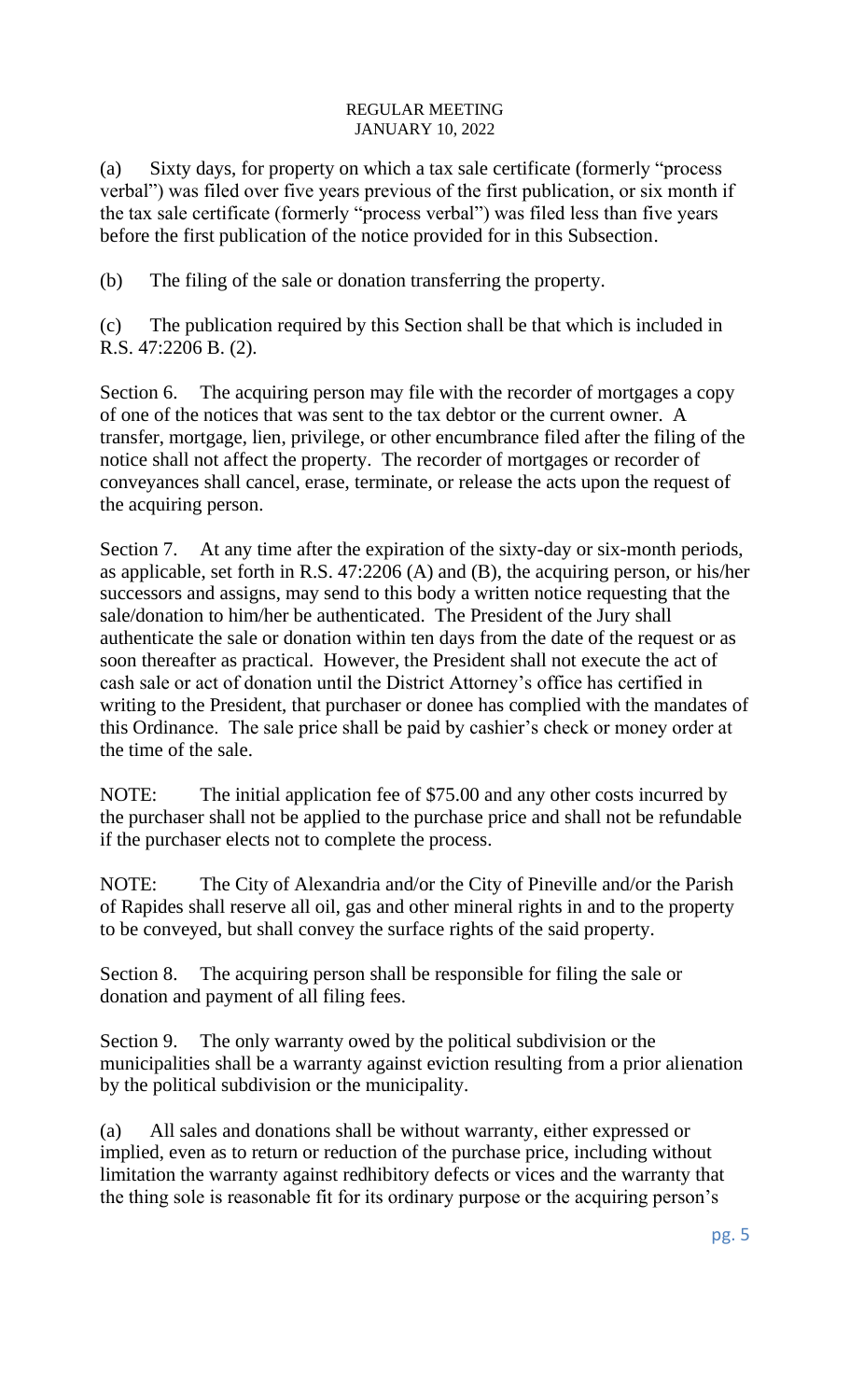(a) Sixty days, for property on which a tax sale certificate (formerly "process verbal") was filed over five years previous of the first publication, or six month if the tax sale certificate (formerly "process verbal") was filed less than five years before the first publication of the notice provided for in this Subsection.

(b) The filing of the sale or donation transferring the property.

(c) The publication required by this Section shall be that which is included in R.S. 47:2206 B. (2).

Section 6. The acquiring person may file with the recorder of mortgages a copy of one of the notices that was sent to the tax debtor or the current owner. A transfer, mortgage, lien, privilege, or other encumbrance filed after the filing of the notice shall not affect the property. The recorder of mortgages or recorder of conveyances shall cancel, erase, terminate, or release the acts upon the request of the acquiring person.

Section 7. At any time after the expiration of the sixty-day or six-month periods, as applicable, set forth in R.S. 47:2206 (A) and (B), the acquiring person, or his/her successors and assigns, may send to this body a written notice requesting that the sale/donation to him/her be authenticated. The President of the Jury shall authenticate the sale or donation within ten days from the date of the request or as soon thereafter as practical. However, the President shall not execute the act of cash sale or act of donation until the District Attorney's office has certified in writing to the President, that purchaser or donee has complied with the mandates of this Ordinance. The sale price shall be paid by cashier's check or money order at the time of the sale.

NOTE: The initial application fee of $75.00 and any other costs incurred by the purchaser shall not be applied to the purchase price and shall not be refundable if the purchaser elects not to complete the process.

NOTE: The City of Alexandria and/or the City of Pineville and/or the Parish of Rapides shall reserve all oil, gas and other mineral rights in and to the property to be conveyed, but shall convey the surface rights of the said property.

Section 8. The acquiring person shall be responsible for filing the sale or donation and payment of all filing fees.

Section 9. The only warranty owed by the political subdivision or the municipalities shall be a warranty against eviction resulting from a prior alienation by the political subdivision or the municipality.

(a) All sales and donations shall be without warranty, either expressed or implied, even as to return or reduction of the purchase price, including without limitation the warranty against redhibitory defects or vices and the warranty that the thing sole is reasonable fit for its ordinary purpose or the acquiring person's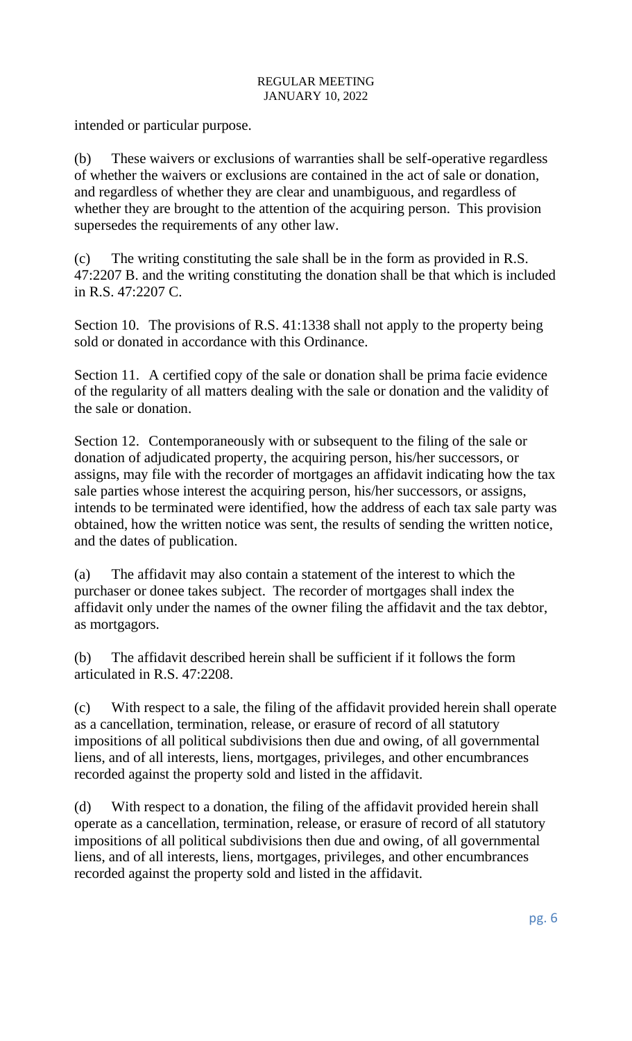intended or particular purpose.

(b) These waivers or exclusions of warranties shall be self-operative regardless of whether the waivers or exclusions are contained in the act of sale or donation, and regardless of whether they are clear and unambiguous, and regardless of whether they are brought to the attention of the acquiring person. This provision supersedes the requirements of any other law.

(c) The writing constituting the sale shall be in the form as provided in R.S. 47:2207 B. and the writing constituting the donation shall be that which is included in R.S. 47:2207 C.

Section 10. The provisions of R.S. 41:1338 shall not apply to the property being sold or donated in accordance with this Ordinance.

Section 11. A certified copy of the sale or donation shall be prima facie evidence of the regularity of all matters dealing with the sale or donation and the validity of the sale or donation.

Section 12. Contemporaneously with or subsequent to the filing of the sale or donation of adjudicated property, the acquiring person, his/her successors, or assigns, may file with the recorder of mortgages an affidavit indicating how the tax sale parties whose interest the acquiring person, his/her successors, or assigns, intends to be terminated were identified, how the address of each tax sale party was obtained, how the written notice was sent, the results of sending the written notice, and the dates of publication.

(a) The affidavit may also contain a statement of the interest to which the purchaser or donee takes subject. The recorder of mortgages shall index the affidavit only under the names of the owner filing the affidavit and the tax debtor, as mortgagors.

(b) The affidavit described herein shall be sufficient if it follows the form articulated in R.S. 47:2208.

(c) With respect to a sale, the filing of the affidavit provided herein shall operate as a cancellation, termination, release, or erasure of record of all statutory impositions of all political subdivisions then due and owing, of all governmental liens, and of all interests, liens, mortgages, privileges, and other encumbrances recorded against the property sold and listed in the affidavit.

(d) With respect to a donation, the filing of the affidavit provided herein shall operate as a cancellation, termination, release, or erasure of record of all statutory impositions of all political subdivisions then due and owing, of all governmental liens, and of all interests, liens, mortgages, privileges, and other encumbrances recorded against the property sold and listed in the affidavit.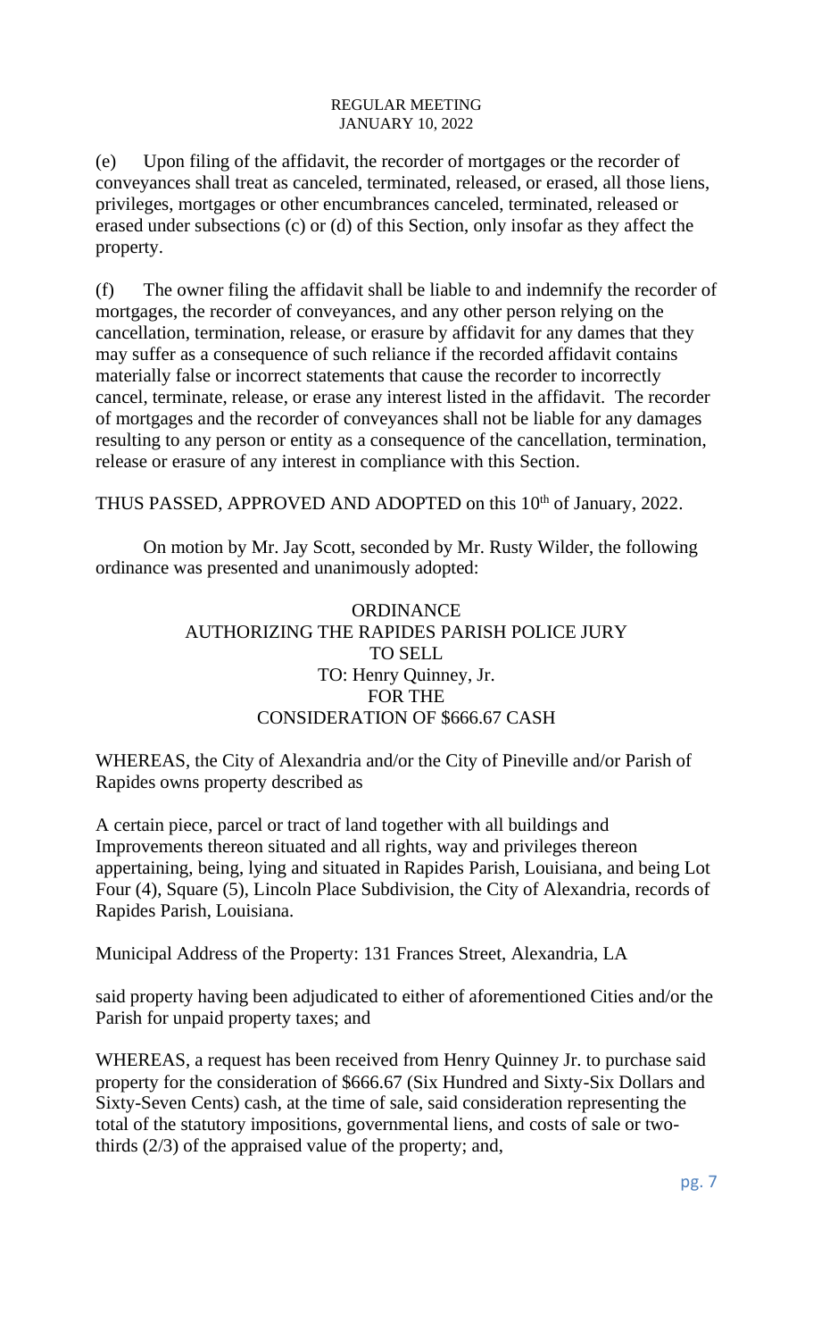(e) Upon filing of the affidavit, the recorder of mortgages or the recorder of conveyances shall treat as canceled, terminated, released, or erased, all those liens, privileges, mortgages or other encumbrances canceled, terminated, released or erased under subsections (c) or (d) of this Section, only insofar as they affect the property.

(f) The owner filing the affidavit shall be liable to and indemnify the recorder of mortgages, the recorder of conveyances, and any other person relying on the cancellation, termination, release, or erasure by affidavit for any dames that they may suffer as a consequence of such reliance if the recorded affidavit contains materially false or incorrect statements that cause the recorder to incorrectly cancel, terminate, release, or erase any interest listed in the affidavit. The recorder of mortgages and the recorder of conveyances shall not be liable for any damages resulting to any person or entity as a consequence of the cancellation, termination, release or erasure of any interest in compliance with this Section.

THUS PASSED, APPROVED AND ADOPTED on this 10th of January, 2022.

On motion by Mr. Jay Scott, seconded by Mr. Rusty Wilder, the following ordinance was presented and unanimously adopted:

ORDINANCE
AUTHORIZING THE RAPIDES PARISH POLICE JURY
TO SELL
TO: Henry Quinney, Jr.
FOR THE
CONSIDERATION OF $666.67 CASH

WHEREAS, the City of Alexandria and/or the City of Pineville and/or Parish of Rapides owns property described as

A certain piece, parcel or tract of land together with all buildings and Improvements thereon situated and all rights, way and privileges thereon appertaining, being, lying and situated in Rapides Parish, Louisiana, and being Lot Four (4), Square (5), Lincoln Place Subdivision, the City of Alexandria, records of Rapides Parish, Louisiana.

Municipal Address of the Property: 131 Frances Street, Alexandria, LA

said property having been adjudicated to either of aforementioned Cities and/or the Parish for unpaid property taxes; and

WHEREAS, a request has been received from Henry Quinney Jr. to purchase said property for the consideration of $666.67 (Six Hundred and Sixty-Six Dollars and Sixty-Seven Cents) cash, at the time of sale, said consideration representing the total of the statutory impositions, governmental liens, and costs of sale or two-thirds (2/3) of the appraised value of the property; and,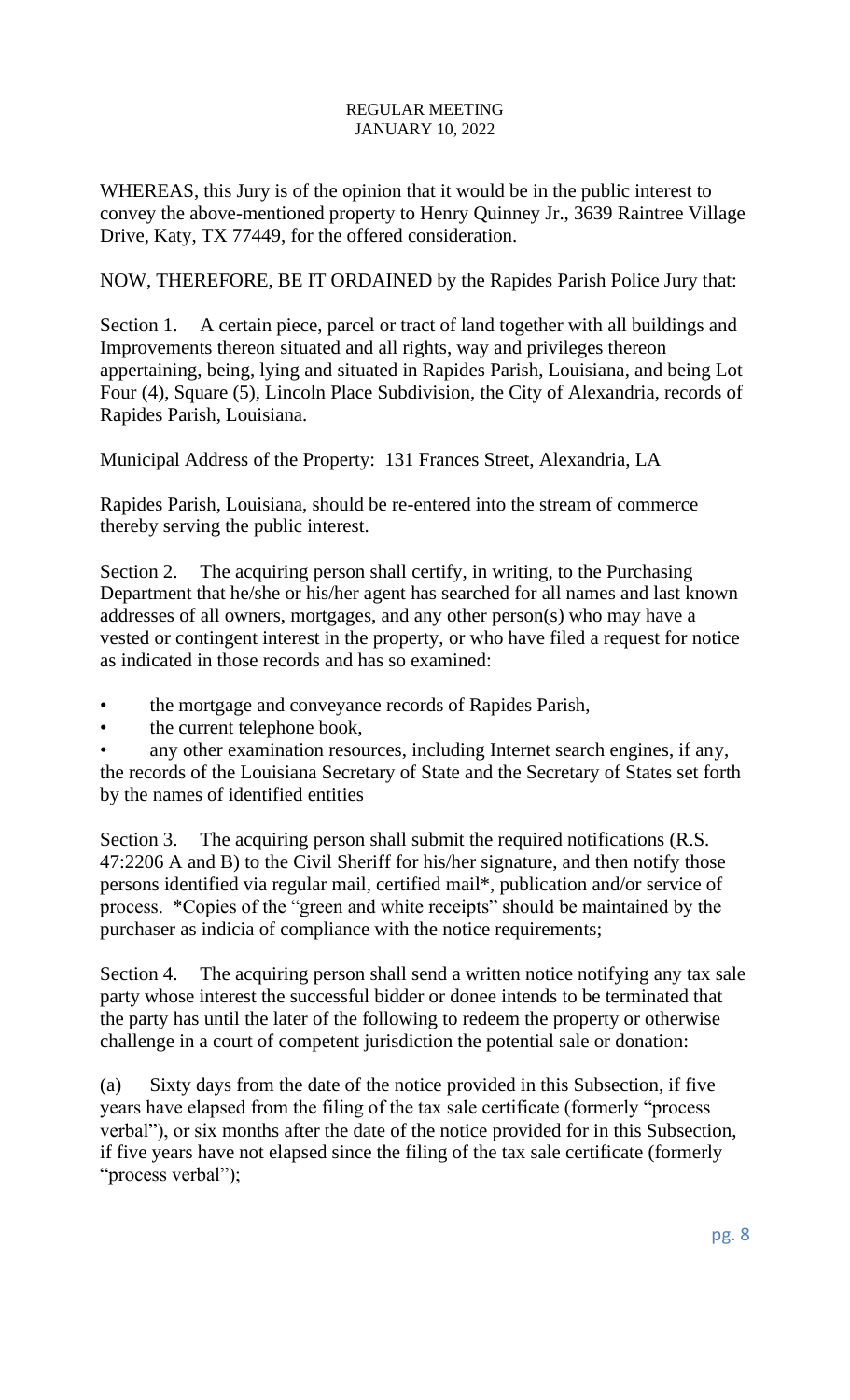WHEREAS, this Jury is of the opinion that it would be in the public interest to convey the above-mentioned property to Henry Quinney Jr., 3639 Raintree Village Drive, Katy, TX 77449, for the offered consideration.

NOW, THEREFORE, BE IT ORDAINED by the Rapides Parish Police Jury that:

Section 1. A certain piece, parcel or tract of land together with all buildings and Improvements thereon situated and all rights, way and privileges thereon appertaining, being, lying and situated in Rapides Parish, Louisiana, and being Lot Four (4), Square (5), Lincoln Place Subdivision, the City of Alexandria, records of Rapides Parish, Louisiana.

Municipal Address of the Property: 131 Frances Street, Alexandria, LA

Rapides Parish, Louisiana, should be re-entered into the stream of commerce thereby serving the public interest.

Section 2. The acquiring person shall certify, in writing, to the Purchasing Department that he/she or his/her agent has searched for all names and last known addresses of all owners, mortgages, and any other person(s) who may have a vested or contingent interest in the property, or who have filed a request for notice as indicated in those records and has so examined:

- the mortgage and conveyance records of Rapides Parish,
- the current telephone book,
- any other examination resources, including Internet search engines, if any, the records of the Louisiana Secretary of State and the Secretary of States set forth by the names of identified entities

Section 3. The acquiring person shall submit the required notifications (R.S. 47:2206 A and B) to the Civil Sheriff for his/her signature, and then notify those persons identified via regular mail, certified mail*, publication and/or service of process. *Copies of the "green and white receipts" should be maintained by the purchaser as indicia of compliance with the notice requirements;

Section 4. The acquiring person shall send a written notice notifying any tax sale party whose interest the successful bidder or donee intends to be terminated that the party has until the later of the following to redeem the property or otherwise challenge in a court of competent jurisdiction the potential sale or donation:

(a) Sixty days from the date of the notice provided in this Subsection, if five years have elapsed from the filing of the tax sale certificate (formerly "process verbal"), or six months after the date of the notice provided for in this Subsection, if five years have not elapsed since the filing of the tax sale certificate (formerly "process verbal");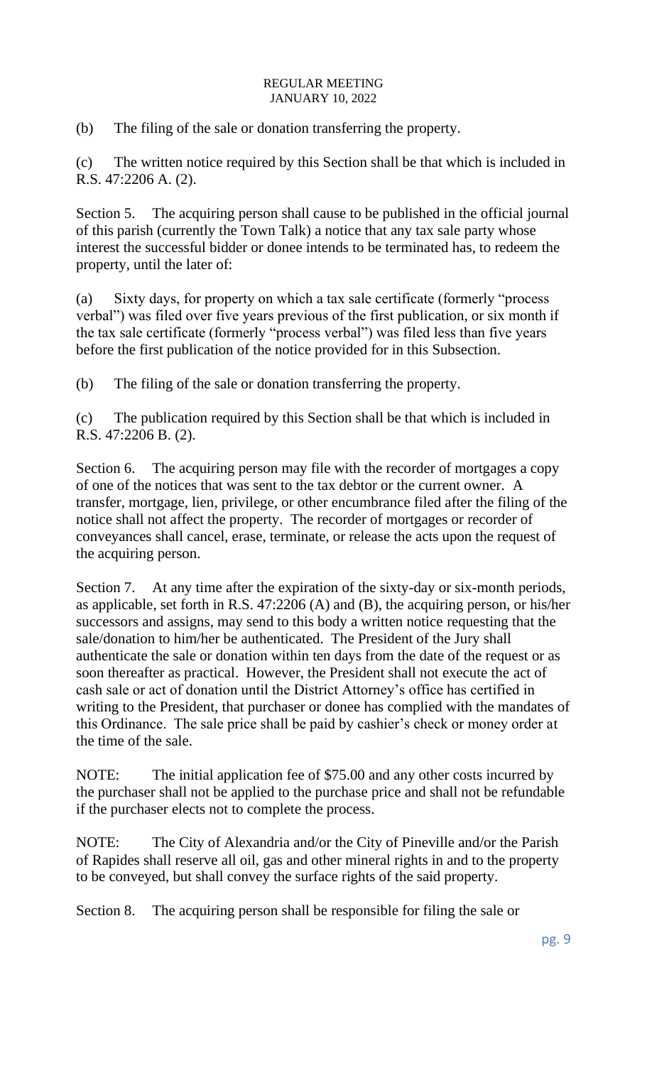(b) The filing of the sale or donation transferring the property.

(c) The written notice required by this Section shall be that which is included in R.S. 47:2206 A. (2).

Section 5. The acquiring person shall cause to be published in the official journal of this parish (currently the Town Talk) a notice that any tax sale party whose interest the successful bidder or donee intends to be terminated has, to redeem the property, until the later of:

(a) Sixty days, for property on which a tax sale certificate (formerly "process verbal") was filed over five years previous of the first publication, or six month if the tax sale certificate (formerly "process verbal") was filed less than five years before the first publication of the notice provided for in this Subsection.

(b) The filing of the sale or donation transferring the property.

(c) The publication required by this Section shall be that which is included in R.S. 47:2206 B. (2).

Section 6. The acquiring person may file with the recorder of mortgages a copy of one of the notices that was sent to the tax debtor or the current owner. A transfer, mortgage, lien, privilege, or other encumbrance filed after the filing of the notice shall not affect the property. The recorder of mortgages or recorder of conveyances shall cancel, erase, terminate, or release the acts upon the request of the acquiring person.

Section 7. At any time after the expiration of the sixty-day or six-month periods, as applicable, set forth in R.S. 47:2206 (A) and (B), the acquiring person, or his/her successors and assigns, may send to this body a written notice requesting that the sale/donation to him/her be authenticated. The President of the Jury shall authenticate the sale or donation within ten days from the date of the request or as soon thereafter as practical. However, the President shall not execute the act of cash sale or act of donation until the District Attorney's office has certified in writing to the President, that purchaser or donee has complied with the mandates of this Ordinance. The sale price shall be paid by cashier's check or money order at the time of the sale.

NOTE: The initial application fee of $75.00 and any other costs incurred by the purchaser shall not be applied to the purchase price and shall not be refundable if the purchaser elects not to complete the process.

NOTE: The City of Alexandria and/or the City of Pineville and/or the Parish of Rapides shall reserve all oil, gas and other mineral rights in and to the property to be conveyed, but shall convey the surface rights of the said property.

Section 8. The acquiring person shall be responsible for filing the sale or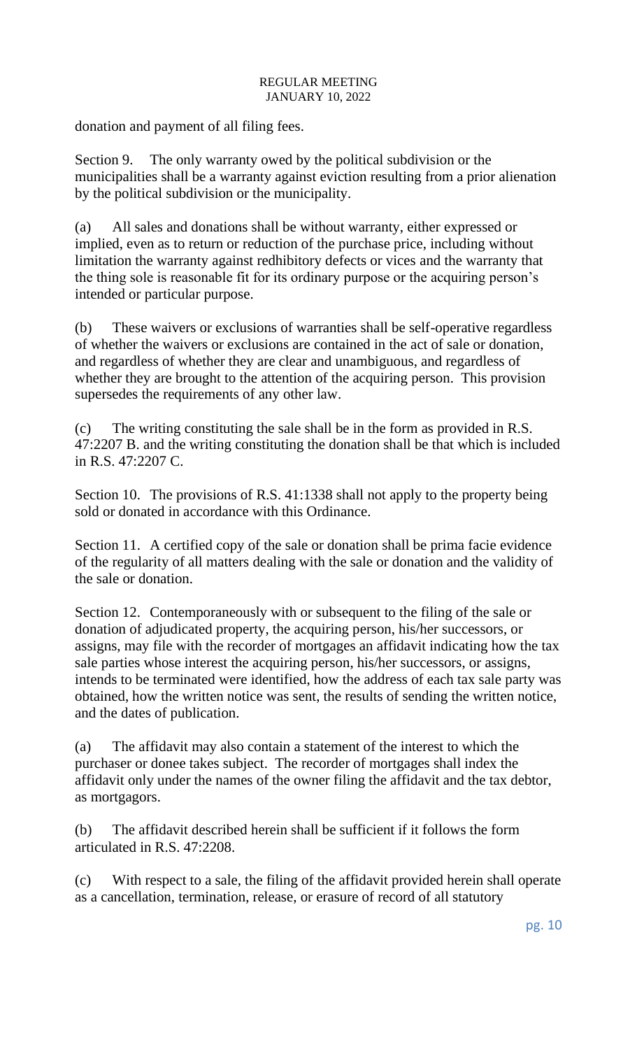donation and payment of all filing fees.

Section 9. The only warranty owed by the political subdivision or the municipalities shall be a warranty against eviction resulting from a prior alienation by the political subdivision or the municipality.

(a) All sales and donations shall be without warranty, either expressed or implied, even as to return or reduction of the purchase price, including without limitation the warranty against redhibitory defects or vices and the warranty that the thing sole is reasonable fit for its ordinary purpose or the acquiring person's intended or particular purpose.

(b) These waivers or exclusions of warranties shall be self-operative regardless of whether the waivers or exclusions are contained in the act of sale or donation, and regardless of whether they are clear and unambiguous, and regardless of whether they are brought to the attention of the acquiring person. This provision supersedes the requirements of any other law.

(c) The writing constituting the sale shall be in the form as provided in R.S. 47:2207 B. and the writing constituting the donation shall be that which is included in R.S. 47:2207 C.

Section 10. The provisions of R.S. 41:1338 shall not apply to the property being sold or donated in accordance with this Ordinance.

Section 11. A certified copy of the sale or donation shall be prima facie evidence of the regularity of all matters dealing with the sale or donation and the validity of the sale or donation.

Section 12. Contemporaneously with or subsequent to the filing of the sale or donation of adjudicated property, the acquiring person, his/her successors, or assigns, may file with the recorder of mortgages an affidavit indicating how the tax sale parties whose interest the acquiring person, his/her successors, or assigns, intends to be terminated were identified, how the address of each tax sale party was obtained, how the written notice was sent, the results of sending the written notice, and the dates of publication.

(a) The affidavit may also contain a statement of the interest to which the purchaser or donee takes subject. The recorder of mortgages shall index the affidavit only under the names of the owner filing the affidavit and the tax debtor, as mortgagors.

(b) The affidavit described herein shall be sufficient if it follows the form articulated in R.S. 47:2208.

(c) With respect to a sale, the filing of the affidavit provided herein shall operate as a cancellation, termination, release, or erasure of record of all statutory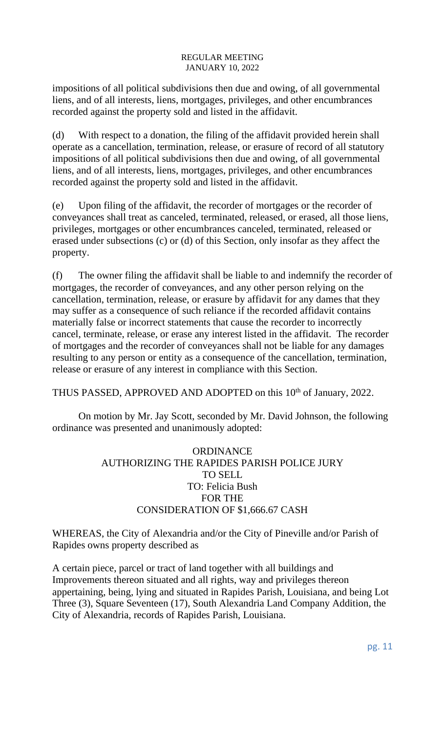impositions of all political subdivisions then due and owing, of all governmental liens, and of all interests, liens, mortgages, privileges, and other encumbrances recorded against the property sold and listed in the affidavit.

(d) With respect to a donation, the filing of the affidavit provided herein shall operate as a cancellation, termination, release, or erasure of record of all statutory impositions of all political subdivisions then due and owing, of all governmental liens, and of all interests, liens, mortgages, privileges, and other encumbrances recorded against the property sold and listed in the affidavit.

(e) Upon filing of the affidavit, the recorder of mortgages or the recorder of conveyances shall treat as canceled, terminated, released, or erased, all those liens, privileges, mortgages or other encumbrances canceled, terminated, released or erased under subsections (c) or (d) of this Section, only insofar as they affect the property.

(f) The owner filing the affidavit shall be liable to and indemnify the recorder of mortgages, the recorder of conveyances, and any other person relying on the cancellation, termination, release, or erasure by affidavit for any dames that they may suffer as a consequence of such reliance if the recorded affidavit contains materially false or incorrect statements that cause the recorder to incorrectly cancel, terminate, release, or erase any interest listed in the affidavit. The recorder of mortgages and the recorder of conveyances shall not be liable for any damages resulting to any person or entity as a consequence of the cancellation, termination, release or erasure of any interest in compliance with this Section.

THUS PASSED, APPROVED AND ADOPTED on this 10th of January, 2022.

On motion by Mr. Jay Scott, seconded by Mr. David Johnson, the following ordinance was presented and unanimously adopted:

ORDINANCE
AUTHORIZING THE RAPIDES PARISH POLICE JURY
TO SELL
TO: Felicia Bush
FOR THE
CONSIDERATION OF $1,666.67 CASH

WHEREAS, the City of Alexandria and/or the City of Pineville and/or Parish of Rapides owns property described as

A certain piece, parcel or tract of land together with all buildings and Improvements thereon situated and all rights, way and privileges thereon appertaining, being, lying and situated in Rapides Parish, Louisiana, and being Lot Three (3), Square Seventeen (17), South Alexandria Land Company Addition, the City of Alexandria, records of Rapides Parish, Louisiana.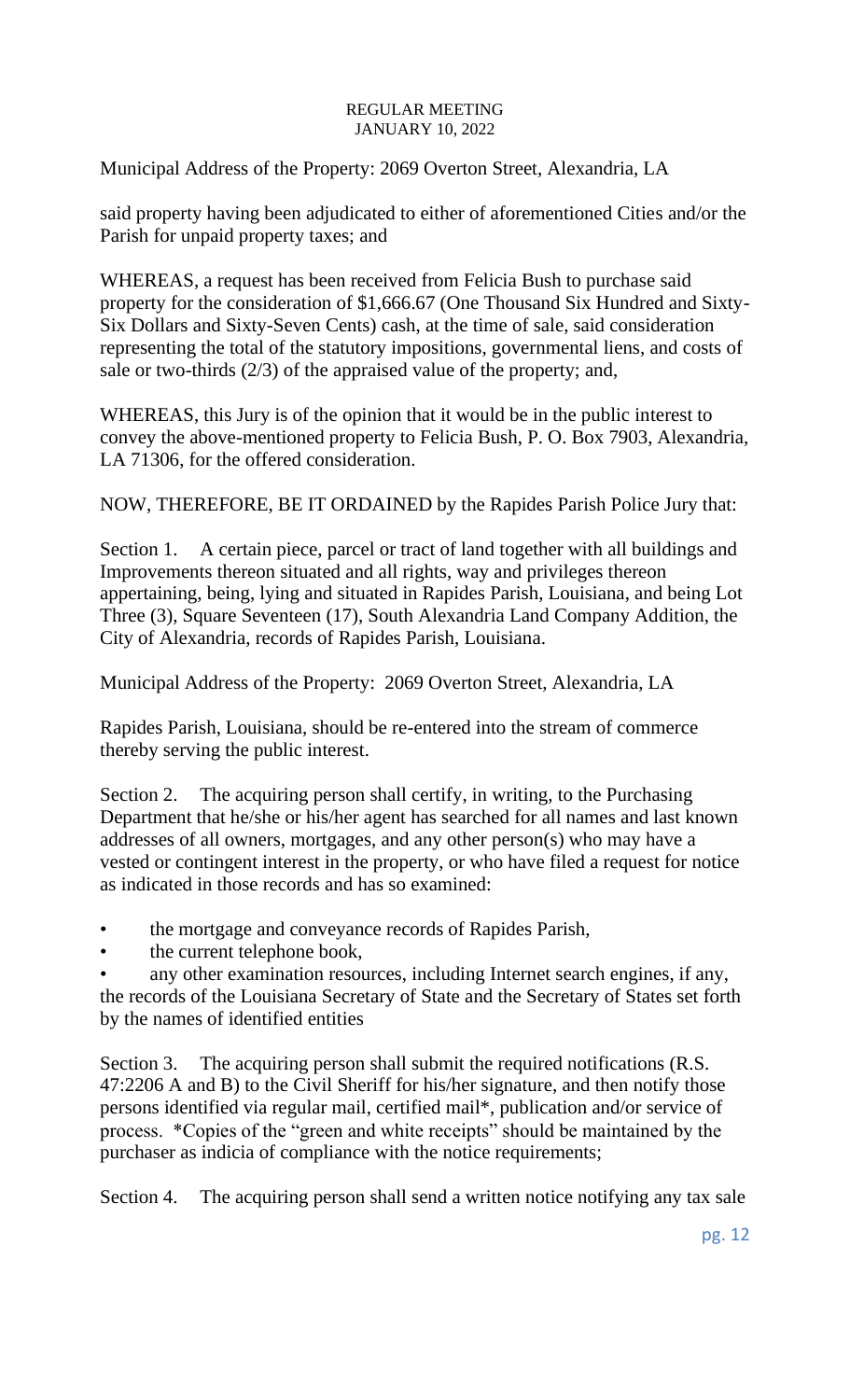Municipal Address of the Property: 2069 Overton Street, Alexandria, LA

said property having been adjudicated to either of aforementioned Cities and/or the Parish for unpaid property taxes; and

WHEREAS, a request has been received from Felicia Bush to purchase said property for the consideration of $1,666.67 (One Thousand Six Hundred and Sixty-Six Dollars and Sixty-Seven Cents) cash, at the time of sale, said consideration representing the total of the statutory impositions, governmental liens, and costs of sale or two-thirds (2/3) of the appraised value of the property; and,

WHEREAS, this Jury is of the opinion that it would be in the public interest to convey the above-mentioned property to Felicia Bush, P. O. Box 7903, Alexandria, LA 71306, for the offered consideration.

NOW, THEREFORE, BE IT ORDAINED by the Rapides Parish Police Jury that:

Section 1. A certain piece, parcel or tract of land together with all buildings and Improvements thereon situated and all rights, way and privileges thereon appertaining, being, lying and situated in Rapides Parish, Louisiana, and being Lot Three (3), Square Seventeen (17), South Alexandria Land Company Addition, the City of Alexandria, records of Rapides Parish, Louisiana.

Municipal Address of the Property: 2069 Overton Street, Alexandria, LA

Rapides Parish, Louisiana, should be re-entered into the stream of commerce thereby serving the public interest.

Section 2. The acquiring person shall certify, in writing, to the Purchasing Department that he/she or his/her agent has searched for all names and last known addresses of all owners, mortgages, and any other person(s) who may have a vested or contingent interest in the property, or who have filed a request for notice as indicated in those records and has so examined:

- the mortgage and conveyance records of Rapides Parish,
- the current telephone book,
- any other examination resources, including Internet search engines, if any, the records of the Louisiana Secretary of State and the Secretary of States set forth by the names of identified entities

Section 3. The acquiring person shall submit the required notifications (R.S. 47:2206 A and B) to the Civil Sheriff for his/her signature, and then notify those persons identified via regular mail, certified mail*, publication and/or service of process. *Copies of the "green and white receipts" should be maintained by the purchaser as indicia of compliance with the notice requirements;

Section 4. The acquiring person shall send a written notice notifying any tax sale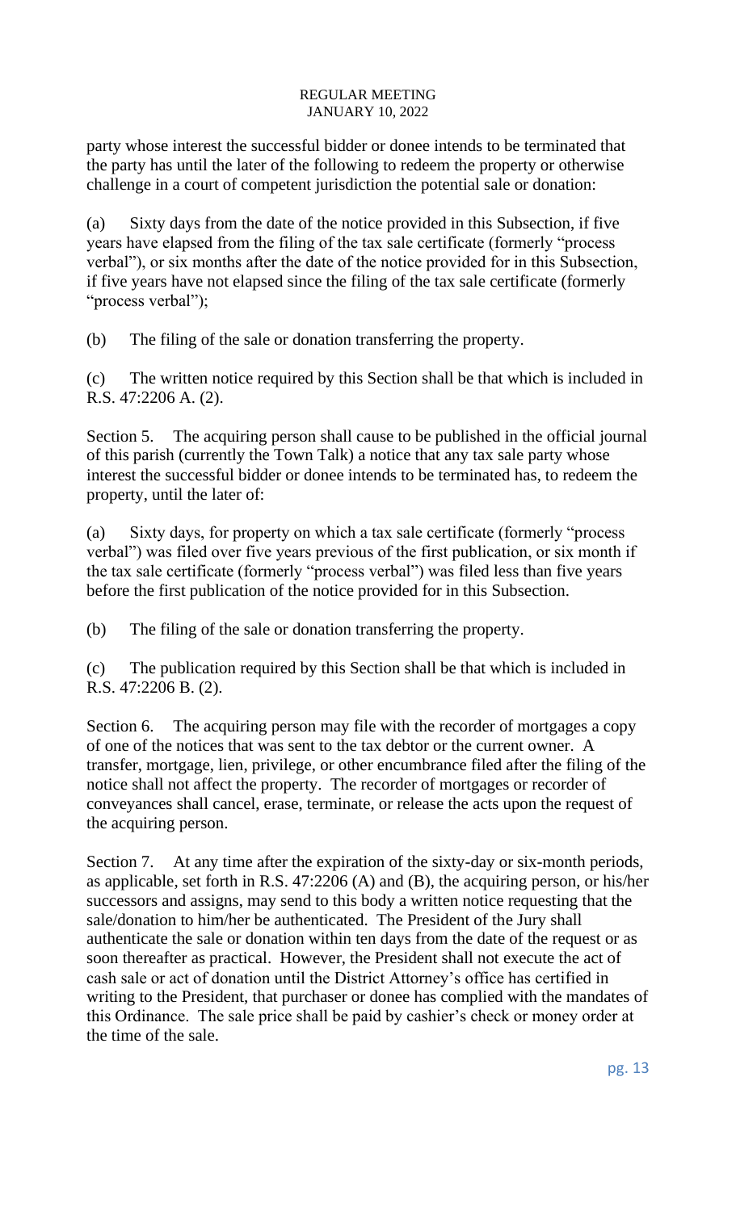party whose interest the successful bidder or donee intends to be terminated that the party has until the later of the following to redeem the property or otherwise challenge in a court of competent jurisdiction the potential sale or donation:

(a) Sixty days from the date of the notice provided in this Subsection, if five years have elapsed from the filing of the tax sale certificate (formerly "process verbal"), or six months after the date of the notice provided for in this Subsection, if five years have not elapsed since the filing of the tax sale certificate (formerly "process verbal");

(b) The filing of the sale or donation transferring the property.

(c) The written notice required by this Section shall be that which is included in R.S. 47:2206 A. (2).

Section 5. The acquiring person shall cause to be published in the official journal of this parish (currently the Town Talk) a notice that any tax sale party whose interest the successful bidder or donee intends to be terminated has, to redeem the property, until the later of:

(a) Sixty days, for property on which a tax sale certificate (formerly "process verbal") was filed over five years previous of the first publication, or six month if the tax sale certificate (formerly "process verbal") was filed less than five years before the first publication of the notice provided for in this Subsection.

(b) The filing of the sale or donation transferring the property.

(c) The publication required by this Section shall be that which is included in R.S. 47:2206 B. (2).

Section 6. The acquiring person may file with the recorder of mortgages a copy of one of the notices that was sent to the tax debtor or the current owner. A transfer, mortgage, lien, privilege, or other encumbrance filed after the filing of the notice shall not affect the property. The recorder of mortgages or recorder of conveyances shall cancel, erase, terminate, or release the acts upon the request of the acquiring person.

Section 7. At any time after the expiration of the sixty-day or six-month periods, as applicable, set forth in R.S. 47:2206 (A) and (B), the acquiring person, or his/her successors and assigns, may send to this body a written notice requesting that the sale/donation to him/her be authenticated. The President of the Jury shall authenticate the sale or donation within ten days from the date of the request or as soon thereafter as practical. However, the President shall not execute the act of cash sale or act of donation until the District Attorney's office has certified in writing to the President, that purchaser or donee has complied with the mandates of this Ordinance. The sale price shall be paid by cashier's check or money order at the time of the sale.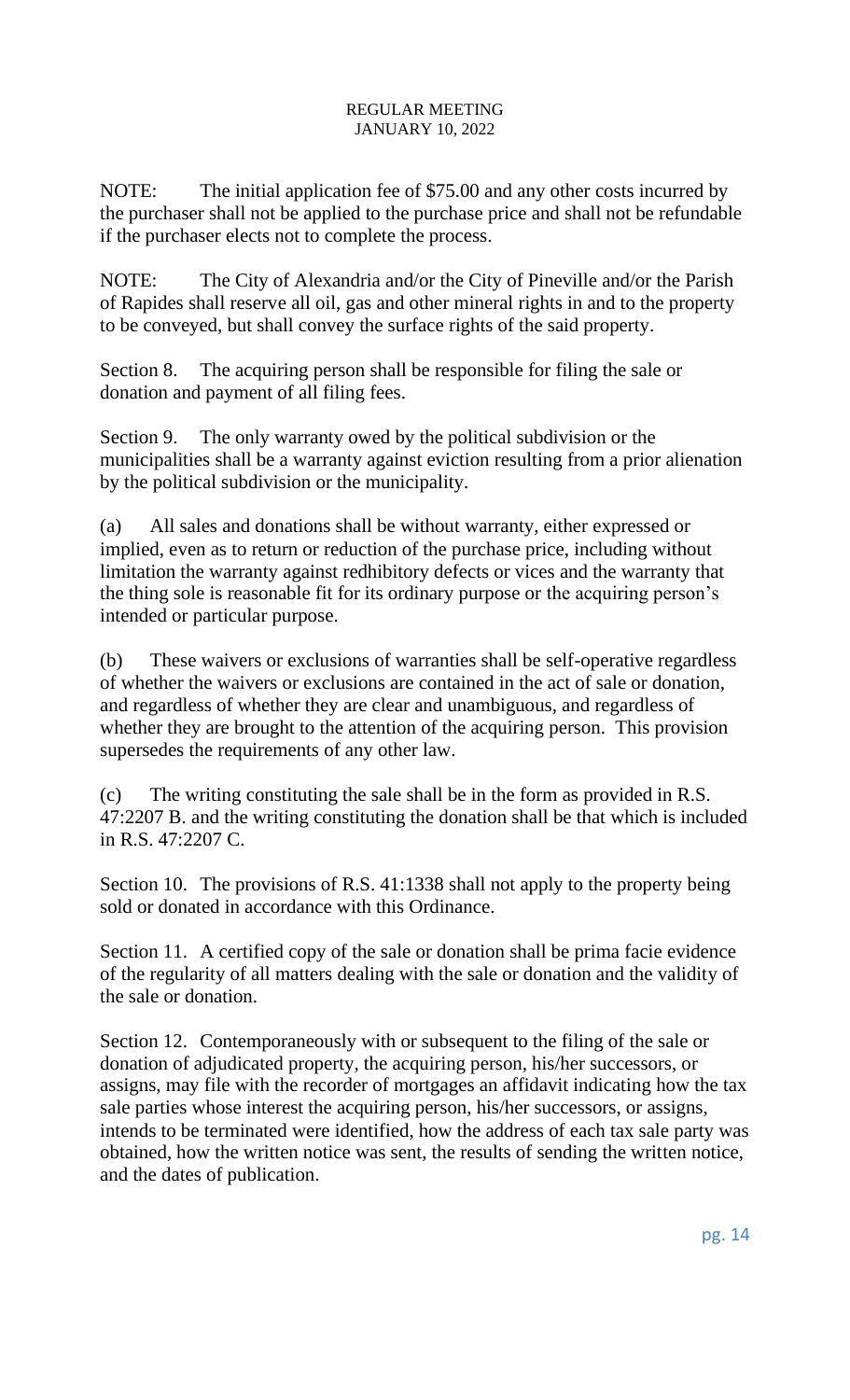NOTE: The initial application fee of $75.00 and any other costs incurred by the purchaser shall not be applied to the purchase price and shall not be refundable if the purchaser elects not to complete the process.

NOTE: The City of Alexandria and/or the City of Pineville and/or the Parish of Rapides shall reserve all oil, gas and other mineral rights in and to the property to be conveyed, but shall convey the surface rights of the said property.

Section 8. The acquiring person shall be responsible for filing the sale or donation and payment of all filing fees.

Section 9. The only warranty owed by the political subdivision or the municipalities shall be a warranty against eviction resulting from a prior alienation by the political subdivision or the municipality.

(a) All sales and donations shall be without warranty, either expressed or implied, even as to return or reduction of the purchase price, including without limitation the warranty against redhibitory defects or vices and the warranty that the thing sole is reasonable fit for its ordinary purpose or the acquiring person's intended or particular purpose.

(b) These waivers or exclusions of warranties shall be self-operative regardless of whether the waivers or exclusions are contained in the act of sale or donation, and regardless of whether they are clear and unambiguous, and regardless of whether they are brought to the attention of the acquiring person. This provision supersedes the requirements of any other law.

(c) The writing constituting the sale shall be in the form as provided in R.S. 47:2207 B. and the writing constituting the donation shall be that which is included in R.S. 47:2207 C.

Section 10. The provisions of R.S. 41:1338 shall not apply to the property being sold or donated in accordance with this Ordinance.

Section 11. A certified copy of the sale or donation shall be prima facie evidence of the regularity of all matters dealing with the sale or donation and the validity of the sale or donation.

Section 12. Contemporaneously with or subsequent to the filing of the sale or donation of adjudicated property, the acquiring person, his/her successors, or assigns, may file with the recorder of mortgages an affidavit indicating how the tax sale parties whose interest the acquiring person, his/her successors, or assigns, intends to be terminated were identified, how the address of each tax sale party was obtained, how the written notice was sent, the results of sending the written notice, and the dates of publication.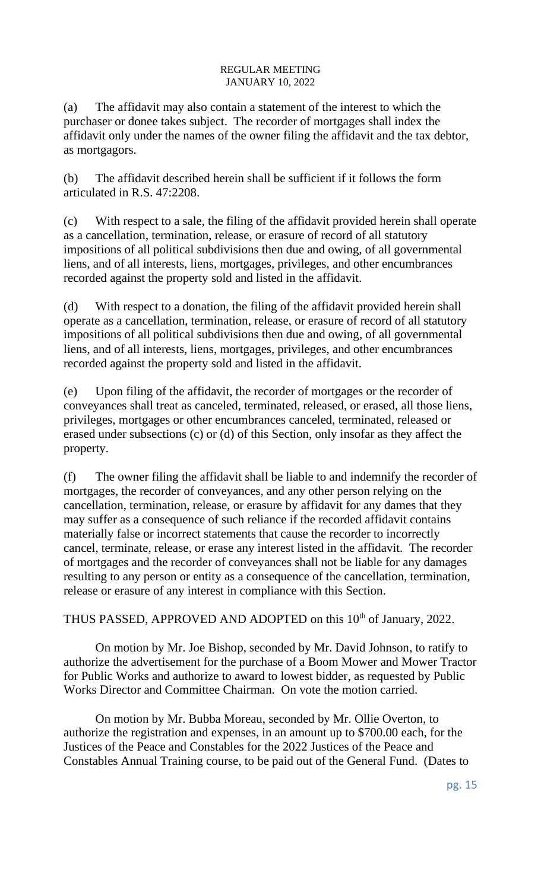(a) The affidavit may also contain a statement of the interest to which the purchaser or donee takes subject. The recorder of mortgages shall index the affidavit only under the names of the owner filing the affidavit and the tax debtor, as mortgagors.

(b) The affidavit described herein shall be sufficient if it follows the form articulated in R.S. 47:2208.

(c) With respect to a sale, the filing of the affidavit provided herein shall operate as a cancellation, termination, release, or erasure of record of all statutory impositions of all political subdivisions then due and owing, of all governmental liens, and of all interests, liens, mortgages, privileges, and other encumbrances recorded against the property sold and listed in the affidavit.

(d) With respect to a donation, the filing of the affidavit provided herein shall operate as a cancellation, termination, release, or erasure of record of all statutory impositions of all political subdivisions then due and owing, of all governmental liens, and of all interests, liens, mortgages, privileges, and other encumbrances recorded against the property sold and listed in the affidavit.

(e) Upon filing of the affidavit, the recorder of mortgages or the recorder of conveyances shall treat as canceled, terminated, released, or erased, all those liens, privileges, mortgages or other encumbrances canceled, terminated, released or erased under subsections (c) or (d) of this Section, only insofar as they affect the property.

(f) The owner filing the affidavit shall be liable to and indemnify the recorder of mortgages, the recorder of conveyances, and any other person relying on the cancellation, termination, release, or erasure by affidavit for any dames that they may suffer as a consequence of such reliance if the recorded affidavit contains materially false or incorrect statements that cause the recorder to incorrectly cancel, terminate, release, or erase any interest listed in the affidavit. The recorder of mortgages and the recorder of conveyances shall not be liable for any damages resulting to any person or entity as a consequence of the cancellation, termination, release or erasure of any interest in compliance with this Section.

THUS PASSED, APPROVED AND ADOPTED on this 10th of January, 2022.

On motion by Mr. Joe Bishop, seconded by Mr. David Johnson, to ratify to authorize the advertisement for the purchase of a Boom Mower and Mower Tractor for Public Works and authorize to award to lowest bidder, as requested by Public Works Director and Committee Chairman. On vote the motion carried.

On motion by Mr. Bubba Moreau, seconded by Mr. Ollie Overton, to authorize the registration and expenses, in an amount up to $700.00 each, for the Justices of the Peace and Constables for the 2022 Justices of the Peace and Constables Annual Training course, to be paid out of the General Fund. (Dates to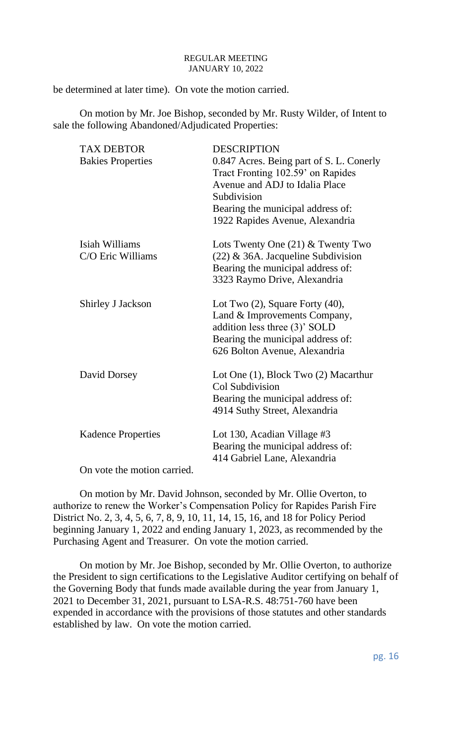be determined at later time). On vote the motion carried.

On motion by Mr. Joe Bishop, seconded by Mr. Rusty Wilder, of Intent to sale the following Abandoned/Adjudicated Properties:

| TAX DEBTOR | DESCRIPTION |
|---|---|
| Bakies Properties | 0.847 Acres. Being part of S. L. Conerly Tract Fronting 102.59' on Rapides Avenue and ADJ to Idalia Place Subdivision<br>Bearing the municipal address of:<br>1922 Rapides Avenue, Alexandria |
| Isiah Williams<br>C/O Eric Williams | Lots Twenty One (21) & Twenty Two (22) & 36A. Jacqueline Subdivision<br>Bearing the municipal address of:<br>3323 Raymo Drive, Alexandria |
| Shirley J Jackson | Lot Two (2), Square Forty (40), Land & Improvements Company, addition less three (3)' SOLD<br>Bearing the municipal address of:<br>626 Bolton Avenue, Alexandria |
| David Dorsey | Lot One (1), Block Two (2) Macarthur Col Subdivision<br>Bearing the municipal address of:<br>4914 Suthy Street, Alexandria |
| Kadence Properties | Lot 130, Acadian Village #3<br>Bearing the municipal address of:<br>414 Gabriel Lane, Alexandria |

On vote the motion carried.

On motion by Mr. David Johnson, seconded by Mr. Ollie Overton, to authorize to renew the Worker's Compensation Policy for Rapides Parish Fire District No. 2, 3, 4, 5, 6, 7, 8, 9, 10, 11, 14, 15, 16, and 18 for Policy Period beginning January 1, 2022 and ending January 1, 2023, as recommended by the Purchasing Agent and Treasurer. On vote the motion carried.

On motion by Mr. Joe Bishop, seconded by Mr. Ollie Overton, to authorize the President to sign certifications to the Legislative Auditor certifying on behalf of the Governing Body that funds made available during the year from January 1, 2021 to December 31, 2021, pursuant to LSA-R.S. 48:751-760 have been expended in accordance with the provisions of those statutes and other standards established by law. On vote the motion carried.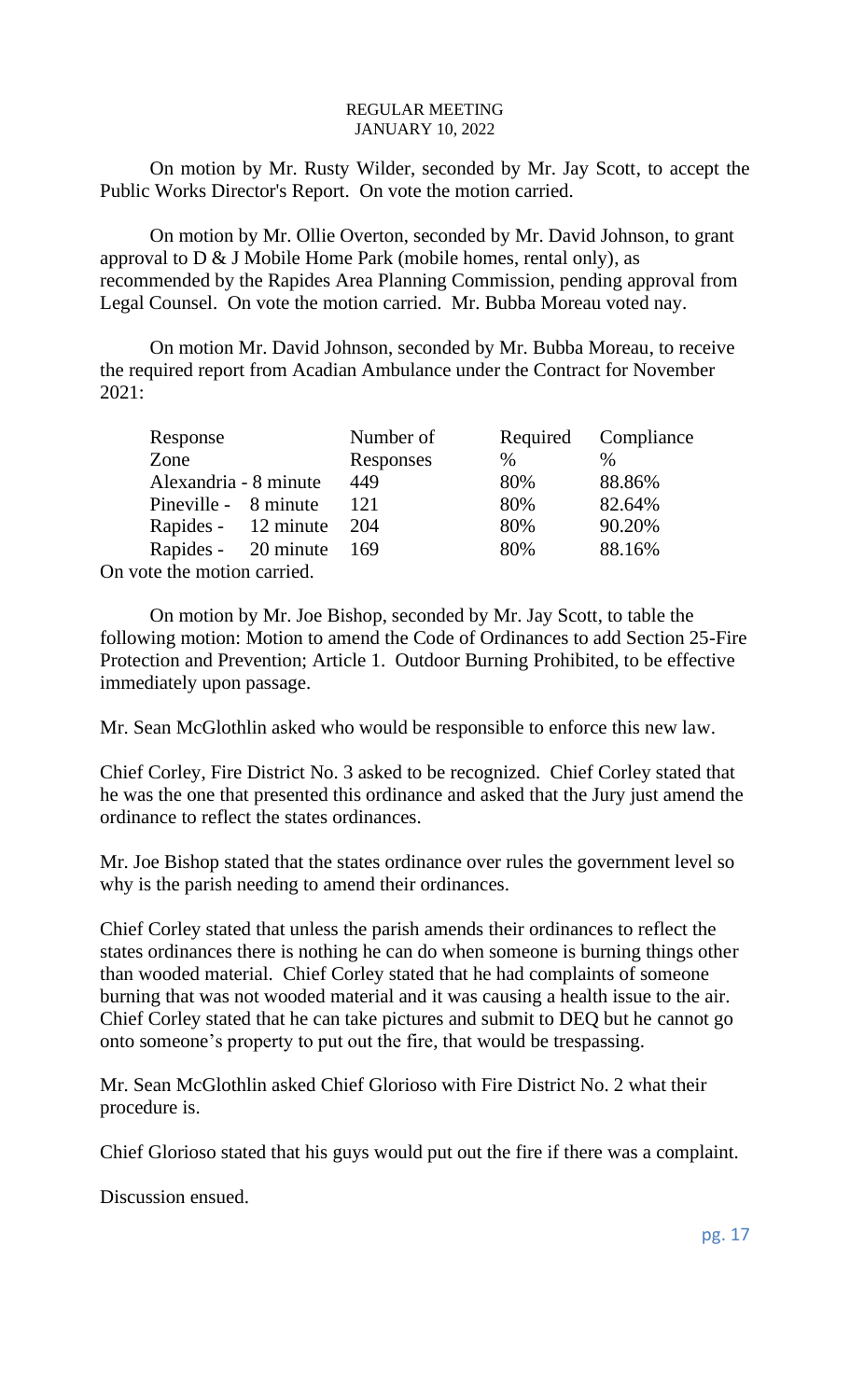REGULAR MEETING
JANUARY 10, 2022

On motion by Mr. Rusty Wilder, seconded by Mr. Jay Scott, to accept the Public Works Director's Report. On vote the motion carried.

On motion by Mr. Ollie Overton, seconded by Mr. David Johnson, to grant approval to D & J Mobile Home Park (mobile homes, rental only), as recommended by the Rapides Area Planning Commission, pending approval from Legal Counsel. On vote the motion carried. Mr. Bubba Moreau voted nay.

On motion Mr. David Johnson, seconded by Mr. Bubba Moreau, to receive the required report from Acadian Ambulance under the Contract for November 2021:

| Response Zone | Number of Responses | Required % | Compliance % |
|---|---|---|---|
| Alexandria - 8 minute | 449 | 80% | 88.86% |
| Pineville - 8 minute | 121 | 80% | 82.64% |
| Rapides - 12 minute | 204 | 80% | 90.20% |
| Rapides - 20 minute | 169 | 80% | 88.16% |

On vote the motion carried.

On motion by Mr. Joe Bishop, seconded by Mr. Jay Scott, to table the following motion: Motion to amend the Code of Ordinances to add Section 25-Fire Protection and Prevention; Article 1. Outdoor Burning Prohibited, to be effective immediately upon passage.

Mr. Sean McGlothlin asked who would be responsible to enforce this new law.

Chief Corley, Fire District No. 3 asked to be recognized. Chief Corley stated that he was the one that presented this ordinance and asked that the Jury just amend the ordinance to reflect the states ordinances.

Mr. Joe Bishop stated that the states ordinance over rules the government level so why is the parish needing to amend their ordinances.

Chief Corley stated that unless the parish amends their ordinances to reflect the states ordinances there is nothing he can do when someone is burning things other than wooded material. Chief Corley stated that he had complaints of someone burning that was not wooded material and it was causing a health issue to the air. Chief Corley stated that he can take pictures and submit to DEQ but he cannot go onto someone's property to put out the fire, that would be trespassing.

Mr. Sean McGlothlin asked Chief Glorioso with Fire District No. 2 what their procedure is.

Chief Glorioso stated that his guys would put out the fire if there was a complaint.

Discussion ensued.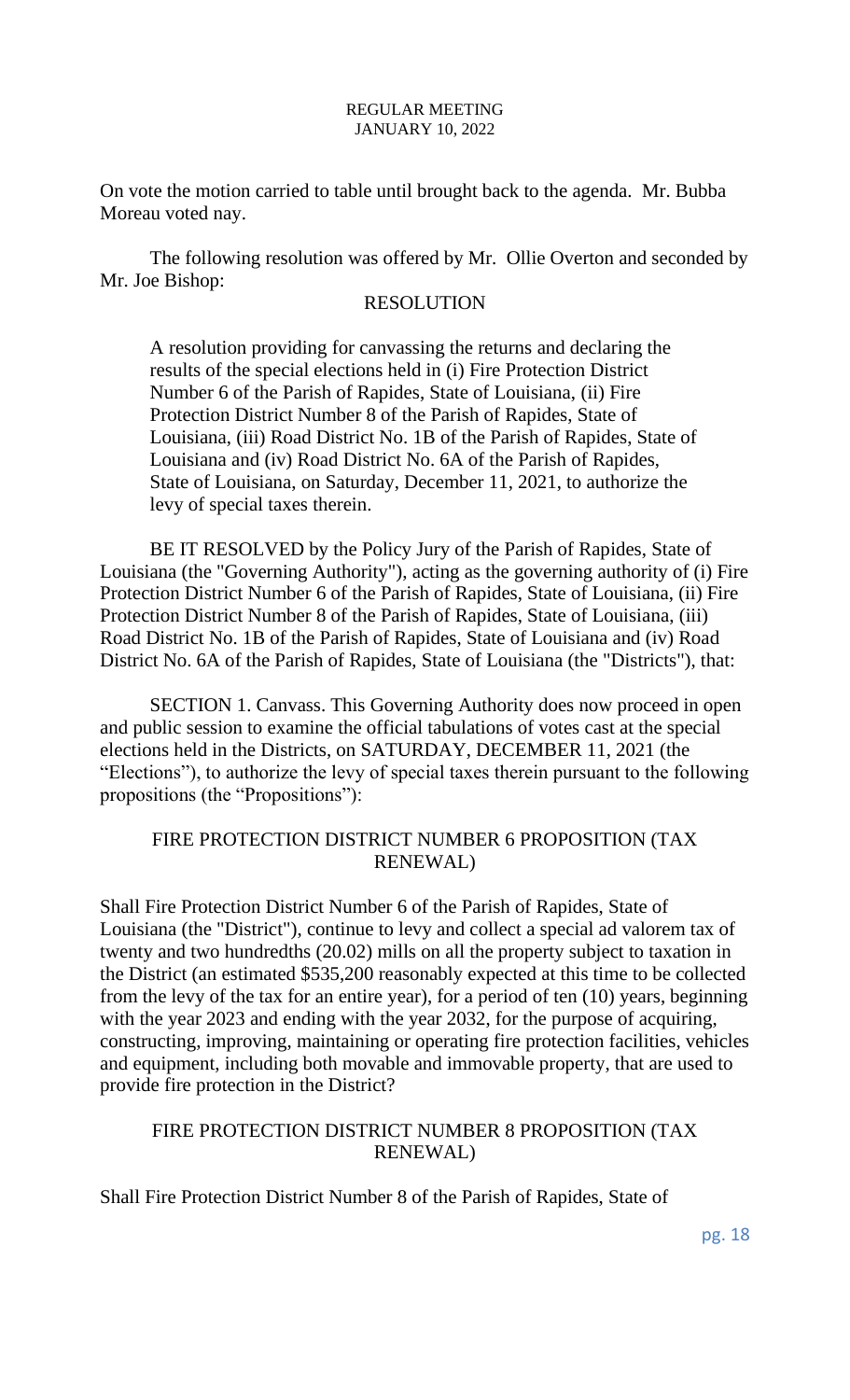On vote the motion carried to table until brought back to the agenda. Mr. Bubba Moreau voted nay.

The following resolution was offered by Mr. Ollie Overton and seconded by Mr. Joe Bishop:

RESOLUTION

A resolution providing for canvassing the returns and declaring the results of the special elections held in (i) Fire Protection District Number 6 of the Parish of Rapides, State of Louisiana, (ii) Fire Protection District Number 8 of the Parish of Rapides, State of Louisiana, (iii) Road District No. 1B of the Parish of Rapides, State of Louisiana and (iv) Road District No. 6A of the Parish of Rapides, State of Louisiana, on Saturday, December 11, 2021, to authorize the levy of special taxes therein.

BE IT RESOLVED by the Policy Jury of the Parish of Rapides, State of Louisiana (the "Governing Authority"), acting as the governing authority of (i) Fire Protection District Number 6 of the Parish of Rapides, State of Louisiana, (ii) Fire Protection District Number 8 of the Parish of Rapides, State of Louisiana, (iii) Road District No. 1B of the Parish of Rapides, State of Louisiana and (iv) Road District No. 6A of the Parish of Rapides, State of Louisiana (the "Districts"), that:

SECTION 1. Canvass. This Governing Authority does now proceed in open and public session to examine the official tabulations of votes cast at the special elections held in the Districts, on SATURDAY, DECEMBER 11, 2021 (the "Elections"), to authorize the levy of special taxes therein pursuant to the following propositions (the "Propositions"):

FIRE PROTECTION DISTRICT NUMBER 6 PROPOSITION (TAX RENEWAL)

Shall Fire Protection District Number 6 of the Parish of Rapides, State of Louisiana (the "District"), continue to levy and collect a special ad valorem tax of twenty and two hundredths (20.02) mills on all the property subject to taxation in the District (an estimated $535,200 reasonably expected at this time to be collected from the levy of the tax for an entire year), for a period of ten (10) years, beginning with the year 2023 and ending with the year 2032, for the purpose of acquiring, constructing, improving, maintaining or operating fire protection facilities, vehicles and equipment, including both movable and immovable property, that are used to provide fire protection in the District?

FIRE PROTECTION DISTRICT NUMBER 8 PROPOSITION (TAX RENEWAL)

Shall Fire Protection District Number 8 of the Parish of Rapides, State of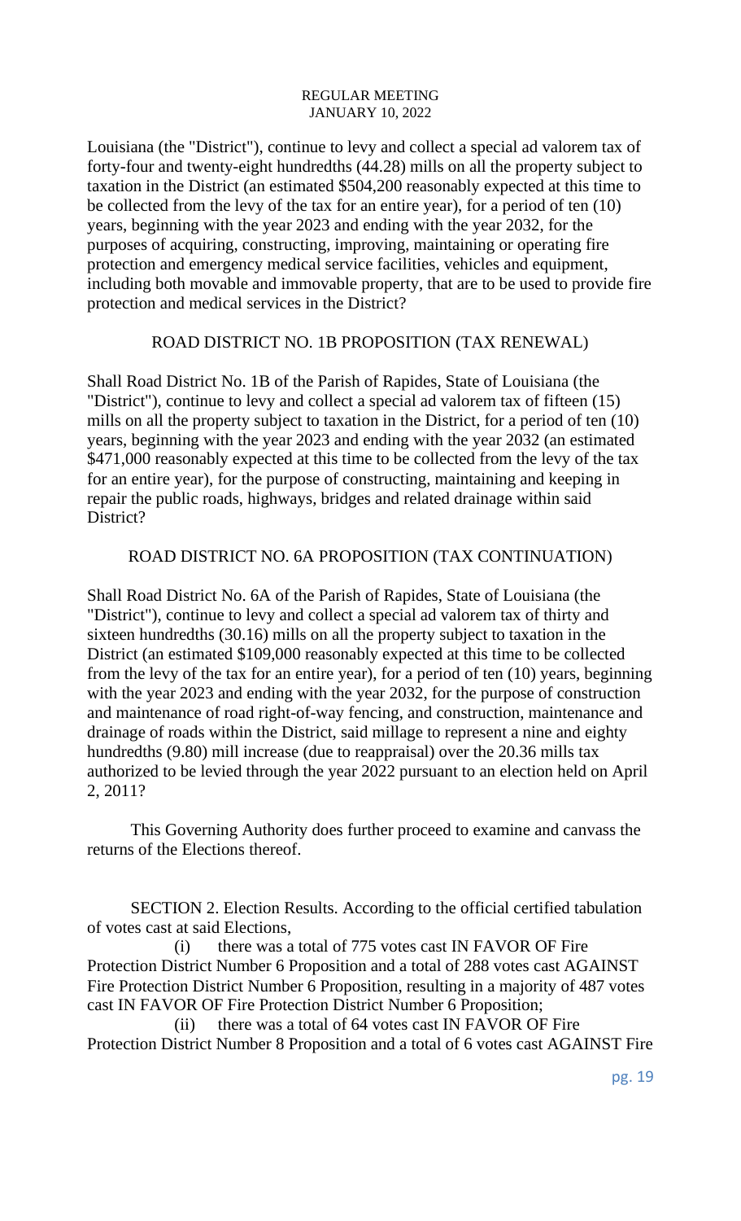Louisiana (the "District"), continue to levy and collect a special ad valorem tax of forty-four and twenty-eight hundredths (44.28) mills on all the property subject to taxation in the District (an estimated $504,200 reasonably expected at this time to be collected from the levy of the tax for an entire year), for a period of ten (10) years, beginning with the year 2023 and ending with the year 2032, for the purposes of acquiring, constructing, improving, maintaining or operating fire protection and emergency medical service facilities, vehicles and equipment, including both movable and immovable property, that are to be used to provide fire protection and medical services in the District?

ROAD DISTRICT NO. 1B PROPOSITION (TAX RENEWAL)

Shall Road District No. 1B of the Parish of Rapides, State of Louisiana (the "District"), continue to levy and collect a special ad valorem tax of fifteen (15) mills on all the property subject to taxation in the District, for a period of ten (10) years, beginning with the year 2023 and ending with the year 2032 (an estimated $471,000 reasonably expected at this time to be collected from the levy of the tax for an entire year), for the purpose of constructing, maintaining and keeping in repair the public roads, highways, bridges and related drainage within said District?

ROAD DISTRICT NO. 6A PROPOSITION (TAX CONTINUATION)

Shall Road District No. 6A of the Parish of Rapides, State of Louisiana (the "District"), continue to levy and collect a special ad valorem tax of thirty and sixteen hundredths (30.16) mills on all the property subject to taxation in the District (an estimated $109,000 reasonably expected at this time to be collected from the levy of the tax for an entire year), for a period of ten (10) years, beginning with the year 2023 and ending with the year 2032, for the purpose of construction and maintenance of road right-of-way fencing, and construction, maintenance and drainage of roads within the District, said millage to represent a nine and eighty hundredths (9.80) mill increase (due to reappraisal) over the 20.36 mills tax authorized to be levied through the year 2022 pursuant to an election held on April 2, 2011?

This Governing Authority does further proceed to examine and canvass the returns of the Elections thereof.

SECTION 2. Election Results. According to the official certified tabulation of votes cast at said Elections,

(i) there was a total of 775 votes cast IN FAVOR OF Fire Protection District Number 6 Proposition and a total of 288 votes cast AGAINST Fire Protection District Number 6 Proposition, resulting in a majority of 487 votes cast IN FAVOR OF Fire Protection District Number 6 Proposition;

(ii) there was a total of 64 votes cast IN FAVOR OF Fire Protection District Number 8 Proposition and a total of 6 votes cast AGAINST Fire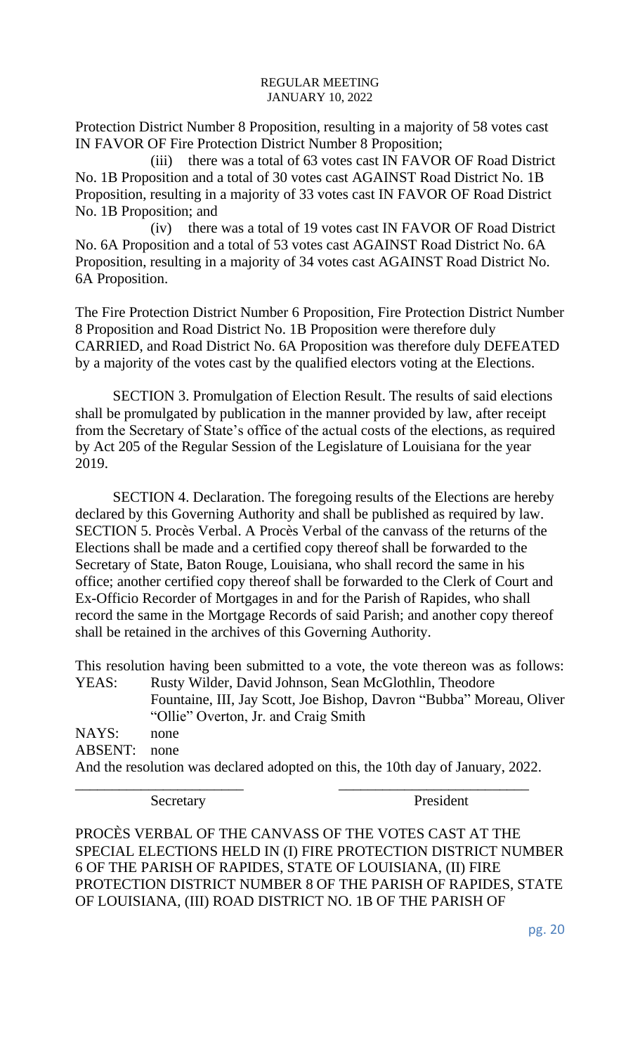Protection District Number 8 Proposition, resulting in a majority of 58 votes cast IN FAVOR OF Fire Protection District Number 8 Proposition;

(iii) there was a total of 63 votes cast IN FAVOR OF Road District No. 1B Proposition and a total of 30 votes cast AGAINST Road District No. 1B Proposition, resulting in a majority of 33 votes cast IN FAVOR OF Road District No. 1B Proposition; and

(iv) there was a total of 19 votes cast IN FAVOR OF Road District No. 6A Proposition and a total of 53 votes cast AGAINST Road District No. 6A Proposition, resulting in a majority of 34 votes cast AGAINST Road District No. 6A Proposition.

The Fire Protection District Number 6 Proposition, Fire Protection District Number 8 Proposition and Road District No. 1B Proposition were therefore duly CARRIED, and Road District No. 6A Proposition was therefore duly DEFEATED by a majority of the votes cast by the qualified electors voting at the Elections.

SECTION 3. Promulgation of Election Result. The results of said elections shall be promulgated by publication in the manner provided by law, after receipt from the Secretary of State's office of the actual costs of the elections, as required by Act 205 of the Regular Session of the Legislature of Louisiana for the year 2019.

SECTION 4. Declaration. The foregoing results of the Elections are hereby declared by this Governing Authority and shall be published as required by law.
SECTION 5. Procès Verbal. A Procès Verbal of the canvass of the returns of the Elections shall be made and a certified copy thereof shall be forwarded to the Secretary of State, Baton Rouge, Louisiana, who shall record the same in his office; another certified copy thereof shall be forwarded to the Clerk of Court and Ex-Officio Recorder of Mortgages in and for the Parish of Rapides, who shall record the same in the Mortgage Records of said Parish; and another copy thereof shall be retained in the archives of this Governing Authority.

This resolution having been submitted to a vote, the vote thereon was as follows:

YEAS: Rusty Wilder, David Johnson, Sean McGlothlin, Theodore Fountaine, III, Jay Scott, Joe Bishop, Davron "Bubba" Moreau, Oliver "Ollie" Overton, Jr. and Craig Smith

NAYS: none

ABSENT: none

And the resolution was declared adopted on this, the 10th day of January, 2022.

\_\_\_\_\_\_\_\_\_\_\_\_\_\_\_\_\_\_\_\_\_\_ Secretary

\_\_\_\_\_\_\_\_\_\_\_\_\_\_\_\_\_\_\_\_\_\_ President

PROCÈS VERBAL OF THE CANVASS OF THE VOTES CAST AT THE SPECIAL ELECTIONS HELD IN (I) FIRE PROTECTION DISTRICT NUMBER 6 OF THE PARISH OF RAPIDES, STATE OF LOUISIANA, (II) FIRE PROTECTION DISTRICT NUMBER 8 OF THE PARISH OF RAPIDES, STATE OF LOUISIANA, (III) ROAD DISTRICT NO. 1B OF THE PARISH OF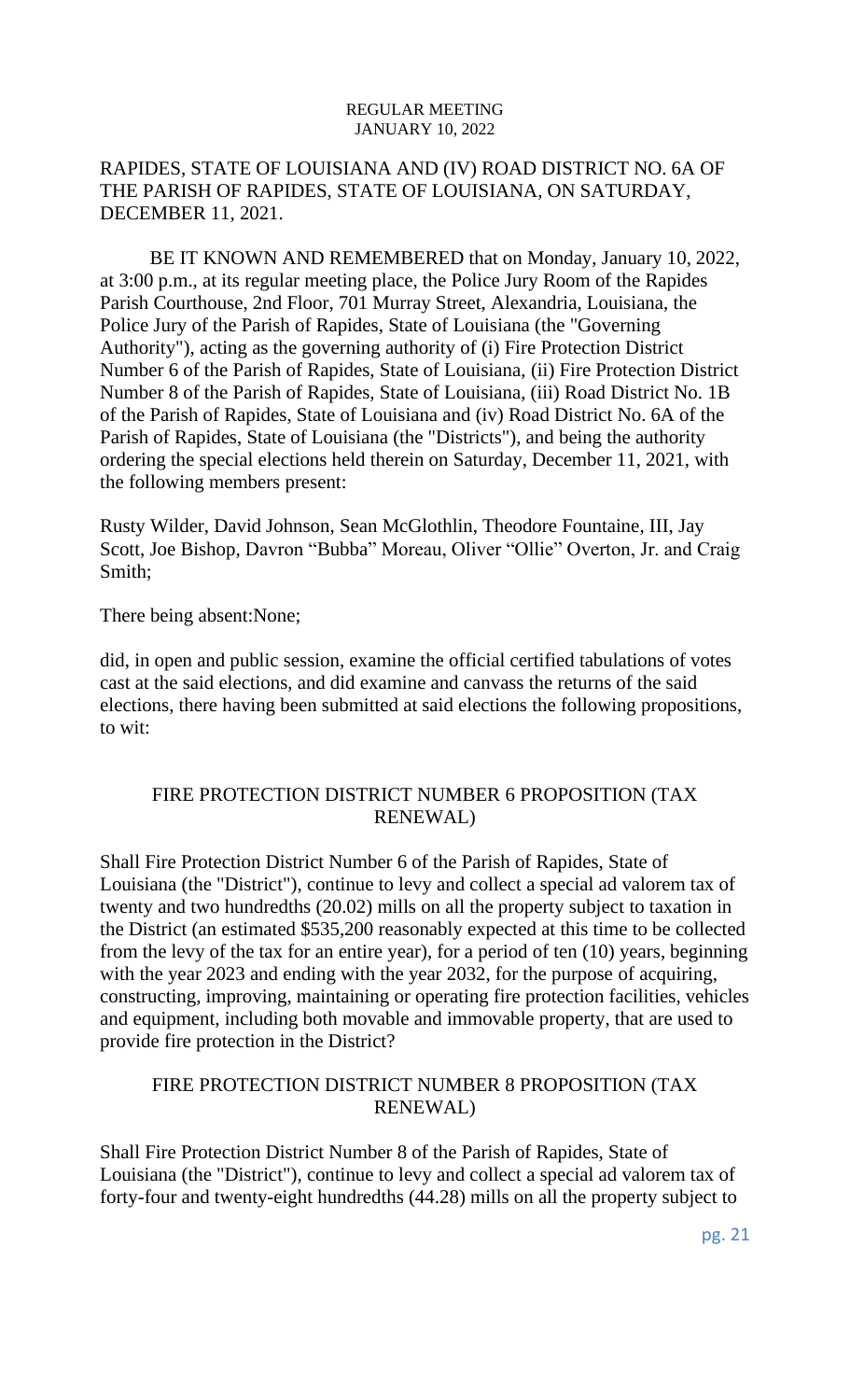RAPIDES, STATE OF LOUISIANA AND (IV) ROAD DISTRICT NO. 6A OF THE PARISH OF RAPIDES, STATE OF LOUISIANA, ON SATURDAY, DECEMBER 11, 2021.

BE IT KNOWN AND REMEMBERED that on Monday, January 10, 2022, at 3:00 p.m., at its regular meeting place, the Police Jury Room of the Rapides Parish Courthouse, 2nd Floor, 701 Murray Street, Alexandria, Louisiana, the Police Jury of the Parish of Rapides, State of Louisiana (the "Governing Authority"), acting as the governing authority of (i) Fire Protection District Number 6 of the Parish of Rapides, State of Louisiana, (ii) Fire Protection District Number 8 of the Parish of Rapides, State of Louisiana, (iii) Road District No. 1B of the Parish of Rapides, State of Louisiana and (iv) Road District No. 6A of the Parish of Rapides, State of Louisiana (the "Districts"), and being the authority ordering the special elections held therein on Saturday, December 11, 2021, with the following members present:

Rusty Wilder, David Johnson, Sean McGlothlin, Theodore Fountaine, III, Jay Scott, Joe Bishop, Davron "Bubba" Moreau, Oliver "Ollie" Overton, Jr. and Craig Smith;

There being absent:None;

did, in open and public session, examine the official certified tabulations of votes cast at the said elections, and did examine and canvass the returns of the said elections, there having been submitted at said elections the following propositions, to wit:

FIRE PROTECTION DISTRICT NUMBER 6 PROPOSITION (TAX RENEWAL)

Shall Fire Protection District Number 6 of the Parish of Rapides, State of Louisiana (the "District"), continue to levy and collect a special ad valorem tax of twenty and two hundredths (20.02) mills on all the property subject to taxation in the District (an estimated $535,200 reasonably expected at this time to be collected from the levy of the tax for an entire year), for a period of ten (10) years, beginning with the year 2023 and ending with the year 2032, for the purpose of acquiring, constructing, improving, maintaining or operating fire protection facilities, vehicles and equipment, including both movable and immovable property, that are used to provide fire protection in the District?

FIRE PROTECTION DISTRICT NUMBER 8 PROPOSITION (TAX RENEWAL)

Shall Fire Protection District Number 8 of the Parish of Rapides, State of Louisiana (the "District"), continue to levy and collect a special ad valorem tax of forty-four and twenty-eight hundredths (44.28) mills on all the property subject to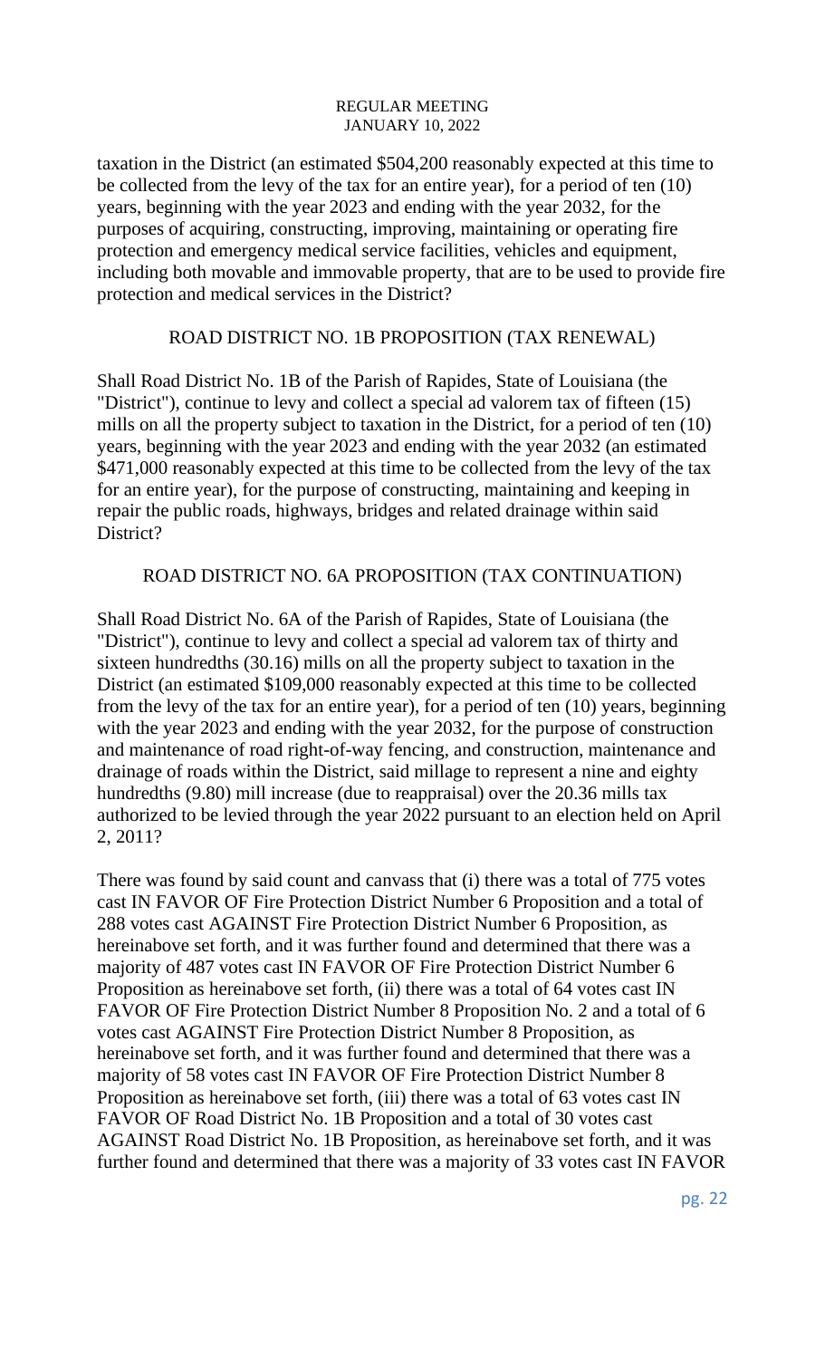taxation in the District (an estimated $504,200 reasonably expected at this time to be collected from the levy of the tax for an entire year), for a period of ten (10) years, beginning with the year 2023 and ending with the year 2032, for the purposes of acquiring, constructing, improving, maintaining or operating fire protection and emergency medical service facilities, vehicles and equipment, including both movable and immovable property, that are to be used to provide fire protection and medical services in the District?

ROAD DISTRICT NO. 1B PROPOSITION (TAX RENEWAL)

Shall Road District No. 1B of the Parish of Rapides, State of Louisiana (the "District"), continue to levy and collect a special ad valorem tax of fifteen (15) mills on all the property subject to taxation in the District, for a period of ten (10) years, beginning with the year 2023 and ending with the year 2032 (an estimated $471,000 reasonably expected at this time to be collected from the levy of the tax for an entire year), for the purpose of constructing, maintaining and keeping in repair the public roads, highways, bridges and related drainage within said District?

ROAD DISTRICT NO. 6A PROPOSITION (TAX CONTINUATION)

Shall Road District No. 6A of the Parish of Rapides, State of Louisiana (the "District"), continue to levy and collect a special ad valorem tax of thirty and sixteen hundredths (30.16) mills on all the property subject to taxation in the District (an estimated $109,000 reasonably expected at this time to be collected from the levy of the tax for an entire year), for a period of ten (10) years, beginning with the year 2023 and ending with the year 2032, for the purpose of construction and maintenance of road right-of-way fencing, and construction, maintenance and drainage of roads within the District, said millage to represent a nine and eighty hundredths (9.80) mill increase (due to reappraisal) over the 20.36 mills tax authorized to be levied through the year 2022 pursuant to an election held on April 2, 2011?

There was found by said count and canvass that (i) there was a total of 775 votes cast IN FAVOR OF Fire Protection District Number 6 Proposition and a total of 288 votes cast AGAINST Fire Protection District Number 6 Proposition, as hereinabove set forth, and it was further found and determined that there was a majority of 487 votes cast IN FAVOR OF Fire Protection District Number 6 Proposition as hereinabove set forth, (ii) there was a total of 64 votes cast IN FAVOR OF Fire Protection District Number 8 Proposition No. 2 and a total of 6 votes cast AGAINST Fire Protection District Number 8 Proposition, as hereinabove set forth, and it was further found and determined that there was a majority of 58 votes cast IN FAVOR OF Fire Protection District Number 8 Proposition as hereinabove set forth, (iii) there was a total of 63 votes cast IN FAVOR OF Road District No. 1B Proposition and a total of 30 votes cast AGAINST Road District No. 1B Proposition, as hereinabove set forth, and it was further found and determined that there was a majority of 33 votes cast IN FAVOR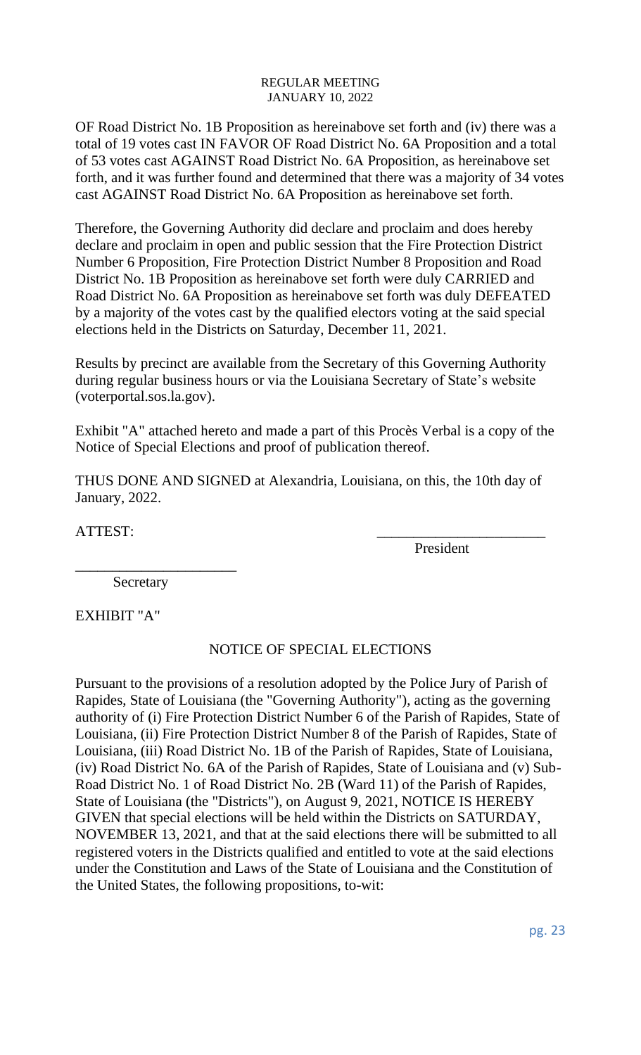OF Road District No. 1B Proposition as hereinabove set forth and (iv) there was a total of 19 votes cast IN FAVOR OF Road District No. 6A Proposition and a total of 53 votes cast AGAINST Road District No. 6A Proposition, as hereinabove set forth, and it was further found and determined that there was a majority of 34 votes cast AGAINST Road District No. 6A Proposition as hereinabove set forth.

Therefore, the Governing Authority did declare and proclaim and does hereby declare and proclaim in open and public session that the Fire Protection District Number 6 Proposition, Fire Protection District Number 8 Proposition and Road District No. 1B Proposition as hereinabove set forth were duly CARRIED and Road District No. 6A Proposition as hereinabove set forth was duly DEFEATED by a majority of the votes cast by the qualified electors voting at the said special elections held in the Districts on Saturday, December 11, 2021.

Results by precinct are available from the Secretary of this Governing Authority during regular business hours or via the Louisiana Secretary of State's website (voterportal.sos.la.gov).

Exhibit "A" attached hereto and made a part of this Procès Verbal is a copy of the Notice of Special Elections and proof of publication thereof.

THUS DONE AND SIGNED at Alexandria, Louisiana, on this, the 10th day of January, 2022.

ATTEST: \_\_\_\_\_\_\_\_\_\_\_\_\_\_\_\_\_\_\_\_\_\_\_

President

\_\_\_\_\_\_\_\_\_\_\_\_\_\_\_\_\_\_\_\_\_\_

Secretary

EXHIBIT "A"

NOTICE OF SPECIAL ELECTIONS

Pursuant to the provisions of a resolution adopted by the Police Jury of Parish of Rapides, State of Louisiana (the "Governing Authority"), acting as the governing authority of (i) Fire Protection District Number 6 of the Parish of Rapides, State of Louisiana, (ii) Fire Protection District Number 8 of the Parish of Rapides, State of Louisiana, (iii) Road District No. 1B of the Parish of Rapides, State of Louisiana, (iv) Road District No. 6A of the Parish of Rapides, State of Louisiana and (v) Sub-Road District No. 1 of Road District No. 2B (Ward 11) of the Parish of Rapides, State of Louisiana (the "Districts"), on August 9, 2021, NOTICE IS HEREBY GIVEN that special elections will be held within the Districts on SATURDAY, NOVEMBER 13, 2021, and that at the said elections there will be submitted to all registered voters in the Districts qualified and entitled to vote at the said elections under the Constitution and Laws of the State of Louisiana and the Constitution of the United States, the following propositions, to-wit: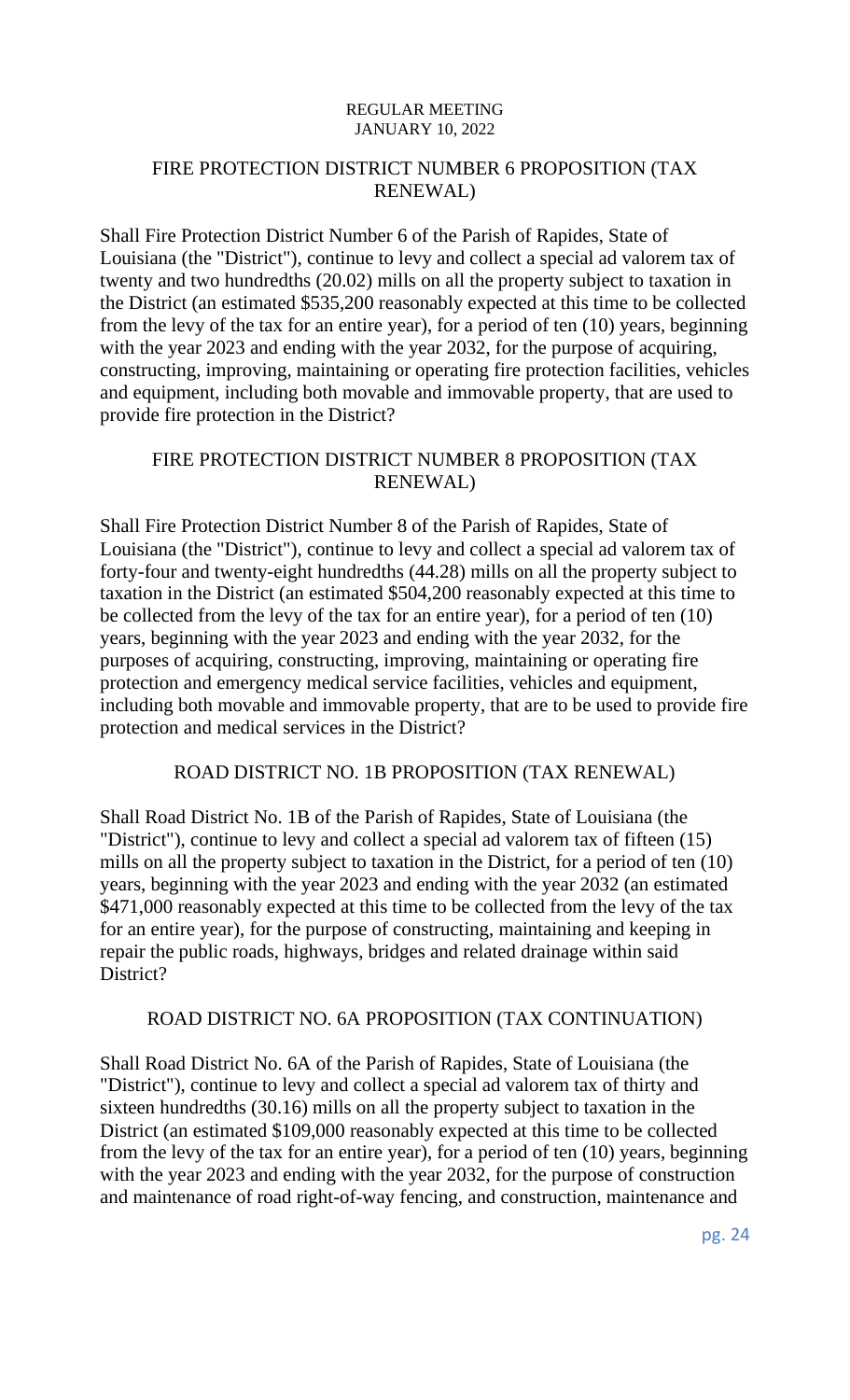## FIRE PROTECTION DISTRICT NUMBER 6 PROPOSITION (TAX RENEWAL)

Shall Fire Protection District Number 6 of the Parish of Rapides, State of Louisiana (the "District"), continue to levy and collect a special ad valorem tax of twenty and two hundredths (20.02) mills on all the property subject to taxation in the District (an estimated $535,200 reasonably expected at this time to be collected from the levy of the tax for an entire year), for a period of ten (10) years, beginning with the year 2023 and ending with the year 2032, for the purpose of acquiring, constructing, improving, maintaining or operating fire protection facilities, vehicles and equipment, including both movable and immovable property, that are used to provide fire protection in the District?

## FIRE PROTECTION DISTRICT NUMBER 8 PROPOSITION (TAX RENEWAL)

Shall Fire Protection District Number 8 of the Parish of Rapides, State of Louisiana (the "District"), continue to levy and collect a special ad valorem tax of forty-four and twenty-eight hundredths (44.28) mills on all the property subject to taxation in the District (an estimated $504,200 reasonably expected at this time to be collected from the levy of the tax for an entire year), for a period of ten (10) years, beginning with the year 2023 and ending with the year 2032, for the purposes of acquiring, constructing, improving, maintaining or operating fire protection and emergency medical service facilities, vehicles and equipment, including both movable and immovable property, that are to be used to provide fire protection and medical services in the District?

## ROAD DISTRICT NO. 1B PROPOSITION (TAX RENEWAL)

Shall Road District No. 1B of the Parish of Rapides, State of Louisiana (the "District"), continue to levy and collect a special ad valorem tax of fifteen (15) mills on all the property subject to taxation in the District, for a period of ten (10) years, beginning with the year 2023 and ending with the year 2032 (an estimated $471,000 reasonably expected at this time to be collected from the levy of the tax for an entire year), for the purpose of constructing, maintaining and keeping in repair the public roads, highways, bridges and related drainage within said District?

## ROAD DISTRICT NO. 6A PROPOSITION (TAX CONTINUATION)

Shall Road District No. 6A of the Parish of Rapides, State of Louisiana (the "District"), continue to levy and collect a special ad valorem tax of thirty and sixteen hundredths (30.16) mills on all the property subject to taxation in the District (an estimated $109,000 reasonably expected at this time to be collected from the levy of the tax for an entire year), for a period of ten (10) years, beginning with the year 2023 and ending with the year 2032, for the purpose of construction and maintenance of road right-of-way fencing, and construction, maintenance and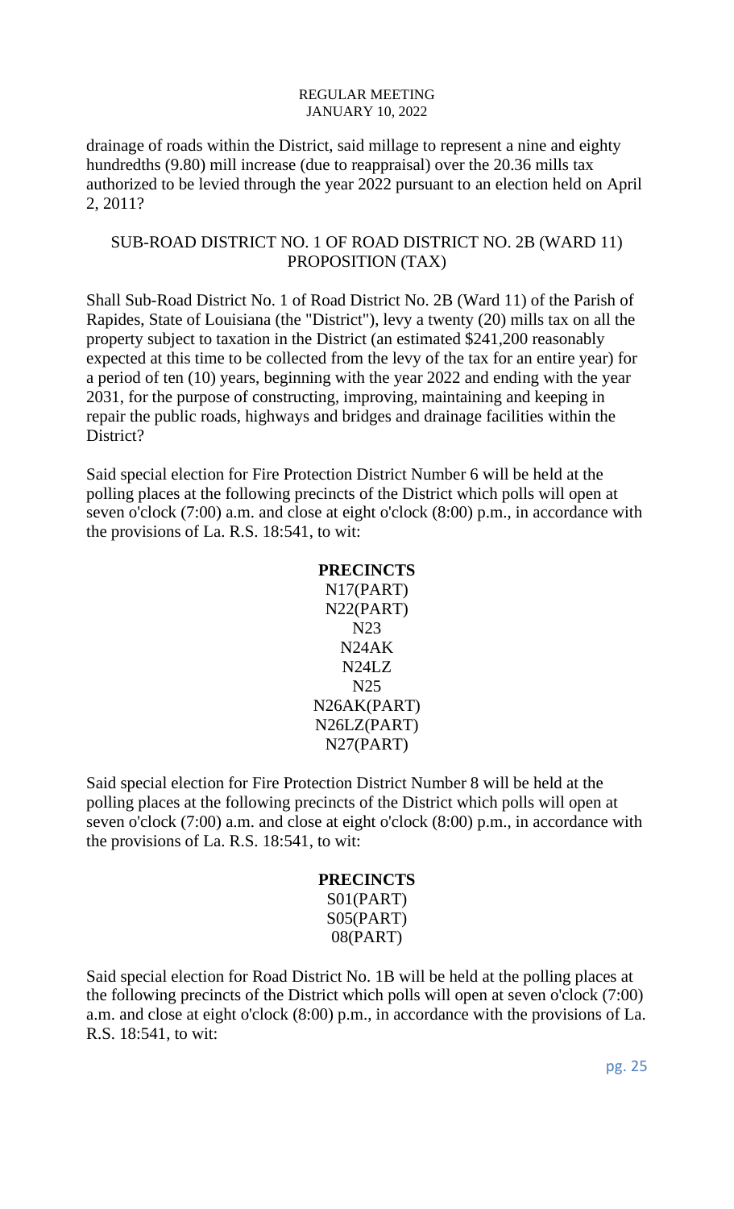drainage of roads within the District, said millage to represent a nine and eighty hundredths (9.80) mill increase (due to reappraisal) over the 20.36 mills tax authorized to be levied through the year 2022 pursuant to an election held on April 2, 2011?

SUB-ROAD DISTRICT NO. 1 OF ROAD DISTRICT NO. 2B (WARD 11) PROPOSITION (TAX)

Shall Sub-Road District No. 1 of Road District No. 2B (Ward 11) of the Parish of Rapides, State of Louisiana (the "District"), levy a twenty (20) mills tax on all the property subject to taxation in the District (an estimated $241,200 reasonably expected at this time to be collected from the levy of the tax for an entire year) for a period of ten (10) years, beginning with the year 2022 and ending with the year 2031, for the purpose of constructing, improving, maintaining and keeping in repair the public roads, highways and bridges and drainage facilities within the District?

Said special election for Fire Protection District Number 6 will be held at the polling places at the following precincts of the District which polls will open at seven o'clock (7:00) a.m. and close at eight o'clock (8:00) p.m., in accordance with the provisions of La. R.S. 18:541, to wit:

**PRECINCTS**
N17(PART)
N22(PART)
N23
N24AK
N24LZ
N25
N26AK(PART)
N26LZ(PART)
N27(PART)

Said special election for Fire Protection District Number 8 will be held at the polling places at the following precincts of the District which polls will open at seven o'clock (7:00) a.m. and close at eight o'clock (8:00) p.m., in accordance with the provisions of La. R.S. 18:541, to wit:

**PRECINCTS**
S01(PART)
S05(PART)
08(PART)

Said special election for Road District No. 1B will be held at the polling places at the following precincts of the District which polls will open at seven o'clock (7:00) a.m. and close at eight o'clock (8:00) p.m., in accordance with the provisions of La. R.S. 18:541, to wit: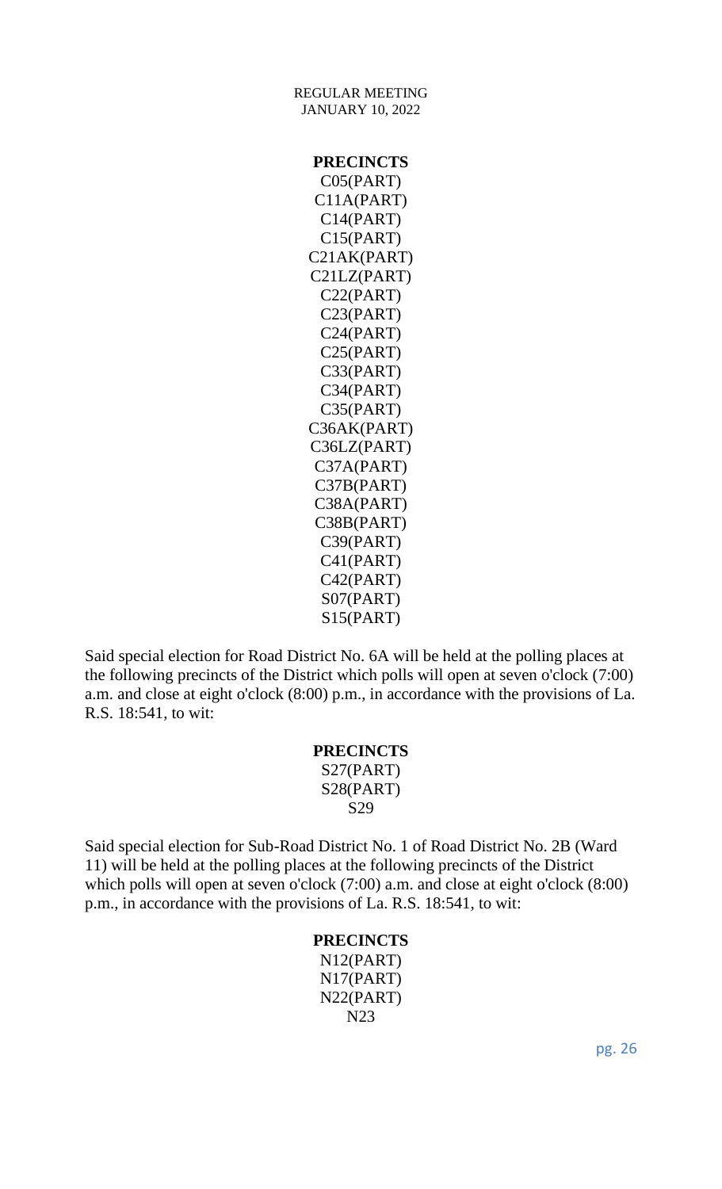**PRECINCTS**

C05(PART)
C11A(PART)
C14(PART)
C15(PART)
C21AK(PART)
C21LZ(PART)
C22(PART)
C23(PART)
C24(PART)
C25(PART)
C33(PART)
C34(PART)
C35(PART)
C36AK(PART)
C36LZ(PART)
C37A(PART)
C37B(PART)
C38A(PART)
C38B(PART)
C39(PART)
C41(PART)
C42(PART)
S07(PART)
S15(PART)

Said special election for Road District No. 6A will be held at the polling places at the following precincts of the District which polls will open at seven o'clock (7:00) a.m. and close at eight o'clock (8:00) p.m., in accordance with the provisions of La. R.S. 18:541, to wit:

**PRECINCTS**

S27(PART)
S28(PART)
S29

Said special election for Sub-Road District No. 1 of Road District No. 2B (Ward 11) will be held at the polling places at the following precincts of the District which polls will open at seven o'clock (7:00) a.m. and close at eight o'clock (8:00) p.m., in accordance with the provisions of La. R.S. 18:541, to wit:

**PRECINCTS**

N12(PART)
N17(PART)
N22(PART)
N23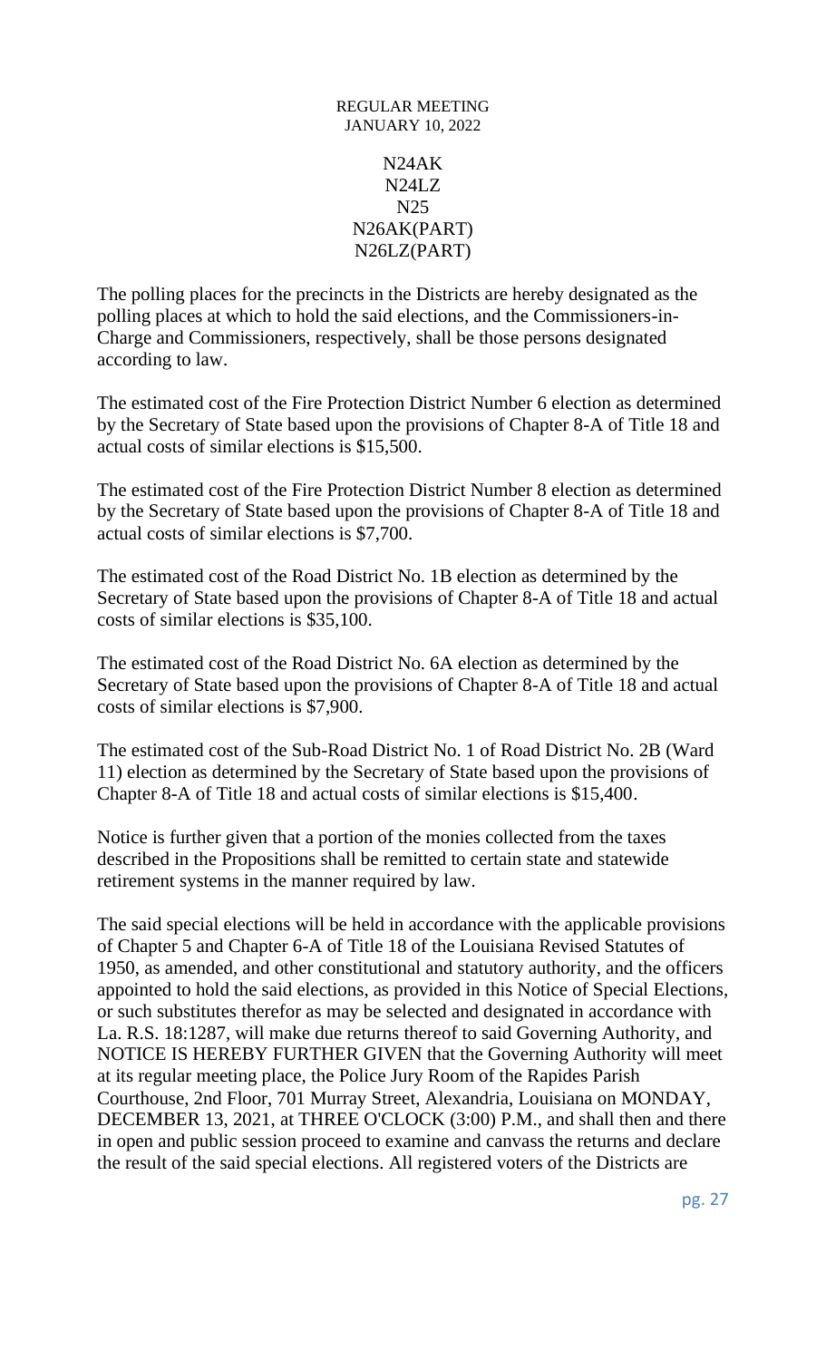N24AK
N24LZ
N25
N26AK(PART)
N26LZ(PART)

The polling places for the precincts in the Districts are hereby designated as the polling places at which to hold the said elections, and the Commissioners-in-Charge and Commissioners, respectively, shall be those persons designated according to law.

The estimated cost of the Fire Protection District Number 6 election as determined by the Secretary of State based upon the provisions of Chapter 8-A of Title 18 and actual costs of similar elections is $15,500.

The estimated cost of the Fire Protection District Number 8 election as determined by the Secretary of State based upon the provisions of Chapter 8-A of Title 18 and actual costs of similar elections is $7,700.

The estimated cost of the Road District No. 1B election as determined by the Secretary of State based upon the provisions of Chapter 8-A of Title 18 and actual costs of similar elections is $35,100.

The estimated cost of the Road District No. 6A election as determined by the Secretary of State based upon the provisions of Chapter 8-A of Title 18 and actual costs of similar elections is $7,900.

The estimated cost of the Sub-Road District No. 1 of Road District No. 2B (Ward 11) election as determined by the Secretary of State based upon the provisions of Chapter 8-A of Title 18 and actual costs of similar elections is $15,400.

Notice is further given that a portion of the monies collected from the taxes described in the Propositions shall be remitted to certain state and statewide retirement systems in the manner required by law.

The said special elections will be held in accordance with the applicable provisions of Chapter 5 and Chapter 6-A of Title 18 of the Louisiana Revised Statutes of 1950, as amended, and other constitutional and statutory authority, and the officers appointed to hold the said elections, as provided in this Notice of Special Elections, or such substitutes therefor as may be selected and designated in accordance with La. R.S. 18:1287, will make due returns thereof to said Governing Authority, and NOTICE IS HEREBY FURTHER GIVEN that the Governing Authority will meet at its regular meeting place, the Police Jury Room of the Rapides Parish Courthouse, 2nd Floor, 701 Murray Street, Alexandria, Louisiana on MONDAY, DECEMBER 13, 2021, at THREE O'CLOCK (3:00) P.M., and shall then and there in open and public session proceed to examine and canvass the returns and declare the result of the said special elections. All registered voters of the Districts are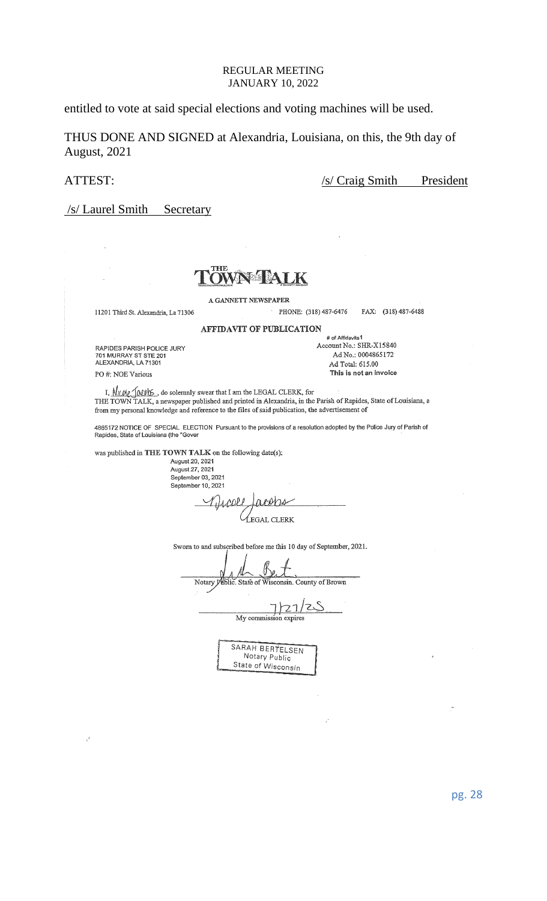entitled to vote at said special elections and voting machines will be used.

THUS DONE AND SIGNED at Alexandria, Louisiana, on this, the 9th day of August, 2021

ATTEST: /s/ Craig Smith President

/s/ Laurel Smith Secretary

**THE TOWN TALK**

A GANNETT NEWSPAPER

11201 Third St. Alexandria, La 71306 PHONE: (318) 487-6476 FAX: (318) 487-6488

**AFFIDAVIT OF PUBLICATION**

RAPIDES PARISH POLICE JURY
701 MURRAY ST STE 201
ALEXANDRIA, LA 71301

PO #: NOE Various

# of Affidavits 1
Account No.: SHR-X15840
Ad No.: 0004865172
Ad Total: 615.00
This is not an invoice

I, Nicole Jacobs, do solemnly swear that I am the LEGAL CLERK, for THE TOWN TALK, a newspaper published and printed in Alexandria, in the Parish of Rapides, State of Louisiana, a from my personal knowledge and reference to the files of said publication, the advertisement of

4865172 NOTICE OF SPECIAL ELECTION Pursuant to the provisions of a resolution adopted by the Police Jury of Parish of Rapides, State of Louisiana (the "Gover

was published in **THE TOWN TALK** on the following date(s):

August 20, 2021
August 27, 2021
September 03, 2021
September 10, 2021

Nicole Jacobs
LEGAL CLERK

Sworn to and subscribed before me this 10 day of September, 2021.

Notary Public. State of Wisconsin. County of Brown

7/27/25
My commission expires

SARAH BERTELSEN
Notary Public
State of Wisconsin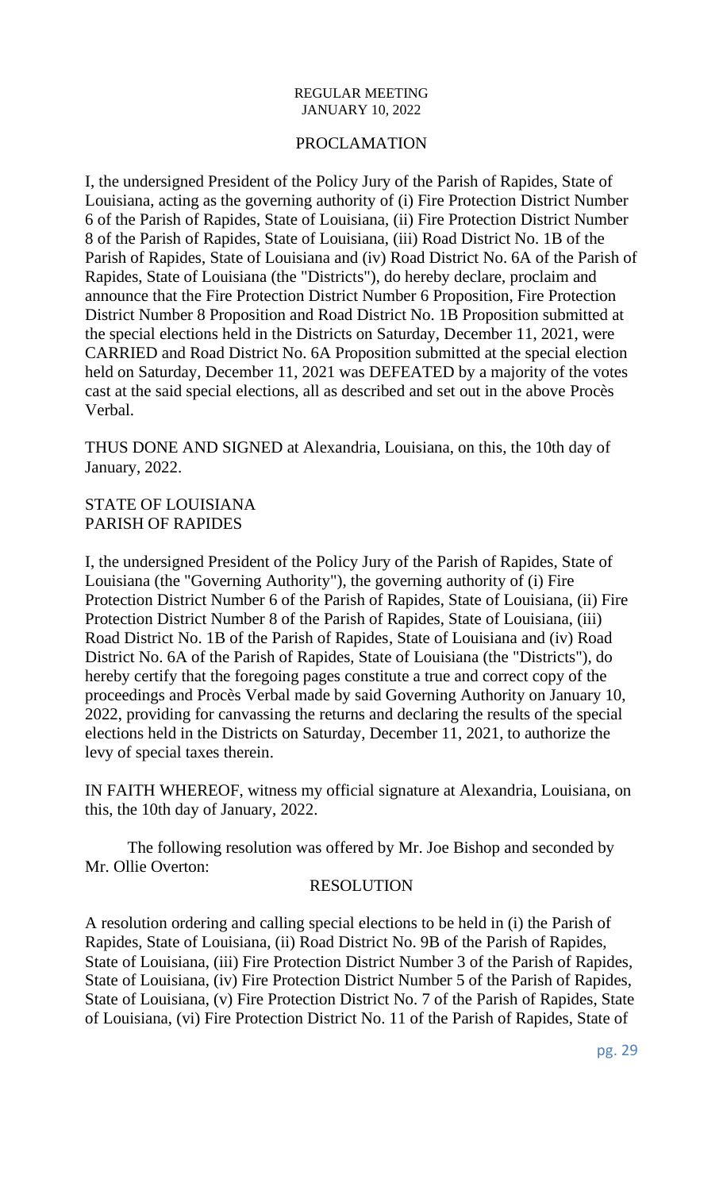REGULAR MEETING
JANUARY 10, 2022

PROCLAMATION

I, the undersigned President of the Policy Jury of the Parish of Rapides, State of Louisiana, acting as the governing authority of (i) Fire Protection District Number 6 of the Parish of Rapides, State of Louisiana, (ii) Fire Protection District Number 8 of the Parish of Rapides, State of Louisiana, (iii) Road District No. 1B of the Parish of Rapides, State of Louisiana and (iv) Road District No. 6A of the Parish of Rapides, State of Louisiana (the "Districts"), do hereby declare, proclaim and announce that the Fire Protection District Number 6 Proposition, Fire Protection District Number 8 Proposition and Road District No. 1B Proposition submitted at the special elections held in the Districts on Saturday, December 11, 2021, were CARRIED and Road District No. 6A Proposition submitted at the special election held on Saturday, December 11, 2021 was DEFEATED by a majority of the votes cast at the said special elections, all as described and set out in the above Procès Verbal.

THUS DONE AND SIGNED at Alexandria, Louisiana, on this, the 10th day of January, 2022.

STATE OF LOUISIANA
PARISH OF RAPIDES

I, the undersigned President of the Policy Jury of the Parish of Rapides, State of Louisiana (the "Governing Authority"), the governing authority of (i) Fire Protection District Number 6 of the Parish of Rapides, State of Louisiana, (ii) Fire Protection District Number 8 of the Parish of Rapides, State of Louisiana, (iii) Road District No. 1B of the Parish of Rapides, State of Louisiana and (iv) Road District No. 6A of the Parish of Rapides, State of Louisiana (the "Districts"), do hereby certify that the foregoing pages constitute a true and correct copy of the proceedings and Procès Verbal made by said Governing Authority on January 10, 2022, providing for canvassing the returns and declaring the results of the special elections held in the Districts on Saturday, December 11, 2021, to authorize the levy of special taxes therein.

IN FAITH WHEREOF, witness my official signature at Alexandria, Louisiana, on this, the 10th day of January, 2022.

The following resolution was offered by Mr. Joe Bishop and seconded by Mr. Ollie Overton:

RESOLUTION

A resolution ordering and calling special elections to be held in (i) the Parish of Rapides, State of Louisiana, (ii) Road District No. 9B of the Parish of Rapides, State of Louisiana, (iii) Fire Protection District Number 3 of the Parish of Rapides, State of Louisiana, (iv) Fire Protection District Number 5 of the Parish of Rapides, State of Louisiana, (v) Fire Protection District No. 7 of the Parish of Rapides, State of Louisiana, (vi) Fire Protection District No. 11 of the Parish of Rapides, State of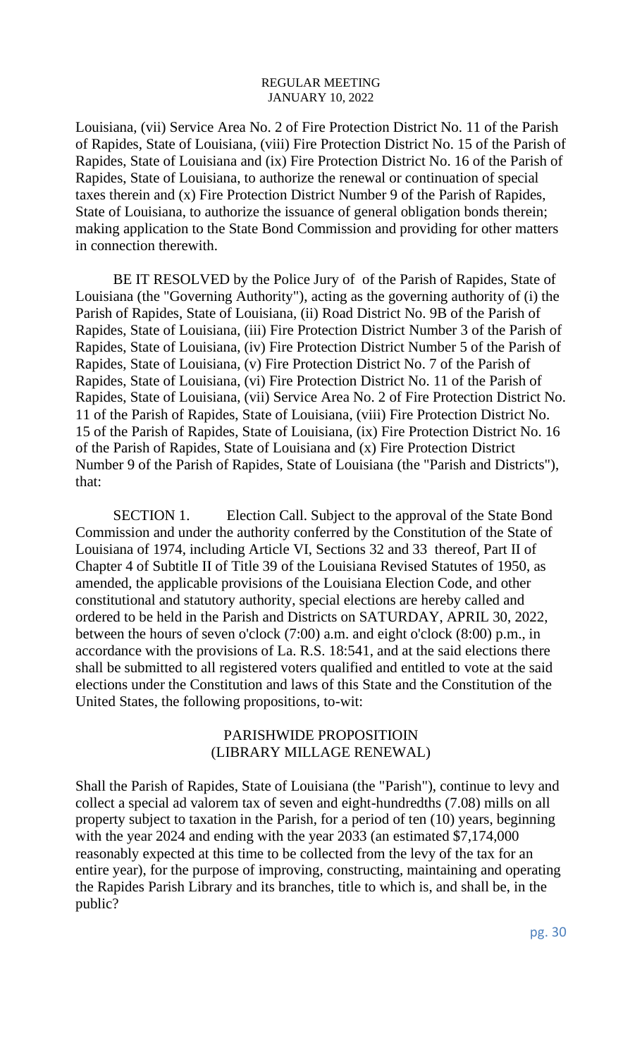Louisiana, (vii) Service Area No. 2 of Fire Protection District No. 11 of the Parish of Rapides, State of Louisiana, (viii) Fire Protection District No. 15 of the Parish of Rapides, State of Louisiana and (ix) Fire Protection District No. 16 of the Parish of Rapides, State of Louisiana, to authorize the renewal or continuation of special taxes therein and (x) Fire Protection District Number 9 of the Parish of Rapides, State of Louisiana, to authorize the issuance of general obligation bonds therein; making application to the State Bond Commission and providing for other matters in connection therewith.

BE IT RESOLVED by the Police Jury of of the Parish of Rapides, State of Louisiana (the "Governing Authority"), acting as the governing authority of (i) the Parish of Rapides, State of Louisiana, (ii) Road District No. 9B of the Parish of Rapides, State of Louisiana, (iii) Fire Protection District Number 3 of the Parish of Rapides, State of Louisiana, (iv) Fire Protection District Number 5 of the Parish of Rapides, State of Louisiana, (v) Fire Protection District No. 7 of the Parish of Rapides, State of Louisiana, (vi) Fire Protection District No. 11 of the Parish of Rapides, State of Louisiana, (vii) Service Area No. 2 of Fire Protection District No. 11 of the Parish of Rapides, State of Louisiana, (viii) Fire Protection District No. 15 of the Parish of Rapides, State of Louisiana, (ix) Fire Protection District No. 16 of the Parish of Rapides, State of Louisiana and (x) Fire Protection District Number 9 of the Parish of Rapides, State of Louisiana (the "Parish and Districts"), that:

SECTION 1. Election Call. Subject to the approval of the State Bond Commission and under the authority conferred by the Constitution of the State of Louisiana of 1974, including Article VI, Sections 32 and 33 thereof, Part II of Chapter 4 of Subtitle II of Title 39 of the Louisiana Revised Statutes of 1950, as amended, the applicable provisions of the Louisiana Election Code, and other constitutional and statutory authority, special elections are hereby called and ordered to be held in the Parish and Districts on SATURDAY, APRIL 30, 2022, between the hours of seven o'clock (7:00) a.m. and eight o'clock (8:00) p.m., in accordance with the provisions of La. R.S. 18:541, and at the said elections there shall be submitted to all registered voters qualified and entitled to vote at the said elections under the Constitution and laws of this State and the Constitution of the United States, the following propositions, to-wit:

PARISHWIDE PROPOSITIOIN
(LIBRARY MILLAGE RENEWAL)

Shall the Parish of Rapides, State of Louisiana (the "Parish"), continue to levy and collect a special ad valorem tax of seven and eight-hundredths (7.08) mills on all property subject to taxation in the Parish, for a period of ten (10) years, beginning with the year 2024 and ending with the year 2033 (an estimated $7,174,000 reasonably expected at this time to be collected from the levy of the tax for an entire year), for the purpose of improving, constructing, maintaining and operating the Rapides Parish Library and its branches, title to which is, and shall be, in the public?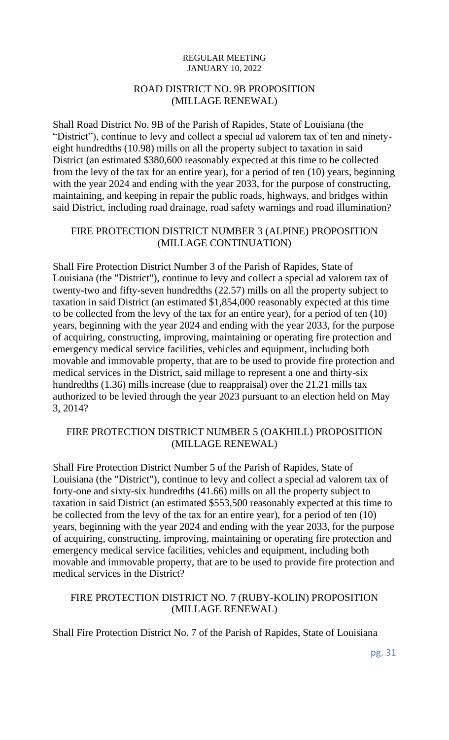## ROAD DISTRICT NO. 9B PROPOSITION (MILLAGE RENEWAL)

Shall Road District No. 9B of the Parish of Rapides, State of Louisiana (the "District"), continue to levy and collect a special ad valorem tax of ten and ninety-eight hundredths (10.98) mills on all the property subject to taxation in said District (an estimated $380,600 reasonably expected at this time to be collected from the levy of the tax for an entire year), for a period of ten (10) years, beginning with the year 2024 and ending with the year 2033, for the purpose of constructing, maintaining, and keeping in repair the public roads, highways, and bridges within said District, including road drainage, road safety warnings and road illumination?

## FIRE PROTECTION DISTRICT NUMBER 3 (ALPINE) PROPOSITION (MILLAGE CONTINUATION)

Shall Fire Protection District Number 3 of the Parish of Rapides, State of Louisiana (the "District"), continue to levy and collect a special ad valorem tax of twenty-two and fifty-seven hundredths (22.57) mills on all the property subject to taxation in said District (an estimated $1,854,000 reasonably expected at this time to be collected from the levy of the tax for an entire year), for a period of ten (10) years, beginning with the year 2024 and ending with the year 2033, for the purpose of acquiring, constructing, improving, maintaining or operating fire protection and emergency medical service facilities, vehicles and equipment, including both movable and immovable property, that are to be used to provide fire protection and medical services in the District, said millage to represent a one and thirty-six hundredths (1.36) mills increase (due to reappraisal) over the 21.21 mills tax authorized to be levied through the year 2023 pursuant to an election held on May 3, 2014?

## FIRE PROTECTION DISTRICT NUMBER 5 (OAKHILL) PROPOSITION (MILLAGE RENEWAL)

Shall Fire Protection District Number 5 of the Parish of Rapides, State of Louisiana (the "District"), continue to levy and collect a special ad valorem tax of forty-one and sixty-six hundredths (41.66) mills on all the property subject to taxation in said District (an estimated $553,500 reasonably expected at this time to be collected from the levy of the tax for an entire year), for a period of ten (10) years, beginning with the year 2024 and ending with the year 2033, for the purpose of acquiring, constructing, improving, maintaining or operating fire protection and emergency medical service facilities, vehicles and equipment, including both movable and immovable property, that are to be used to provide fire protection and medical services in the District?

## FIRE PROTECTION DISTRICT NO. 7 (RUBY-KOLIN) PROPOSITION (MILLAGE RENEWAL)

Shall Fire Protection District No. 7 of the Parish of Rapides, State of Louisiana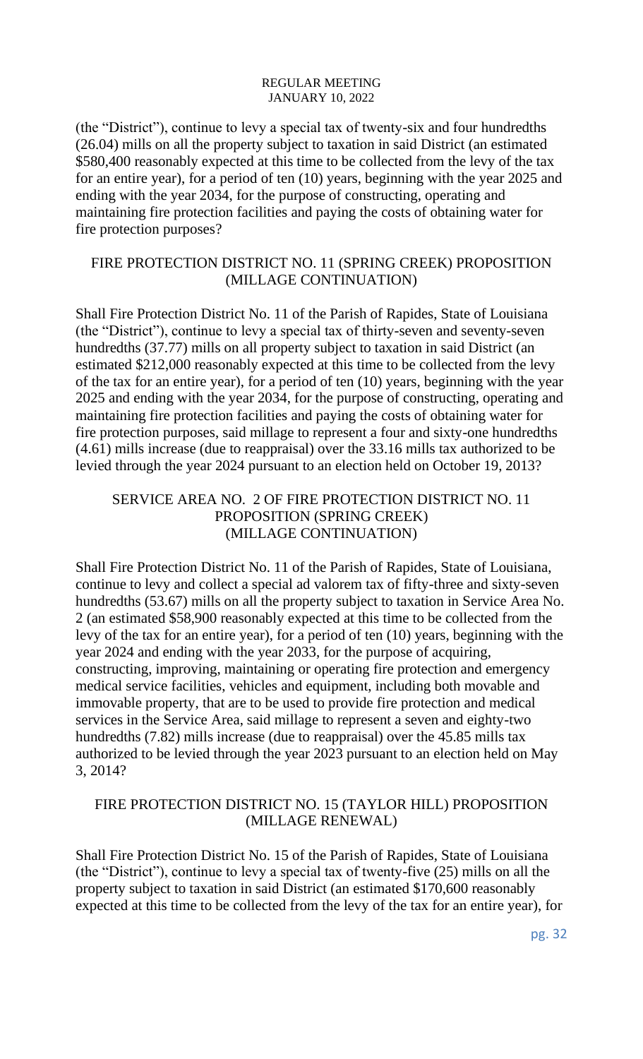(the "District"), continue to levy a special tax of twenty-six and four hundredths (26.04) mills on all the property subject to taxation in said District (an estimated $580,400 reasonably expected at this time to be collected from the levy of the tax for an entire year), for a period of ten (10) years, beginning with the year 2025 and ending with the year 2034, for the purpose of constructing, operating and maintaining fire protection facilities and paying the costs of obtaining water for fire protection purposes?

### FIRE PROTECTION DISTRICT NO. 11 (SPRING CREEK) PROPOSITION (MILLAGE CONTINUATION)

Shall Fire Protection District No. 11 of the Parish of Rapides, State of Louisiana (the "District"), continue to levy a special tax of thirty-seven and seventy-seven hundredths (37.77) mills on all property subject to taxation in said District (an estimated $212,000 reasonably expected at this time to be collected from the levy of the tax for an entire year), for a period of ten (10) years, beginning with the year 2025 and ending with the year 2034, for the purpose of constructing, operating and maintaining fire protection facilities and paying the costs of obtaining water for fire protection purposes, said millage to represent a four and sixty-one hundredths (4.61) mills increase (due to reappraisal) over the 33.16 mills tax authorized to be levied through the year 2024 pursuant to an election held on October 19, 2013?

### SERVICE AREA NO. 2 OF FIRE PROTECTION DISTRICT NO. 11 PROPOSITION (SPRING CREEK) (MILLAGE CONTINUATION)

Shall Fire Protection District No. 11 of the Parish of Rapides, State of Louisiana, continue to levy and collect a special ad valorem tax of fifty-three and sixty-seven hundredths (53.67) mills on all the property subject to taxation in Service Area No. 2 (an estimated $58,900 reasonably expected at this time to be collected from the levy of the tax for an entire year), for a period of ten (10) years, beginning with the year 2024 and ending with the year 2033, for the purpose of acquiring, constructing, improving, maintaining or operating fire protection and emergency medical service facilities, vehicles and equipment, including both movable and immovable property, that are to be used to provide fire protection and medical services in the Service Area, said millage to represent a seven and eighty-two hundredths (7.82) mills increase (due to reappraisal) over the 45.85 mills tax authorized to be levied through the year 2023 pursuant to an election held on May 3, 2014?

### FIRE PROTECTION DISTRICT NO. 15 (TAYLOR HILL) PROPOSITION (MILLAGE RENEWAL)

Shall Fire Protection District No. 15 of the Parish of Rapides, State of Louisiana (the "District"), continue to levy a special tax of twenty-five (25) mills on all the property subject to taxation in said District (an estimated $170,600 reasonably expected at this time to be collected from the levy of the tax for an entire year), for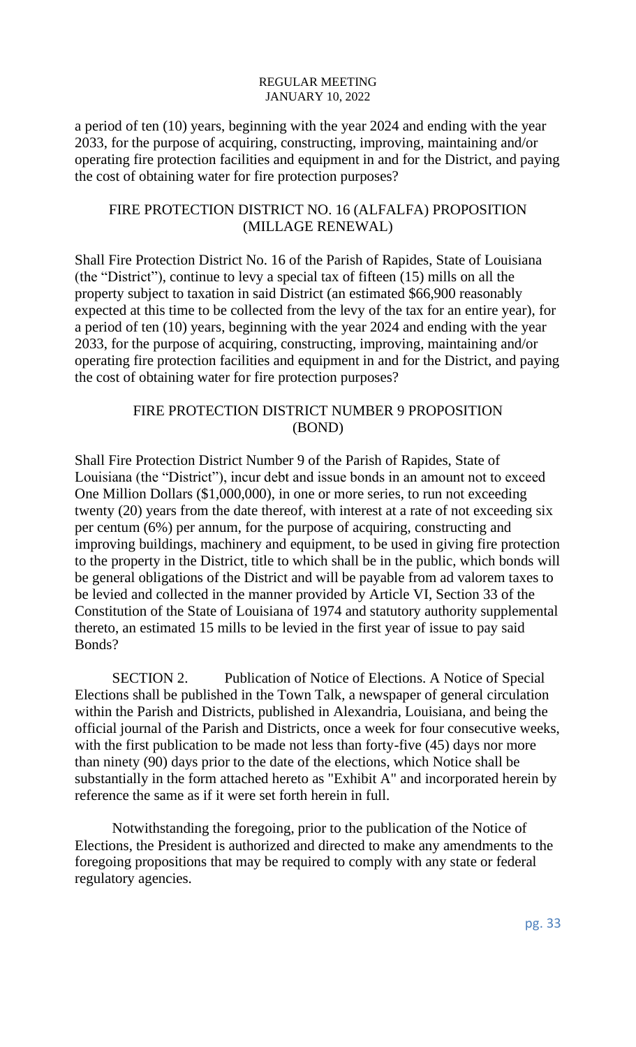a period of ten (10) years, beginning with the year 2024 and ending with the year 2033, for the purpose of acquiring, constructing, improving, maintaining and/or operating fire protection facilities and equipment in and for the District, and paying the cost of obtaining water for fire protection purposes?

## FIRE PROTECTION DISTRICT NO. 16 (ALFALFA) PROPOSITION (MILLAGE RENEWAL)

Shall Fire Protection District No. 16 of the Parish of Rapides, State of Louisiana (the "District"), continue to levy a special tax of fifteen (15) mills on all the property subject to taxation in said District (an estimated $66,900 reasonably expected at this time to be collected from the levy of the tax for an entire year), for a period of ten (10) years, beginning with the year 2024 and ending with the year 2033, for the purpose of acquiring, constructing, improving, maintaining and/or operating fire protection facilities and equipment in and for the District, and paying the cost of obtaining water for fire protection purposes?

## FIRE PROTECTION DISTRICT NUMBER 9 PROPOSITION (BOND)

Shall Fire Protection District Number 9 of the Parish of Rapides, State of Louisiana (the "District"), incur debt and issue bonds in an amount not to exceed One Million Dollars ($1,000,000), in one or more series, to run not exceeding twenty (20) years from the date thereof, with interest at a rate of not exceeding six per centum (6%) per annum, for the purpose of acquiring, constructing and improving buildings, machinery and equipment, to be used in giving fire protection to the property in the District, title to which shall be in the public, which bonds will be general obligations of the District and will be payable from ad valorem taxes to be levied and collected in the manner provided by Article VI, Section 33 of the Constitution of the State of Louisiana of 1974 and statutory authority supplemental thereto, an estimated 15 mills to be levied in the first year of issue to pay said Bonds?

SECTION 2. Publication of Notice of Elections. A Notice of Special Elections shall be published in the Town Talk, a newspaper of general circulation within the Parish and Districts, published in Alexandria, Louisiana, and being the official journal of the Parish and Districts, once a week for four consecutive weeks, with the first publication to be made not less than forty-five (45) days nor more than ninety (90) days prior to the date of the elections, which Notice shall be substantially in the form attached hereto as "Exhibit A" and incorporated herein by reference the same as if it were set forth herein in full.

Notwithstanding the foregoing, prior to the publication of the Notice of Elections, the President is authorized and directed to make any amendments to the foregoing propositions that may be required to comply with any state or federal regulatory agencies.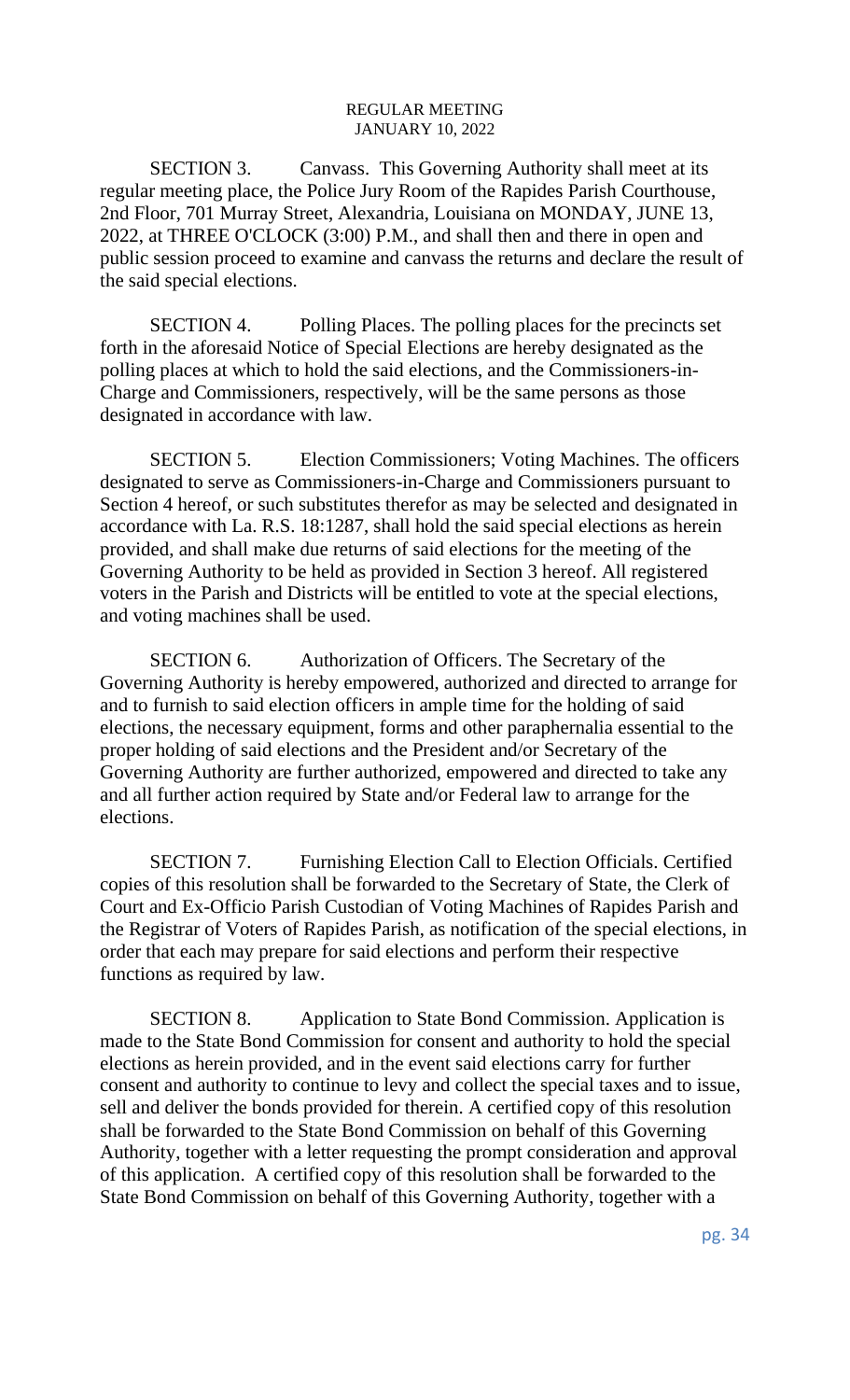SECTION 3. Canvass. This Governing Authority shall meet at its regular meeting place, the Police Jury Room of the Rapides Parish Courthouse, 2nd Floor, 701 Murray Street, Alexandria, Louisiana on MONDAY, JUNE 13, 2022, at THREE O'CLOCK (3:00) P.M., and shall then and there in open and public session proceed to examine and canvass the returns and declare the result of the said special elections.

SECTION 4. Polling Places. The polling places for the precincts set forth in the aforesaid Notice of Special Elections are hereby designated as the polling places at which to hold the said elections, and the Commissioners-in-Charge and Commissioners, respectively, will be the same persons as those designated in accordance with law.

SECTION 5. Election Commissioners; Voting Machines. The officers designated to serve as Commissioners-in-Charge and Commissioners pursuant to Section 4 hereof, or such substitutes therefor as may be selected and designated in accordance with La. R.S. 18:1287, shall hold the said special elections as herein provided, and shall make due returns of said elections for the meeting of the Governing Authority to be held as provided in Section 3 hereof. All registered voters in the Parish and Districts will be entitled to vote at the special elections, and voting machines shall be used.

SECTION 6. Authorization of Officers. The Secretary of the Governing Authority is hereby empowered, authorized and directed to arrange for and to furnish to said election officers in ample time for the holding of said elections, the necessary equipment, forms and other paraphernalia essential to the proper holding of said elections and the President and/or Secretary of the Governing Authority are further authorized, empowered and directed to take any and all further action required by State and/or Federal law to arrange for the elections.

SECTION 7. Furnishing Election Call to Election Officials. Certified copies of this resolution shall be forwarded to the Secretary of State, the Clerk of Court and Ex-Officio Parish Custodian of Voting Machines of Rapides Parish and the Registrar of Voters of Rapides Parish, as notification of the special elections, in order that each may prepare for said elections and perform their respective functions as required by law.

SECTION 8. Application to State Bond Commission. Application is made to the State Bond Commission for consent and authority to hold the special elections as herein provided, and in the event said elections carry for further consent and authority to continue to levy and collect the special taxes and to issue, sell and deliver the bonds provided for therein. A certified copy of this resolution shall be forwarded to the State Bond Commission on behalf of this Governing Authority, together with a letter requesting the prompt consideration and approval of this application. A certified copy of this resolution shall be forwarded to the State Bond Commission on behalf of this Governing Authority, together with a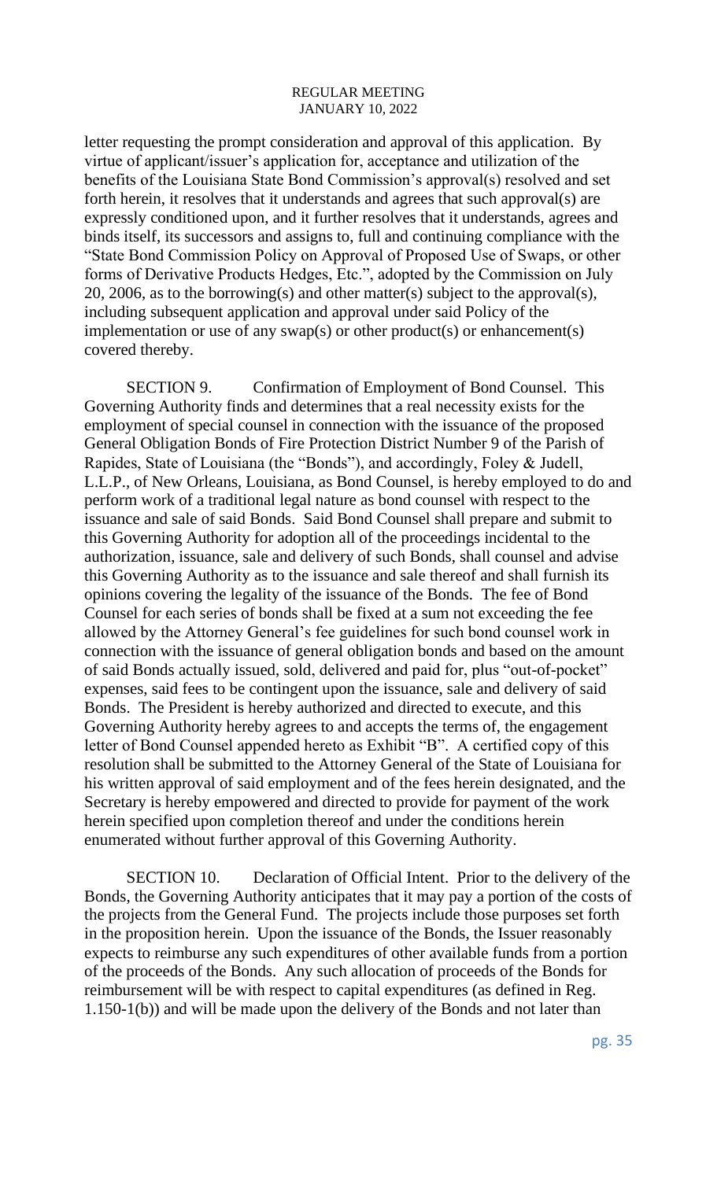letter requesting the prompt consideration and approval of this application. By virtue of applicant/issuer's application for, acceptance and utilization of the benefits of the Louisiana State Bond Commission's approval(s) resolved and set forth herein, it resolves that it understands and agrees that such approval(s) are expressly conditioned upon, and it further resolves that it understands, agrees and binds itself, its successors and assigns to, full and continuing compliance with the "State Bond Commission Policy on Approval of Proposed Use of Swaps, or other forms of Derivative Products Hedges, Etc.", adopted by the Commission on July 20, 2006, as to the borrowing(s) and other matter(s) subject to the approval(s), including subsequent application and approval under said Policy of the implementation or use of any swap(s) or other product(s) or enhancement(s) covered thereby.

SECTION 9. Confirmation of Employment of Bond Counsel. This Governing Authority finds and determines that a real necessity exists for the employment of special counsel in connection with the issuance of the proposed General Obligation Bonds of Fire Protection District Number 9 of the Parish of Rapides, State of Louisiana (the "Bonds"), and accordingly, Foley & Judell, L.L.P., of New Orleans, Louisiana, as Bond Counsel, is hereby employed to do and perform work of a traditional legal nature as bond counsel with respect to the issuance and sale of said Bonds. Said Bond Counsel shall prepare and submit to this Governing Authority for adoption all of the proceedings incidental to the authorization, issuance, sale and delivery of such Bonds, shall counsel and advise this Governing Authority as to the issuance and sale thereof and shall furnish its opinions covering the legality of the issuance of the Bonds. The fee of Bond Counsel for each series of bonds shall be fixed at a sum not exceeding the fee allowed by the Attorney General's fee guidelines for such bond counsel work in connection with the issuance of general obligation bonds and based on the amount of said Bonds actually issued, sold, delivered and paid for, plus "out-of-pocket" expenses, said fees to be contingent upon the issuance, sale and delivery of said Bonds. The President is hereby authorized and directed to execute, and this Governing Authority hereby agrees to and accepts the terms of, the engagement letter of Bond Counsel appended hereto as Exhibit "B". A certified copy of this resolution shall be submitted to the Attorney General of the State of Louisiana for his written approval of said employment and of the fees herein designated, and the Secretary is hereby empowered and directed to provide for payment of the work herein specified upon completion thereof and under the conditions herein enumerated without further approval of this Governing Authority.

SECTION 10. Declaration of Official Intent. Prior to the delivery of the Bonds, the Governing Authority anticipates that it may pay a portion of the costs of the projects from the General Fund. The projects include those purposes set forth in the proposition herein. Upon the issuance of the Bonds, the Issuer reasonably expects to reimburse any such expenditures of other available funds from a portion of the proceeds of the Bonds. Any such allocation of proceeds of the Bonds for reimbursement will be with respect to capital expenditures (as defined in Reg. 1.150-1(b)) and will be made upon the delivery of the Bonds and not later than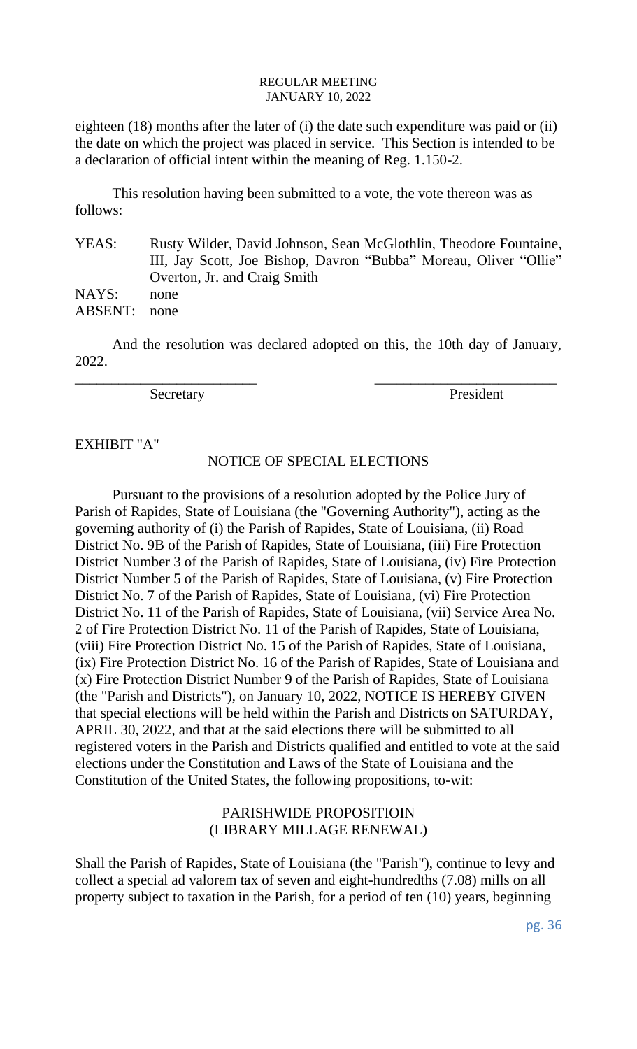eighteen (18) months after the later of (i) the date such expenditure was paid or (ii) the date on which the project was placed in service. This Section is intended to be a declaration of official intent within the meaning of Reg. 1.150-2.

This resolution having been submitted to a vote, the vote thereon was as follows:

YEAS: Rusty Wilder, David Johnson, Sean McGlothlin, Theodore Fountaine, III, Jay Scott, Joe Bishop, Davron "Bubba" Moreau, Oliver "Ollie" Overton, Jr. and Craig Smith

NAYS: none

ABSENT: none

And the resolution was declared adopted on this, the 10th day of January, 2022.

\_\_\_\_\_\_\_\_\_\_\_\_\_\_\_\_\_\_\_\_\_\_\_\_\_ \_\_\_\_\_\_\_\_\_\_\_\_\_\_\_\_\_\_\_\_\_\_\_\_\_

Secretary President

EXHIBIT "A"

## NOTICE OF SPECIAL ELECTIONS

Pursuant to the provisions of a resolution adopted by the Police Jury of Parish of Rapides, State of Louisiana (the "Governing Authority"), acting as the governing authority of (i) the Parish of Rapides, State of Louisiana, (ii) Road District No. 9B of the Parish of Rapides, State of Louisiana, (iii) Fire Protection District Number 3 of the Parish of Rapides, State of Louisiana, (iv) Fire Protection District Number 5 of the Parish of Rapides, State of Louisiana, (v) Fire Protection District No. 7 of the Parish of Rapides, State of Louisiana, (vi) Fire Protection District No. 11 of the Parish of Rapides, State of Louisiana, (vii) Service Area No. 2 of Fire Protection District No. 11 of the Parish of Rapides, State of Louisiana, (viii) Fire Protection District No. 15 of the Parish of Rapides, State of Louisiana, (ix) Fire Protection District No. 16 of the Parish of Rapides, State of Louisiana and (x) Fire Protection District Number 9 of the Parish of Rapides, State of Louisiana (the "Parish and Districts"), on January 10, 2022, NOTICE IS HEREBY GIVEN that special elections will be held within the Parish and Districts on SATURDAY, APRIL 30, 2022, and that at the said elections there will be submitted to all registered voters in the Parish and Districts qualified and entitled to vote at the said elections under the Constitution and Laws of the State of Louisiana and the Constitution of the United States, the following propositions, to-wit:

### PARISHWIDE PROPOSITIOIN
### (LIBRARY MILLAGE RENEWAL)

Shall the Parish of Rapides, State of Louisiana (the "Parish"), continue to levy and collect a special ad valorem tax of seven and eight-hundredths (7.08) mills on all property subject to taxation in the Parish, for a period of ten (10) years, beginning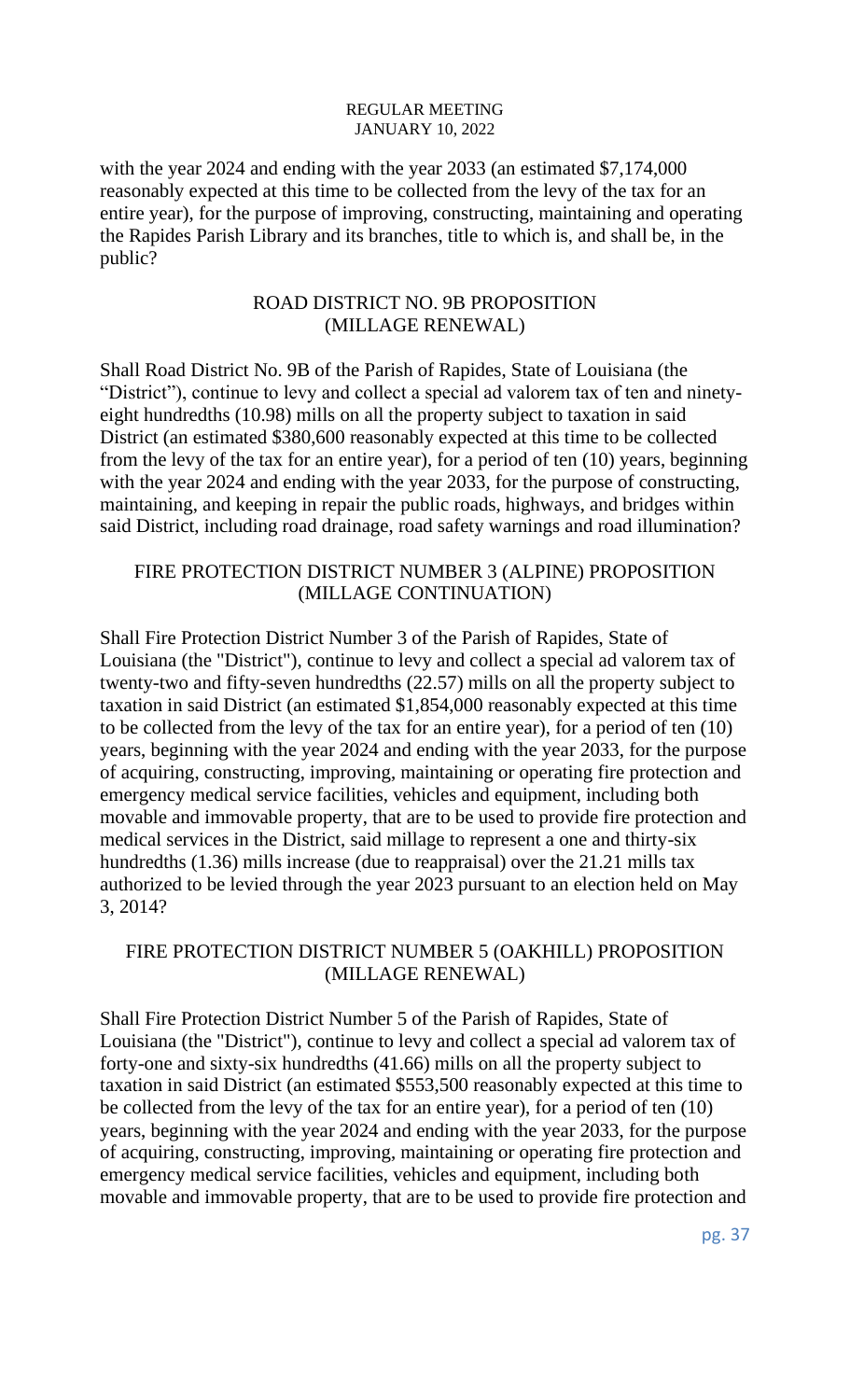with the year 2024 and ending with the year 2033 (an estimated $7,174,000 reasonably expected at this time to be collected from the levy of the tax for an entire year), for the purpose of improving, constructing, maintaining and operating the Rapides Parish Library and its branches, title to which is, and shall be, in the public?

## ROAD DISTRICT NO. 9B PROPOSITION (MILLAGE RENEWAL)

Shall Road District No. 9B of the Parish of Rapides, State of Louisiana (the "District"), continue to levy and collect a special ad valorem tax of ten and ninety-eight hundredths (10.98) mills on all the property subject to taxation in said District (an estimated $380,600 reasonably expected at this time to be collected from the levy of the tax for an entire year), for a period of ten (10) years, beginning with the year 2024 and ending with the year 2033, for the purpose of constructing, maintaining, and keeping in repair the public roads, highways, and bridges within said District, including road drainage, road safety warnings and road illumination?

## FIRE PROTECTION DISTRICT NUMBER 3 (ALPINE) PROPOSITION (MILLAGE CONTINUATION)

Shall Fire Protection District Number 3 of the Parish of Rapides, State of Louisiana (the "District"), continue to levy and collect a special ad valorem tax of twenty-two and fifty-seven hundredths (22.57) mills on all the property subject to taxation in said District (an estimated $1,854,000 reasonably expected at this time to be collected from the levy of the tax for an entire year), for a period of ten (10) years, beginning with the year 2024 and ending with the year 2033, for the purpose of acquiring, constructing, improving, maintaining or operating fire protection and emergency medical service facilities, vehicles and equipment, including both movable and immovable property, that are to be used to provide fire protection and medical services in the District, said millage to represent a one and thirty-six hundredths (1.36) mills increase (due to reappraisal) over the 21.21 mills tax authorized to be levied through the year 2023 pursuant to an election held on May 3, 2014?

## FIRE PROTECTION DISTRICT NUMBER 5 (OAKHILL) PROPOSITION (MILLAGE RENEWAL)

Shall Fire Protection District Number 5 of the Parish of Rapides, State of Louisiana (the "District"), continue to levy and collect a special ad valorem tax of forty-one and sixty-six hundredths (41.66) mills on all the property subject to taxation in said District (an estimated $553,500 reasonably expected at this time to be collected from the levy of the tax for an entire year), for a period of ten (10) years, beginning with the year 2024 and ending with the year 2033, for the purpose of acquiring, constructing, improving, maintaining or operating fire protection and emergency medical service facilities, vehicles and equipment, including both movable and immovable property, that are to be used to provide fire protection and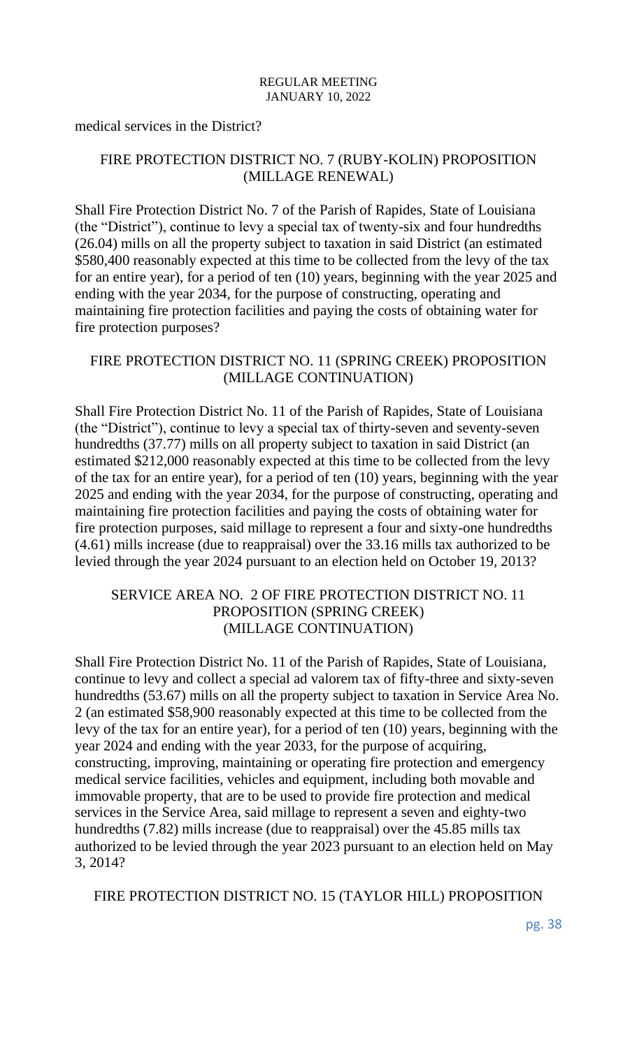medical services in the District?

### FIRE PROTECTION DISTRICT NO. 7 (RUBY-KOLIN) PROPOSITION (MILLAGE RENEWAL)

Shall Fire Protection District No. 7 of the Parish of Rapides, State of Louisiana (the "District"), continue to levy a special tax of twenty-six and four hundredths (26.04) mills on all the property subject to taxation in said District (an estimated \$580,400 reasonably expected at this time to be collected from the levy of the tax for an entire year), for a period of ten (10) years, beginning with the year 2025 and ending with the year 2034, for the purpose of constructing, operating and maintaining fire protection facilities and paying the costs of obtaining water for fire protection purposes?

### FIRE PROTECTION DISTRICT NO. 11 (SPRING CREEK) PROPOSITION (MILLAGE CONTINUATION)

Shall Fire Protection District No. 11 of the Parish of Rapides, State of Louisiana (the "District"), continue to levy a special tax of thirty-seven and seventy-seven hundredths (37.77) mills on all property subject to taxation in said District (an estimated \$212,000 reasonably expected at this time to be collected from the levy of the tax for an entire year), for a period of ten (10) years, beginning with the year 2025 and ending with the year 2034, for the purpose of constructing, operating and maintaining fire protection facilities and paying the costs of obtaining water for fire protection purposes, said millage to represent a four and sixty-one hundredths (4.61) mills increase (due to reappraisal) over the 33.16 mills tax authorized to be levied through the year 2024 pursuant to an election held on October 19, 2013?

### SERVICE AREA NO. 2 OF FIRE PROTECTION DISTRICT NO. 11 PROPOSITION (SPRING CREEK) (MILLAGE CONTINUATION)

Shall Fire Protection District No. 11 of the Parish of Rapides, State of Louisiana, continue to levy and collect a special ad valorem tax of fifty-three and sixty-seven hundredths (53.67) mills on all the property subject to taxation in Service Area No. 2 (an estimated \$58,900 reasonably expected at this time to be collected from the levy of the tax for an entire year), for a period of ten (10) years, beginning with the year 2024 and ending with the year 2033, for the purpose of acquiring, constructing, improving, maintaining or operating fire protection and emergency medical service facilities, vehicles and equipment, including both movable and immovable property, that are to be used to provide fire protection and medical services in the Service Area, said millage to represent a seven and eighty-two hundredths (7.82) mills increase (due to reappraisal) over the 45.85 mills tax authorized to be levied through the year 2023 pursuant to an election held on May 3, 2014?

### FIRE PROTECTION DISTRICT NO. 15 (TAYLOR HILL) PROPOSITION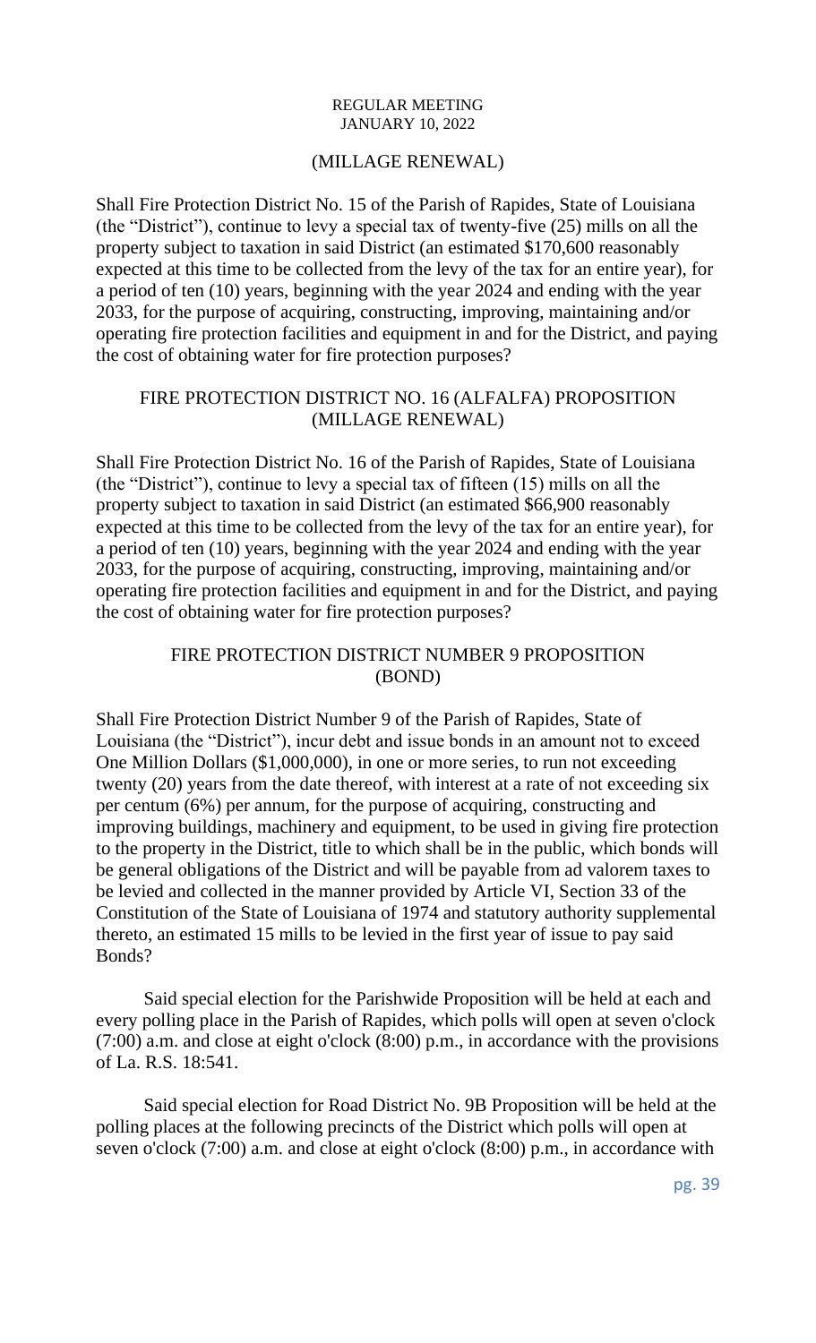REGULAR MEETING
JANUARY 10, 2022

(MILLAGE RENEWAL)

Shall Fire Protection District No. 15 of the Parish of Rapides, State of Louisiana (the "District"), continue to levy a special tax of twenty-five (25) mills on all the property subject to taxation in said District (an estimated $170,600 reasonably expected at this time to be collected from the levy of the tax for an entire year), for a period of ten (10) years, beginning with the year 2024 and ending with the year 2033, for the purpose of acquiring, constructing, improving, maintaining and/or operating fire protection facilities and equipment in and for the District, and paying the cost of obtaining water for fire protection purposes?

FIRE PROTECTION DISTRICT NO. 16 (ALFALFA) PROPOSITION
(MILLAGE RENEWAL)

Shall Fire Protection District No. 16 of the Parish of Rapides, State of Louisiana (the "District"), continue to levy a special tax of fifteen (15) mills on all the property subject to taxation in said District (an estimated $66,900 reasonably expected at this time to be collected from the levy of the tax for an entire year), for a period of ten (10) years, beginning with the year 2024 and ending with the year 2033, for the purpose of acquiring, constructing, improving, maintaining and/or operating fire protection facilities and equipment in and for the District, and paying the cost of obtaining water for fire protection purposes?

FIRE PROTECTION DISTRICT NUMBER 9 PROPOSITION
(BOND)

Shall Fire Protection District Number 9 of the Parish of Rapides, State of Louisiana (the "District"), incur debt and issue bonds in an amount not to exceed One Million Dollars ($1,000,000), in one or more series, to run not exceeding twenty (20) years from the date thereof, with interest at a rate of not exceeding six per centum (6%) per annum, for the purpose of acquiring, constructing and improving buildings, machinery and equipment, to be used in giving fire protection to the property in the District, title to which shall be in the public, which bonds will be general obligations of the District and will be payable from ad valorem taxes to be levied and collected in the manner provided by Article VI, Section 33 of the Constitution of the State of Louisiana of 1974 and statutory authority supplemental thereto, an estimated 15 mills to be levied in the first year of issue to pay said Bonds?

Said special election for the Parishwide Proposition will be held at each and every polling place in the Parish of Rapides, which polls will open at seven o'clock (7:00) a.m. and close at eight o'clock (8:00) p.m., in accordance with the provisions of La. R.S. 18:541.

Said special election for Road District No. 9B Proposition will be held at the polling places at the following precincts of the District which polls will open at seven o'clock (7:00) a.m. and close at eight o'clock (8:00) p.m., in accordance with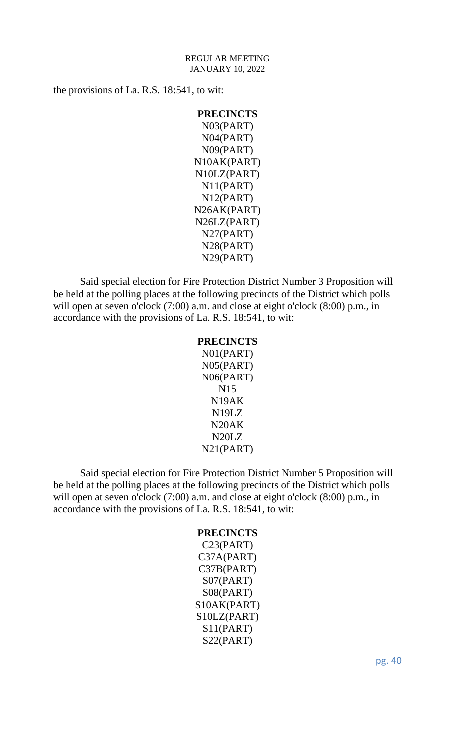the provisions of La. R.S. 18:541, to wit:

**PRECINCTS**
N03(PART)
N04(PART)
N09(PART)
N10AK(PART)
N10LZ(PART)
N11(PART)
N12(PART)
N26AK(PART)
N26LZ(PART)
N27(PART)
N28(PART)
N29(PART)

Said special election for Fire Protection District Number 3 Proposition will be held at the polling places at the following precincts of the District which polls will open at seven o'clock (7:00) a.m. and close at eight o'clock (8:00) p.m., in accordance with the provisions of La. R.S. 18:541, to wit:

**PRECINCTS**
N01(PART)
N05(PART)
N06(PART)
N15
N19AK
N19LZ
N20AK
N20LZ
N21(PART)

Said special election for Fire Protection District Number 5 Proposition will be held at the polling places at the following precincts of the District which polls will open at seven o'clock (7:00) a.m. and close at eight o'clock (8:00) p.m., in accordance with the provisions of La. R.S. 18:541, to wit:

**PRECINCTS**
C23(PART)
C37A(PART)
C37B(PART)
S07(PART)
S08(PART)
S10AK(PART)
S10LZ(PART)
S11(PART)
S22(PART)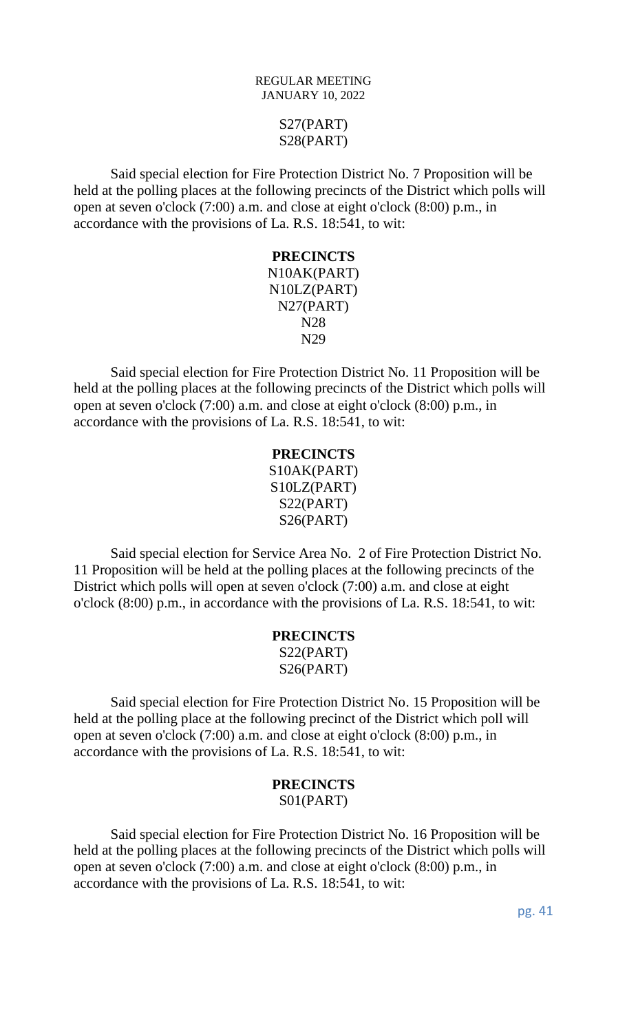S27(PART)
S28(PART)

Said special election for Fire Protection District No. 7 Proposition will be held at the polling places at the following precincts of the District which polls will open at seven o'clock (7:00) a.m. and close at eight o'clock (8:00) p.m., in accordance with the provisions of La. R.S. 18:541, to wit:

**PRECINCTS**
N10AK(PART)
N10LZ(PART)
N27(PART)
N28
N29

Said special election for Fire Protection District No. 11 Proposition will be held at the polling places at the following precincts of the District which polls will open at seven o'clock (7:00) a.m. and close at eight o'clock (8:00) p.m., in accordance with the provisions of La. R.S. 18:541, to wit:

**PRECINCTS**
S10AK(PART)
S10LZ(PART)
S22(PART)
S26(PART)

Said special election for Service Area No. 2 of Fire Protection District No. 11 Proposition will be held at the polling places at the following precincts of the District which polls will open at seven o'clock (7:00) a.m. and close at eight o'clock (8:00) p.m., in accordance with the provisions of La. R.S. 18:541, to wit:

**PRECINCTS**
S22(PART)
S26(PART)

Said special election for Fire Protection District No. 15 Proposition will be held at the polling place at the following precinct of the District which poll will open at seven o'clock (7:00) a.m. and close at eight o'clock (8:00) p.m., in accordance with the provisions of La. R.S. 18:541, to wit:

**PRECINCTS**
S01(PART)

Said special election for Fire Protection District No. 16 Proposition will be held at the polling places at the following precincts of the District which polls will open at seven o'clock (7:00) a.m. and close at eight o'clock (8:00) p.m., in accordance with the provisions of La. R.S. 18:541, to wit: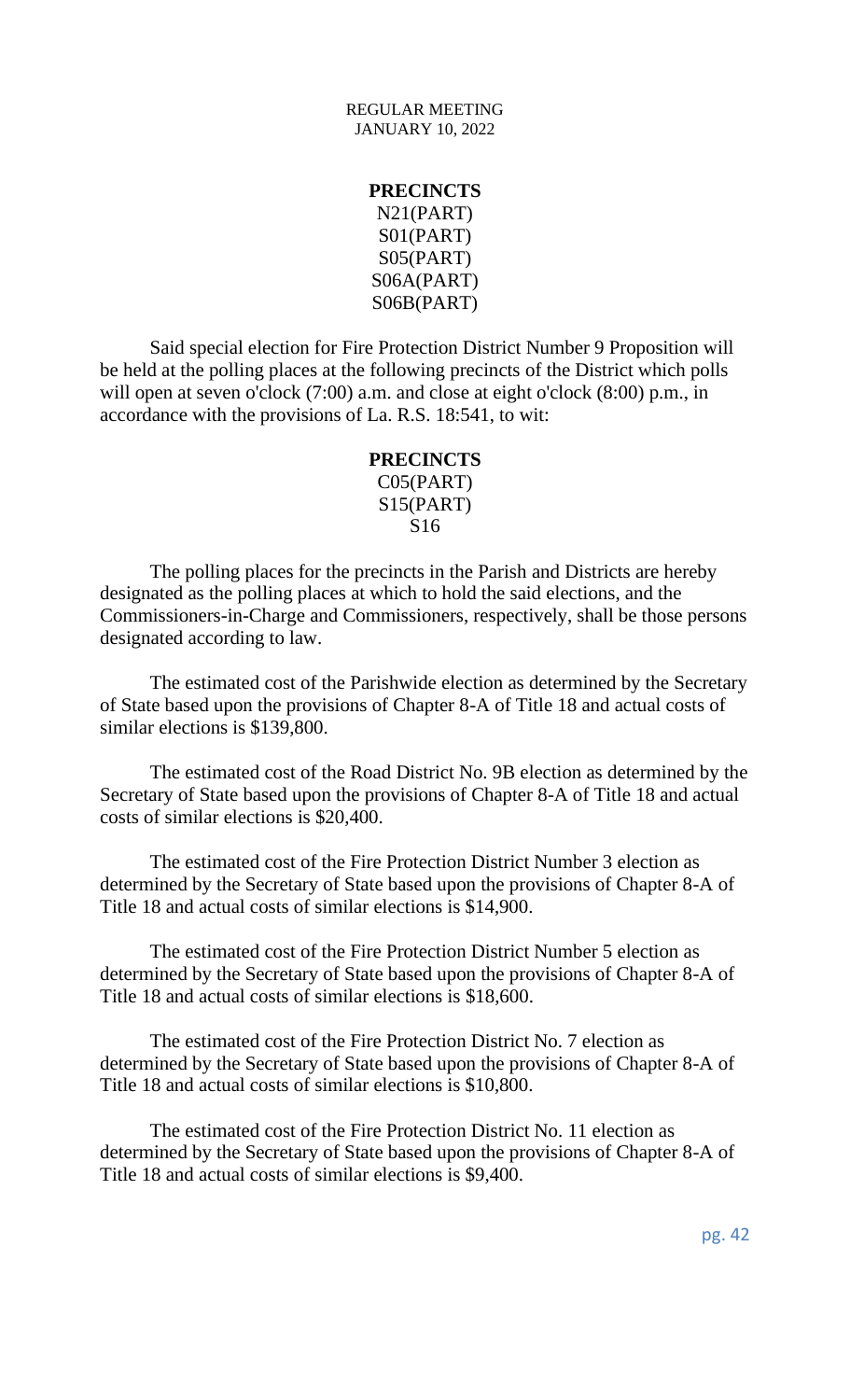**PRECINCTS**

N21(PART)
S01(PART)
S05(PART)
S06A(PART)
S06B(PART)

Said special election for Fire Protection District Number 9 Proposition will be held at the polling places at the following precincts of the District which polls will open at seven o'clock (7:00) a.m. and close at eight o'clock (8:00) p.m., in accordance with the provisions of La. R.S. 18:541, to wit:

**PRECINCTS**

C05(PART)
S15(PART)
S16

The polling places for the precincts in the Parish and Districts are hereby designated as the polling places at which to hold the said elections, and the Commissioners-in-Charge and Commissioners, respectively, shall be those persons designated according to law.

The estimated cost of the Parishwide election as determined by the Secretary of State based upon the provisions of Chapter 8-A of Title 18 and actual costs of similar elections is $139,800.

The estimated cost of the Road District No. 9B election as determined by the Secretary of State based upon the provisions of Chapter 8-A of Title 18 and actual costs of similar elections is $20,400.

The estimated cost of the Fire Protection District Number 3 election as determined by the Secretary of State based upon the provisions of Chapter 8-A of Title 18 and actual costs of similar elections is $14,900.

The estimated cost of the Fire Protection District Number 5 election as determined by the Secretary of State based upon the provisions of Chapter 8-A of Title 18 and actual costs of similar elections is $18,600.

The estimated cost of the Fire Protection District No. 7 election as determined by the Secretary of State based upon the provisions of Chapter 8-A of Title 18 and actual costs of similar elections is $10,800.

The estimated cost of the Fire Protection District No. 11 election as determined by the Secretary of State based upon the provisions of Chapter 8-A of Title 18 and actual costs of similar elections is $9,400.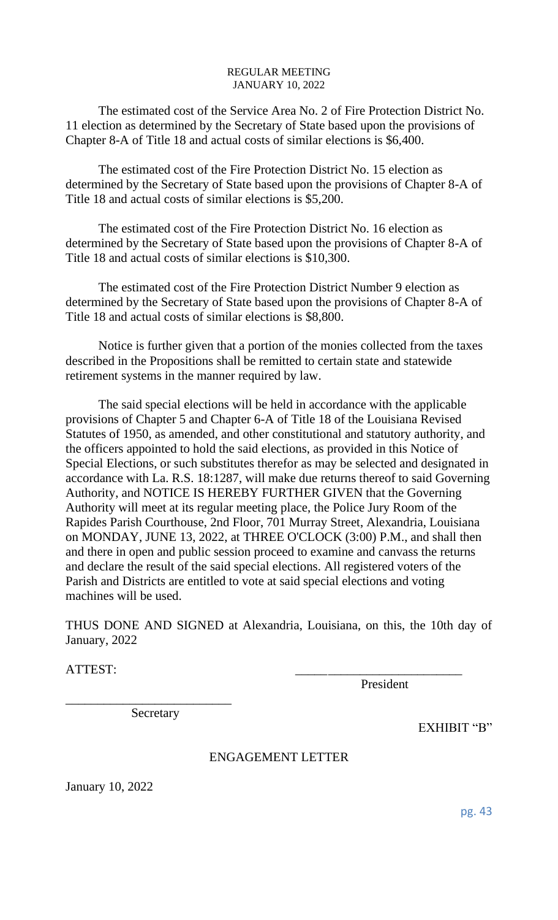The estimated cost of the Service Area No. 2 of Fire Protection District No. 11 election as determined by the Secretary of State based upon the provisions of Chapter 8-A of Title 18 and actual costs of similar elections is $6,400.

The estimated cost of the Fire Protection District No. 15 election as determined by the Secretary of State based upon the provisions of Chapter 8-A of Title 18 and actual costs of similar elections is $5,200.

The estimated cost of the Fire Protection District No. 16 election as determined by the Secretary of State based upon the provisions of Chapter 8-A of Title 18 and actual costs of similar elections is $10,300.

The estimated cost of the Fire Protection District Number 9 election as determined by the Secretary of State based upon the provisions of Chapter 8-A of Title 18 and actual costs of similar elections is $8,800.

Notice is further given that a portion of the monies collected from the taxes described in the Propositions shall be remitted to certain state and statewide retirement systems in the manner required by law.

The said special elections will be held in accordance with the applicable provisions of Chapter 5 and Chapter 6-A of Title 18 of the Louisiana Revised Statutes of 1950, as amended, and other constitutional and statutory authority, and the officers appointed to hold the said elections, as provided in this Notice of Special Elections, or such substitutes therefor as may be selected and designated in accordance with La. R.S. 18:1287, will make due returns thereof to said Governing Authority, and NOTICE IS HEREBY FURTHER GIVEN that the Governing Authority will meet at its regular meeting place, the Police Jury Room of the Rapides Parish Courthouse, 2nd Floor, 701 Murray Street, Alexandria, Louisiana on MONDAY, JUNE 13, 2022, at THREE O'CLOCK (3:00) P.M., and shall then and there in open and public session proceed to examine and canvass the returns and declare the result of the said special elections. All registered voters of the Parish and Districts are entitled to vote at said special elections and voting machines will be used.

THUS DONE AND SIGNED at Alexandria, Louisiana, on this, the 10th day of January, 2022

ATTEST:

\_\_\_\_\_\_\_\_\_\_\_\_\_\_\_\_\_\_\_\_\_\_\_\_\_
President

\_\_\_\_\_\_\_\_\_\_\_\_\_\_\_\_\_\_\_\_\_\_\_\_\_
Secretary

EXHIBIT "B"

ENGAGEMENT LETTER

January 10, 2022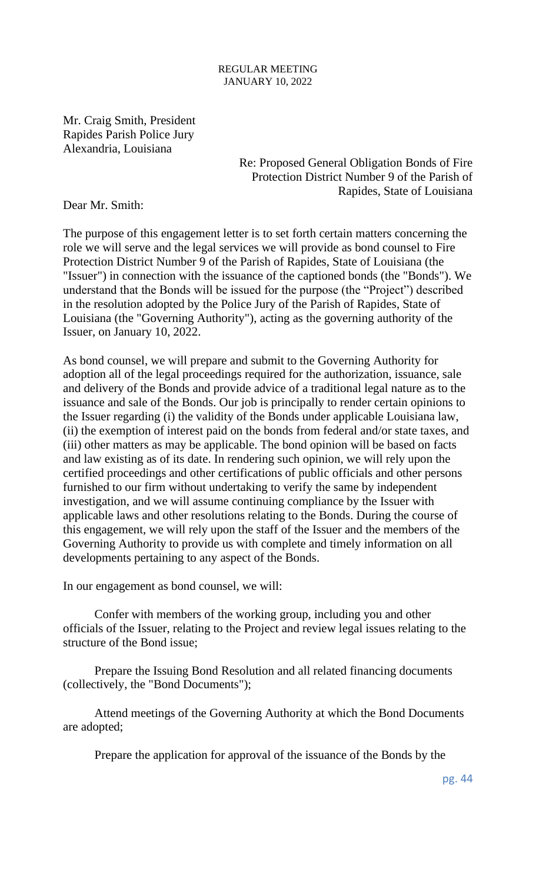REGULAR MEETING
JANUARY 10, 2022

Mr. Craig Smith, President
Rapides Parish Police Jury
Alexandria, Louisiana

Re: Proposed General Obligation Bonds of Fire Protection District Number 9 of the Parish of Rapides, State of Louisiana

Dear Mr. Smith:

The purpose of this engagement letter is to set forth certain matters concerning the role we will serve and the legal services we will provide as bond counsel to Fire Protection District Number 9 of the Parish of Rapides, State of Louisiana (the "Issuer") in connection with the issuance of the captioned bonds (the "Bonds"). We understand that the Bonds will be issued for the purpose (the "Project") described in the resolution adopted by the Police Jury of the Parish of Rapides, State of Louisiana (the "Governing Authority"), acting as the governing authority of the Issuer, on January 10, 2022.

As bond counsel, we will prepare and submit to the Governing Authority for adoption all of the legal proceedings required for the authorization, issuance, sale and delivery of the Bonds and provide advice of a traditional legal nature as to the issuance and sale of the Bonds. Our job is principally to render certain opinions to the Issuer regarding (i) the validity of the Bonds under applicable Louisiana law, (ii) the exemption of interest paid on the bonds from federal and/or state taxes, and (iii) other matters as may be applicable. The bond opinion will be based on facts and law existing as of its date. In rendering such opinion, we will rely upon the certified proceedings and other certifications of public officials and other persons furnished to our firm without undertaking to verify the same by independent investigation, and we will assume continuing compliance by the Issuer with applicable laws and other resolutions relating to the Bonds. During the course of this engagement, we will rely upon the staff of the Issuer and the members of the Governing Authority to provide us with complete and timely information on all developments pertaining to any aspect of the Bonds.

In our engagement as bond counsel, we will:

Confer with members of the working group, including you and other officials of the Issuer, relating to the Project and review legal issues relating to the structure of the Bond issue;

Prepare the Issuing Bond Resolution and all related financing documents (collectively, the "Bond Documents");

Attend meetings of the Governing Authority at which the Bond Documents are adopted;

Prepare the application for approval of the issuance of the Bonds by the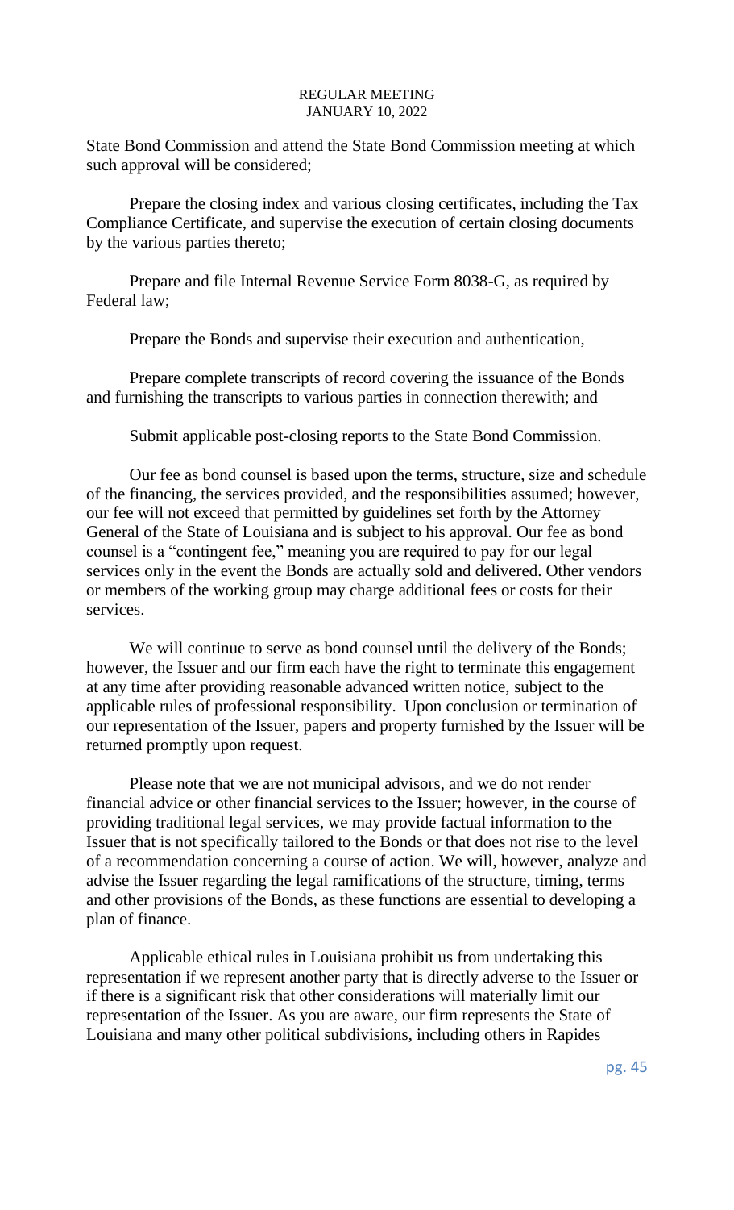State Bond Commission and attend the State Bond Commission meeting at which such approval will be considered;

Prepare the closing index and various closing certificates, including the Tax Compliance Certificate, and supervise the execution of certain closing documents by the various parties thereto;

Prepare and file Internal Revenue Service Form 8038-G, as required by Federal law;

Prepare the Bonds and supervise their execution and authentication,

Prepare complete transcripts of record covering the issuance of the Bonds and furnishing the transcripts to various parties in connection therewith; and

Submit applicable post-closing reports to the State Bond Commission.

Our fee as bond counsel is based upon the terms, structure, size and schedule of the financing, the services provided, and the responsibilities assumed; however, our fee will not exceed that permitted by guidelines set forth by the Attorney General of the State of Louisiana and is subject to his approval. Our fee as bond counsel is a "contingent fee," meaning you are required to pay for our legal services only in the event the Bonds are actually sold and delivered. Other vendors or members of the working group may charge additional fees or costs for their services.

We will continue to serve as bond counsel until the delivery of the Bonds; however, the Issuer and our firm each have the right to terminate this engagement at any time after providing reasonable advanced written notice, subject to the applicable rules of professional responsibility. Upon conclusion or termination of our representation of the Issuer, papers and property furnished by the Issuer will be returned promptly upon request.

Please note that we are not municipal advisors, and we do not render financial advice or other financial services to the Issuer; however, in the course of providing traditional legal services, we may provide factual information to the Issuer that is not specifically tailored to the Bonds or that does not rise to the level of a recommendation concerning a course of action. We will, however, analyze and advise the Issuer regarding the legal ramifications of the structure, timing, terms and other provisions of the Bonds, as these functions are essential to developing a plan of finance.

Applicable ethical rules in Louisiana prohibit us from undertaking this representation if we represent another party that is directly adverse to the Issuer or if there is a significant risk that other considerations will materially limit our representation of the Issuer. As you are aware, our firm represents the State of Louisiana and many other political subdivisions, including others in Rapides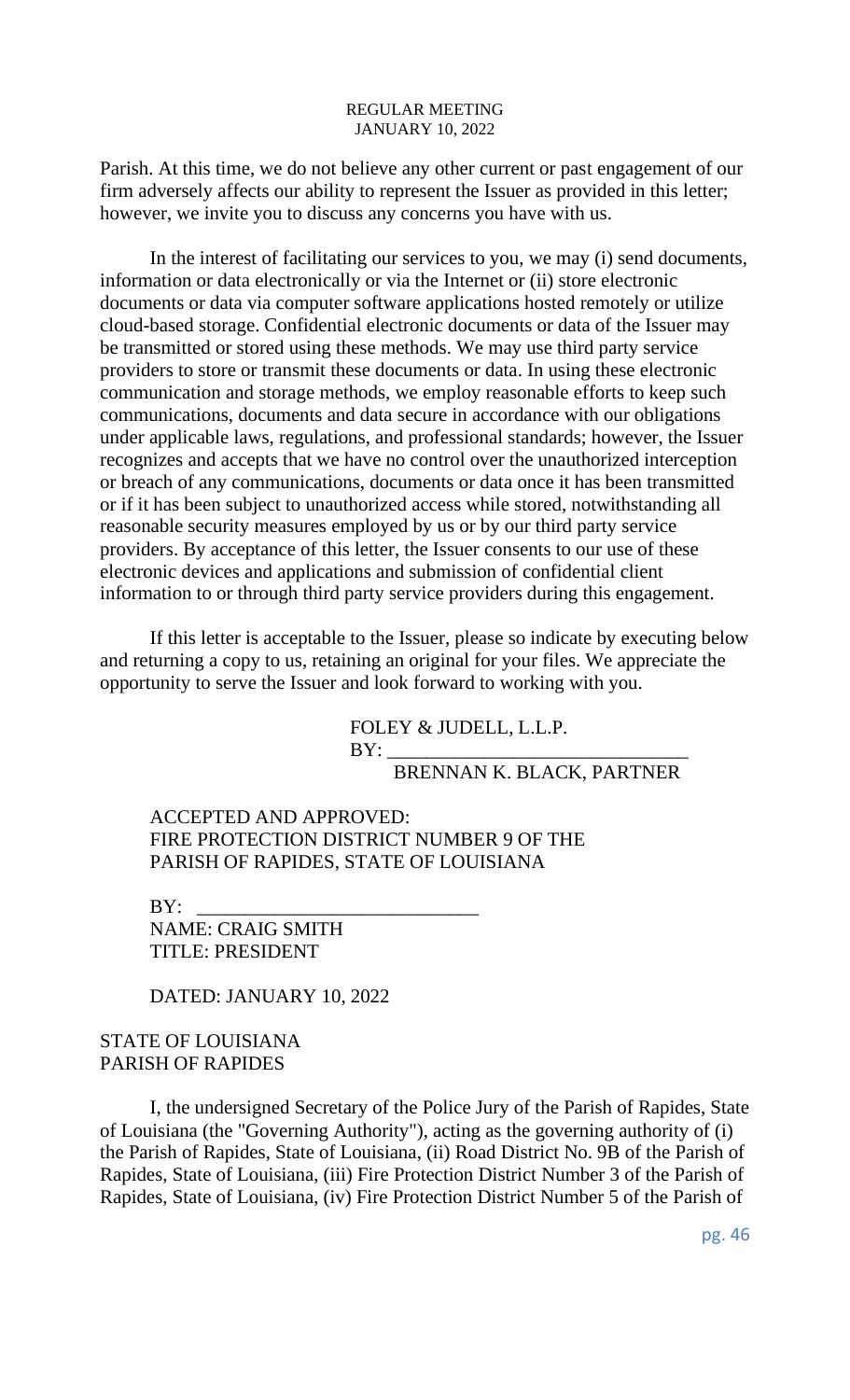Parish. At this time, we do not believe any other current or past engagement of our firm adversely affects our ability to represent the Issuer as provided in this letter; however, we invite you to discuss any concerns you have with us.

In the interest of facilitating our services to you, we may (i) send documents, information or data electronically or via the Internet or (ii) store electronic documents or data via computer software applications hosted remotely or utilize cloud-based storage. Confidential electronic documents or data of the Issuer may be transmitted or stored using these methods. We may use third party service providers to store or transmit these documents or data. In using these electronic communication and storage methods, we employ reasonable efforts to keep such communications, documents and data secure in accordance with our obligations under applicable laws, regulations, and professional standards; however, the Issuer recognizes and accepts that we have no control over the unauthorized interception or breach of any communications, documents or data once it has been transmitted or if it has been subject to unauthorized access while stored, notwithstanding all reasonable security measures employed by us or by our third party service providers. By acceptance of this letter, the Issuer consents to our use of these electronic devices and applications and submission of confidential client information to or through third party service providers during this engagement.

If this letter is acceptable to the Issuer, please so indicate by executing below and returning a copy to us, retaining an original for your files. We appreciate the opportunity to serve the Issuer and look forward to working with you.

FOLEY & JUDELL, L.L.P.
BY: ______________________________
BRENNAN K. BLACK, PARTNER

ACCEPTED AND APPROVED:
FIRE PROTECTION DISTRICT NUMBER 9 OF THE PARISH OF RAPIDES, STATE OF LOUISIANA

BY: ____________________________
NAME: CRAIG SMITH
TITLE: PRESIDENT

DATED: JANUARY 10, 2022

STATE OF LOUISIANA
PARISH OF RAPIDES

I, the undersigned Secretary of the Police Jury of the Parish of Rapides, State of Louisiana (the "Governing Authority"), acting as the governing authority of (i) the Parish of Rapides, State of Louisiana, (ii) Road District No. 9B of the Parish of Rapides, State of Louisiana, (iii) Fire Protection District Number 3 of the Parish of Rapides, State of Louisiana, (iv) Fire Protection District Number 5 of the Parish of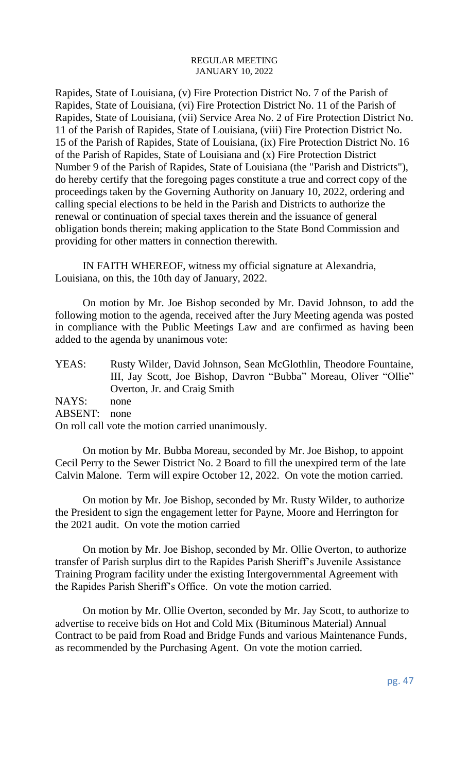Rapides, State of Louisiana, (v) Fire Protection District No. 7 of the Parish of Rapides, State of Louisiana, (vi) Fire Protection District No. 11 of the Parish of Rapides, State of Louisiana, (vii) Service Area No. 2 of Fire Protection District No. 11 of the Parish of Rapides, State of Louisiana, (viii) Fire Protection District No. 15 of the Parish of Rapides, State of Louisiana, (ix) Fire Protection District No. 16 of the Parish of Rapides, State of Louisiana and (x) Fire Protection District Number 9 of the Parish of Rapides, State of Louisiana (the "Parish and Districts"), do hereby certify that the foregoing pages constitute a true and correct copy of the proceedings taken by the Governing Authority on January 10, 2022, ordering and calling special elections to be held in the Parish and Districts to authorize the renewal or continuation of special taxes therein and the issuance of general obligation bonds therein; making application to the State Bond Commission and providing for other matters in connection therewith.

IN FAITH WHEREOF, witness my official signature at Alexandria, Louisiana, on this, the 10th day of January, 2022.

On motion by Mr. Joe Bishop seconded by Mr. David Johnson, to add the following motion to the agenda, received after the Jury Meeting agenda was posted in compliance with the Public Meetings Law and are confirmed as having been added to the agenda by unanimous vote:

YEAS: Rusty Wilder, David Johnson, Sean McGlothlin, Theodore Fountaine, III, Jay Scott, Joe Bishop, Davron "Bubba" Moreau, Oliver "Ollie" Overton, Jr. and Craig Smith
NAYS: none
ABSENT: none
On roll call vote the motion carried unanimously.

On motion by Mr. Bubba Moreau, seconded by Mr. Joe Bishop, to appoint Cecil Perry to the Sewer District No. 2 Board to fill the unexpired term of the late Calvin Malone. Term will expire October 12, 2022. On vote the motion carried.

On motion by Mr. Joe Bishop, seconded by Mr. Rusty Wilder, to authorize the President to sign the engagement letter for Payne, Moore and Herrington for the 2021 audit. On vote the motion carried

On motion by Mr. Joe Bishop, seconded by Mr. Ollie Overton, to authorize transfer of Parish surplus dirt to the Rapides Parish Sheriff's Juvenile Assistance Training Program facility under the existing Intergovernmental Agreement with the Rapides Parish Sheriff's Office. On vote the motion carried.

On motion by Mr. Ollie Overton, seconded by Mr. Jay Scott, to authorize to advertise to receive bids on Hot and Cold Mix (Bituminous Material) Annual Contract to be paid from Road and Bridge Funds and various Maintenance Funds, as recommended by the Purchasing Agent. On vote the motion carried.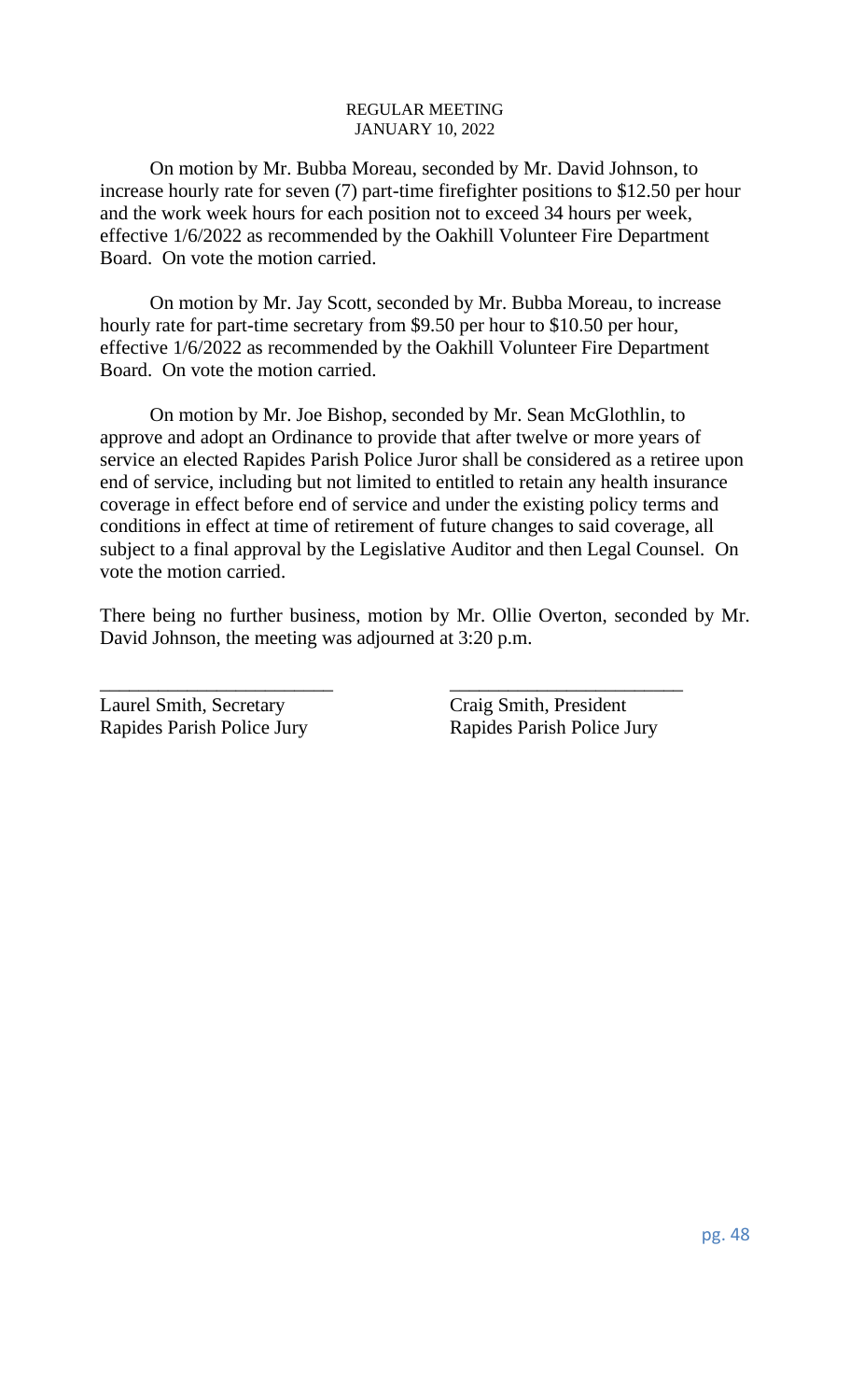REGULAR MEETING
JANUARY 10, 2022

On motion by Mr. Bubba Moreau, seconded by Mr. David Johnson, to increase hourly rate for seven (7) part-time firefighter positions to $12.50 per hour and the work week hours for each position not to exceed 34 hours per week, effective 1/6/2022 as recommended by the Oakhill Volunteer Fire Department Board. On vote the motion carried.

On motion by Mr. Jay Scott, seconded by Mr. Bubba Moreau, to increase hourly rate for part-time secretary from $9.50 per hour to $10.50 per hour, effective 1/6/2022 as recommended by the Oakhill Volunteer Fire Department Board. On vote the motion carried.

On motion by Mr. Joe Bishop, seconded by Mr. Sean McGlothlin, to approve and adopt an Ordinance to provide that after twelve or more years of service an elected Rapides Parish Police Juror shall be considered as a retiree upon end of service, including but not limited to entitled to retain any health insurance coverage in effect before end of service and under the existing policy terms and conditions in effect at time of retirement of future changes to said coverage, all subject to a final approval by the Legislative Auditor and then Legal Counsel. On vote the motion carried.

There being no further business, motion by Mr. Ollie Overton, seconded by Mr. David Johnson, the meeting was adjourned at 3:20 p.m.

| | |
|---|---|
| _______________________ | _______________________ |
| Laurel Smith, Secretary | Craig Smith, President |
| Rapides Parish Police Jury | Rapides Parish Police Jury |